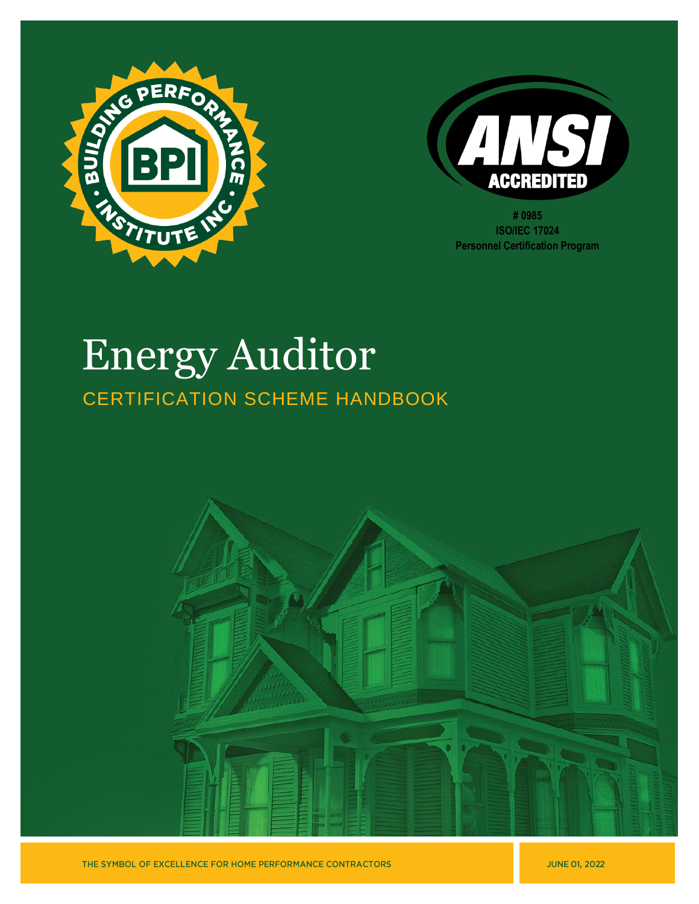# 0985
ISO/IEC 17024
Personnel Certification Program

# Energy Auditor

## CERTIFICATION SCHEME HANDBOOK

THE SYMBOL OF EXCELLENCE FOR HOME PERFORMANCE CONTRACTORS

JUNE 01, 2022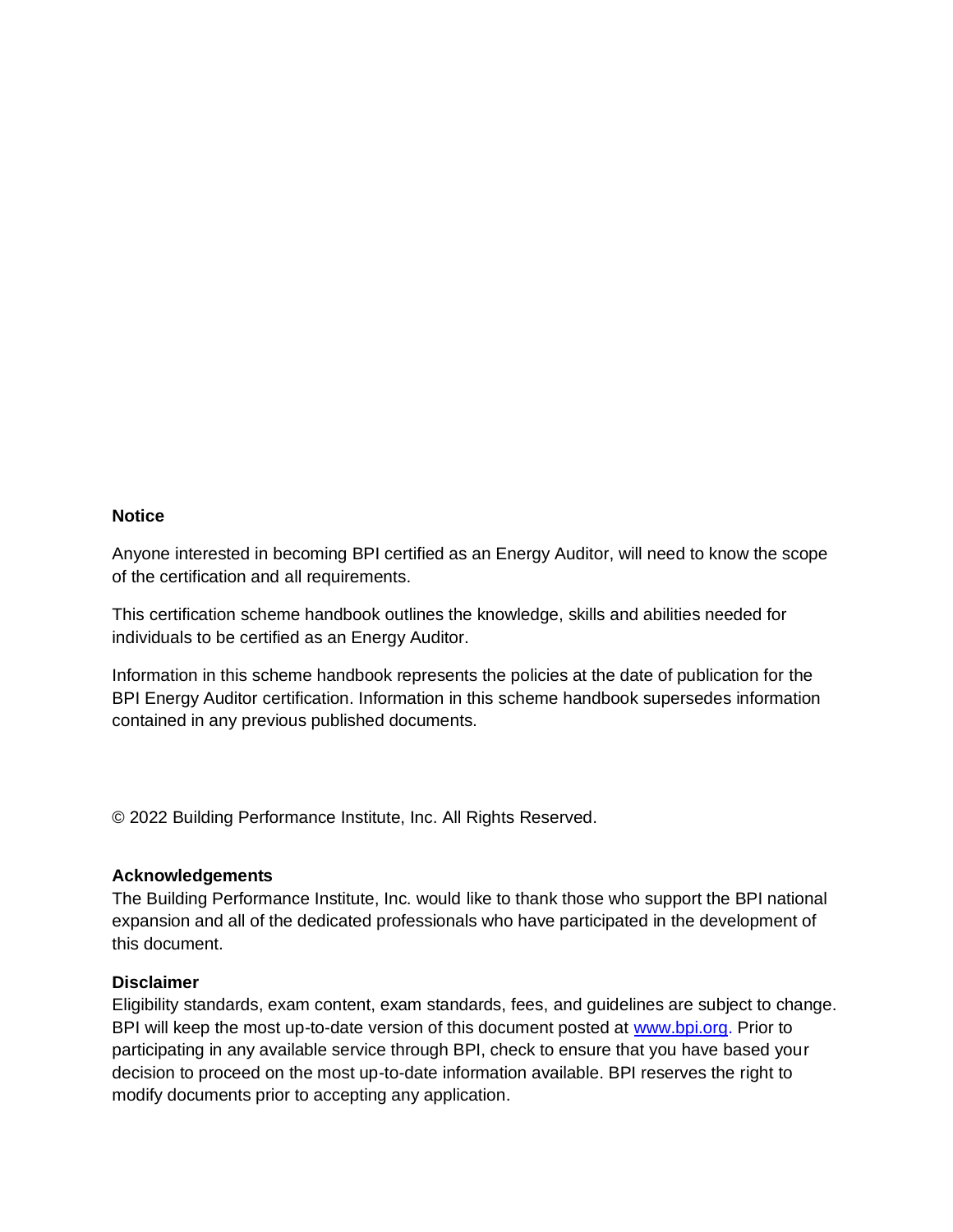**Notice**

Anyone interested in becoming BPI certified as an Energy Auditor, will need to know the scope of the certification and all requirements.

This certification scheme handbook outlines the knowledge, skills and abilities needed for individuals to be certified as an Energy Auditor.

Information in this scheme handbook represents the policies at the date of publication for the BPI Energy Auditor certification. Information in this scheme handbook supersedes information contained in any previous published documents.

© 2022 Building Performance Institute, Inc. All Rights Reserved.

**Acknowledgements**

The Building Performance Institute, Inc. would like to thank those who support the BPI national expansion and all of the dedicated professionals who have participated in the development of this document.

**Disclaimer**

Eligibility standards, exam content, exam standards, fees, and guidelines are subject to change. BPI will keep the most up-to-date version of this document posted at [www.bpi.org](http://www.bpi.org). Prior to participating in any available service through BPI, check to ensure that you have based your decision to proceed on the most up-to-date information available. BPI reserves the right to modify documents prior to accepting any application.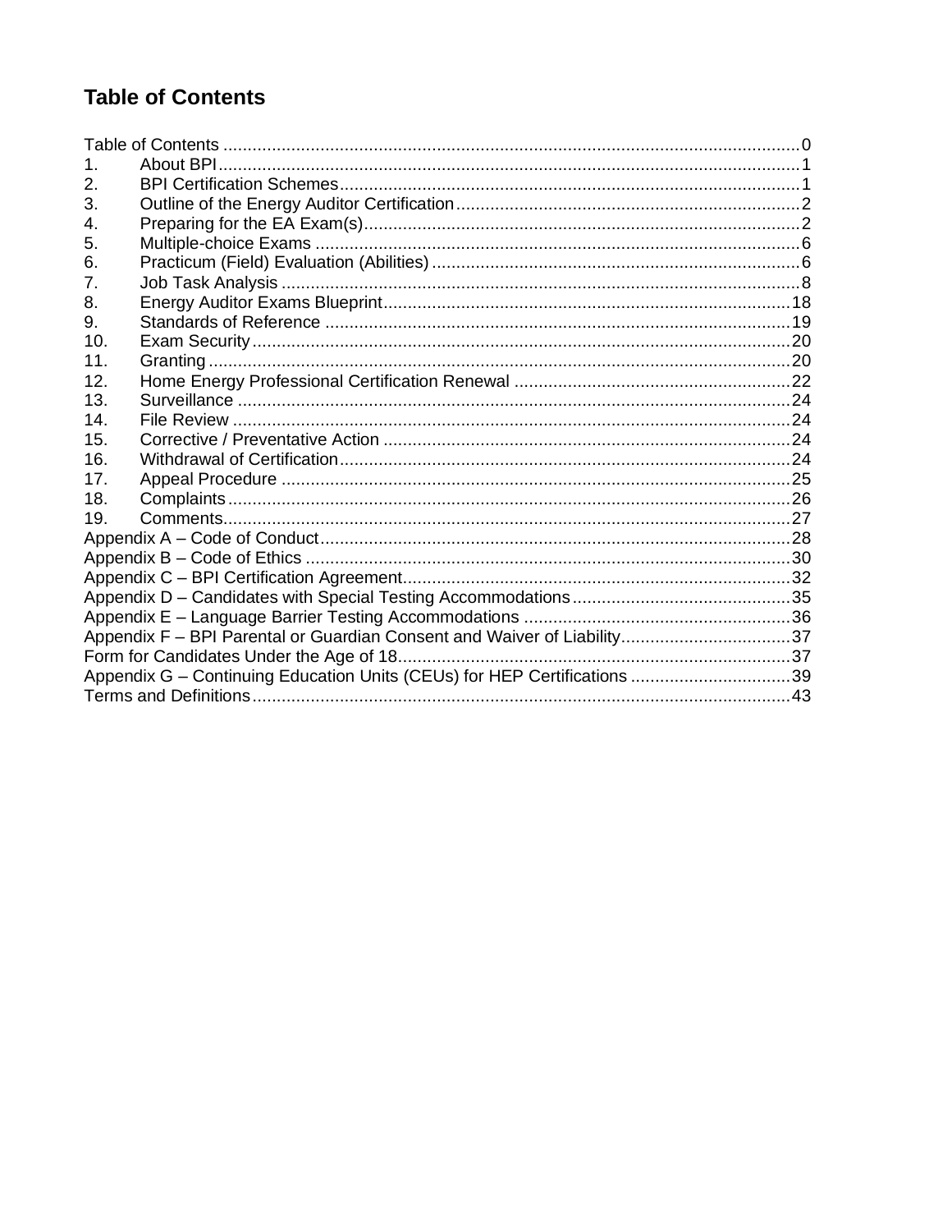## Table of Contents

Table of Contents ....................................................................................................................0
1. About BPI....................................................................................................................1
2. BPI Certification Schemes.............................................................................................1
3. Outline of the Energy Auditor Certification......................................................................2
4. Preparing for the EA Exam(s).........................................................................................2
5. Multiple-choice Exams ..................................................................................................6
6. Practicum (Field) Evaluation (Abilities)...........................................................................6
7. Job Task Analysis ........................................................................................................8
8. Energy Auditor Exams Blueprint...................................................................................18
9. Standards of Reference ...............................................................................................19
10. Exam Security..............................................................................................................20
11. Granting ......................................................................................................................20
12. Home Energy Professional Certification Renewal ........................................................22
13. Surveillance ................................................................................................................24
14. File Review .................................................................................................................24
15. Corrective / Preventative Action ...................................................................................24
16. Withdrawal of Certification............................................................................................24
17. Appeal Procedure ........................................................................................................25
18. Complaints...................................................................................................................26
19. Comments....................................................................................................................27
Appendix A – Code of Conduct...........................................................................................28
Appendix B – Code of Ethics ..............................................................................................30
Appendix C – BPI Certification Agreement...........................................................................32
Appendix D – Candidates with Special Testing Accommodations............................................35
Appendix E – Language Barrier Testing Accommodations ......................................................36
Appendix F – BPI Parental or Guardian Consent and Waiver of Liability..................................37
Form for Candidates Under the Age of 18...............................................................................37
Appendix G – Continuing Education Units (CEUs) for HEP Certifications ................................39
Terms and Definitions..........................................................................................................43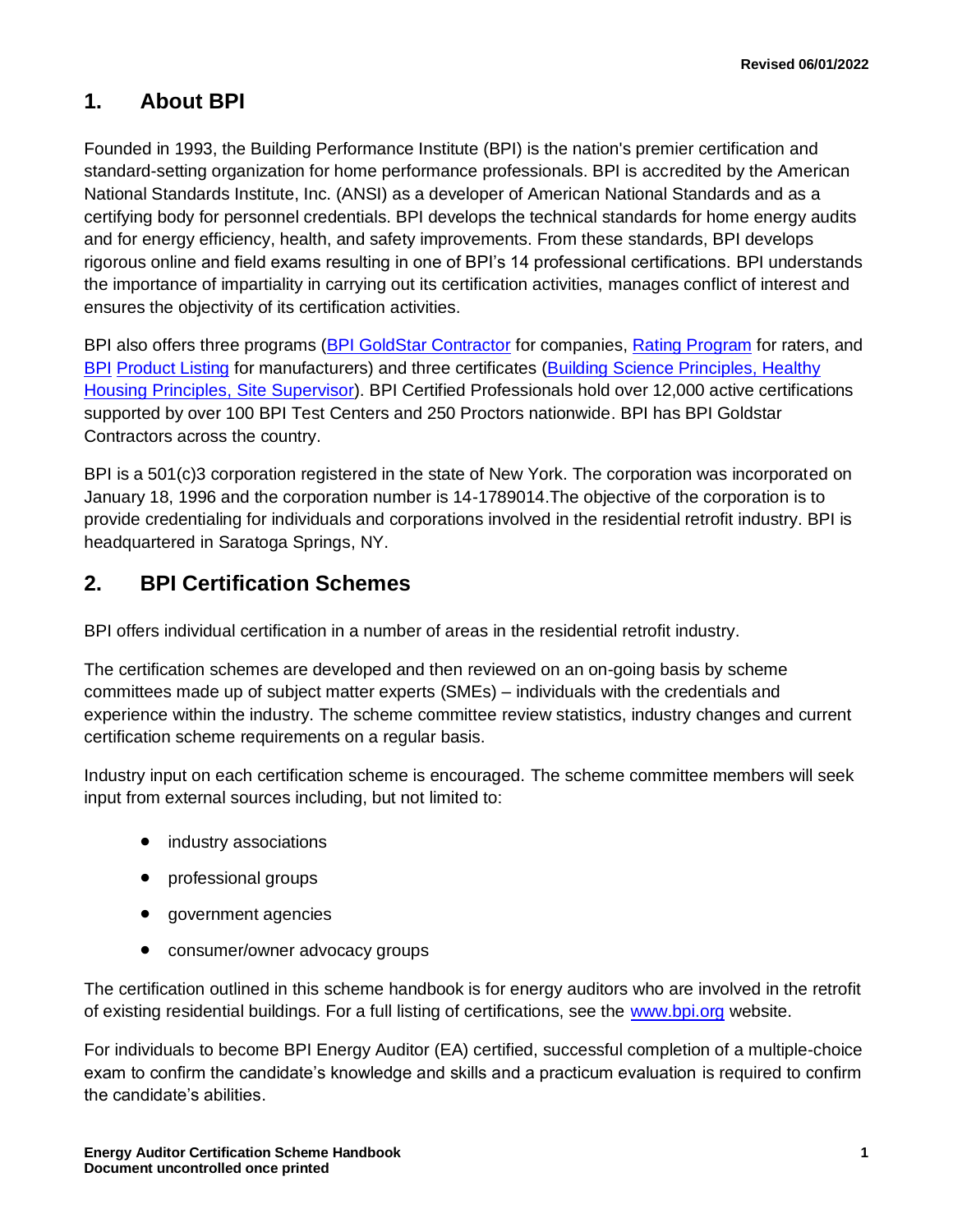## 1. About BPI

Founded in 1993, the Building Performance Institute (BPI) is the nation's premier certification and standard-setting organization for home performance professionals. BPI is accredited by the American National Standards Institute, Inc. (ANSI) as a developer of American National Standards and as a certifying body for personnel credentials. BPI develops the technical standards for home energy audits and for energy efficiency, health, and safety improvements. From these standards, BPI develops rigorous online and field exams resulting in one of BPI's 14 professional certifications. BPI understands the importance of impartiality in carrying out its certification activities, manages conflict of interest and ensures the objectivity of its certification activities.

BPI also offers three programs (BPI GoldStar Contractor for companies, Rating Program for raters, and BPI Product Listing for manufacturers) and three certificates (Building Science Principles, Healthy Housing Principles, Site Supervisor). BPI Certified Professionals hold over 12,000 active certifications supported by over 100 BPI Test Centers and 250 Proctors nationwide. BPI has BPI Goldstar Contractors across the country.

BPI is a 501(c)3 corporation registered in the state of New York. The corporation was incorporated on January 18, 1996 and the corporation number is 14-1789014.The objective of the corporation is to provide credentialing for individuals and corporations involved in the residential retrofit industry. BPI is headquartered in Saratoga Springs, NY.

## 2. BPI Certification Schemes

BPI offers individual certification in a number of areas in the residential retrofit industry.

The certification schemes are developed and then reviewed on an on-going basis by scheme committees made up of subject matter experts (SMEs) – individuals with the credentials and experience within the industry. The scheme committee review statistics, industry changes and current certification scheme requirements on a regular basis.

Industry input on each certification scheme is encouraged. The scheme committee members will seek input from external sources including, but not limited to:

- industry associations
- professional groups
- government agencies
- consumer/owner advocacy groups

The certification outlined in this scheme handbook is for energy auditors who are involved in the retrofit of existing residential buildings. For a full listing of certifications, see the www.bpi.org website.

For individuals to become BPI Energy Auditor (EA) certified, successful completion of a multiple-choice exam to confirm the candidate's knowledge and skills and a practicum evaluation is required to confirm the candidate's abilities.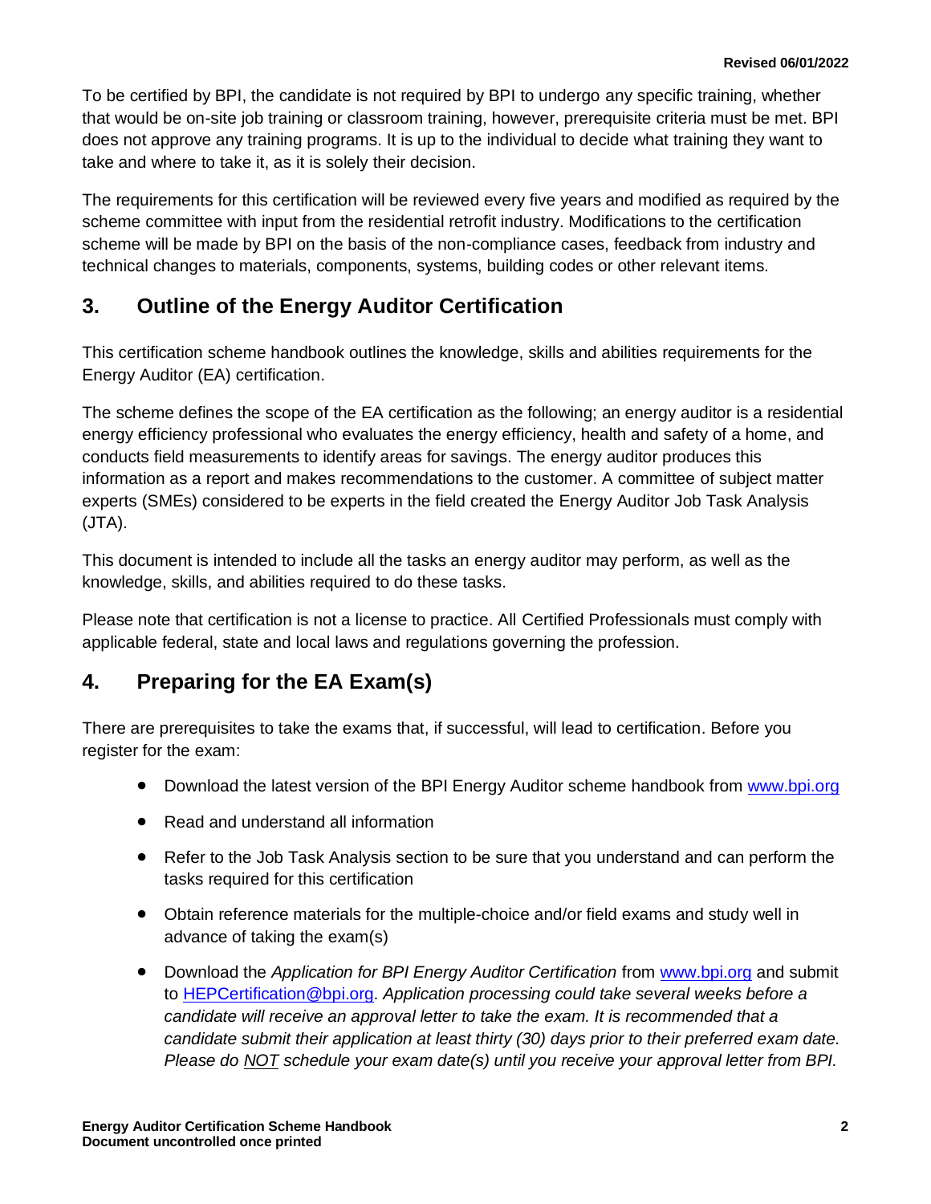To be certified by BPI, the candidate is not required by BPI to undergo any specific training, whether that would be on-site job training or classroom training, however, prerequisite criteria must be met. BPI does not approve any training programs. It is up to the individual to decide what training they want to take and where to take it, as it is solely their decision.

The requirements for this certification will be reviewed every five years and modified as required by the scheme committee with input from the residential retrofit industry. Modifications to the certification scheme will be made by BPI on the basis of the non-compliance cases, feedback from industry and technical changes to materials, components, systems, building codes or other relevant items.

## 3. Outline of the Energy Auditor Certification

This certification scheme handbook outlines the knowledge, skills and abilities requirements for the Energy Auditor (EA) certification.

The scheme defines the scope of the EA certification as the following; an energy auditor is a residential energy efficiency professional who evaluates the energy efficiency, health and safety of a home, and conducts field measurements to identify areas for savings. The energy auditor produces this information as a report and makes recommendations to the customer. A committee of subject matter experts (SMEs) considered to be experts in the field created the Energy Auditor Job Task Analysis (JTA).

This document is intended to include all the tasks an energy auditor may perform, as well as the knowledge, skills, and abilities required to do these tasks.

Please note that certification is not a license to practice. All Certified Professionals must comply with applicable federal, state and local laws and regulations governing the profession.

## 4. Preparing for the EA Exam(s)

There are prerequisites to take the exams that, if successful, will lead to certification. Before you register for the exam:

- Download the latest version of the BPI Energy Auditor scheme handbook from www.bpi.org
- Read and understand all information
- Refer to the Job Task Analysis section to be sure that you understand and can perform the tasks required for this certification
- Obtain reference materials for the multiple-choice and/or field exams and study well in advance of taking the exam(s)
- Download the *Application for BPI Energy Auditor Certification* from www.bpi.org and submit to HEPCertification@bpi.org. *Application processing could take several weeks before a candidate will receive an approval letter to take the exam. It is recommended that a candidate submit their application at least thirty (30) days prior to their preferred exam date. Please do NOT schedule your exam date(s) until you receive your approval letter from BPI.*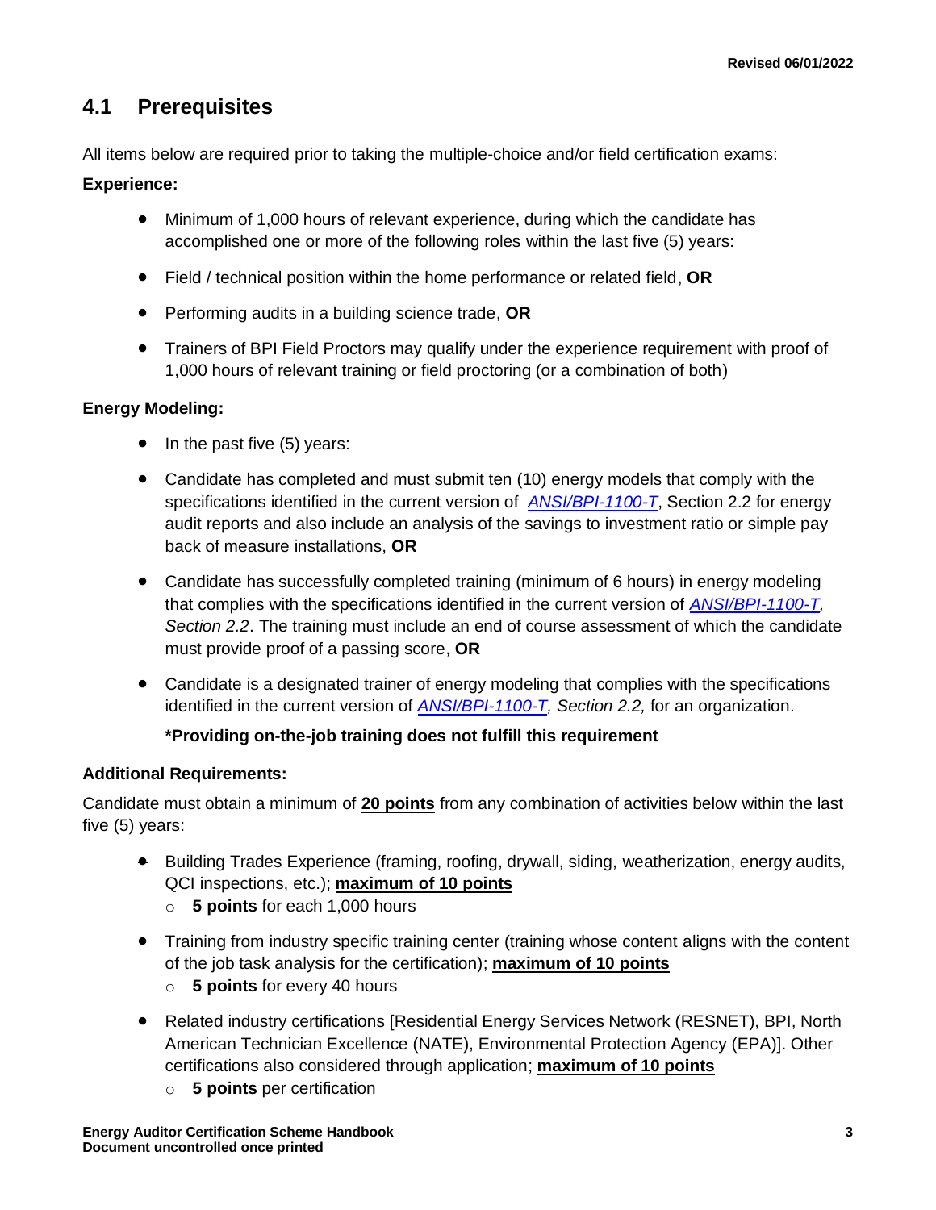## 4.1 Prerequisites

All items below are required prior to taking the multiple-choice and/or field certification exams:

**Experience:**

- Minimum of 1,000 hours of relevant experience, during which the candidate has accomplished one or more of the following roles within the last five (5) years:
- Field / technical position within the home performance or related field, **OR**
- Performing audits in a building science trade, **OR**
- Trainers of BPI Field Proctors may qualify under the experience requirement with proof of 1,000 hours of relevant training or field proctoring (or a combination of both)

**Energy Modeling:**

- In the past five (5) years:
- Candidate has completed and must submit ten (10) energy models that comply with the specifications identified in the current version of *ANSI/BPI-1100-T*, Section 2.2 for energy audit reports and also include an analysis of the savings to investment ratio or simple pay back of measure installations, **OR**
- Candidate has successfully completed training (minimum of 6 hours) in energy modeling that complies with the specifications identified in the current version of *ANSI/BPI-1100-T, Section 2.2*. The training must include an end of course assessment of which the candidate must provide proof of a passing score, **OR**
- Candidate is a designated trainer of energy modeling that complies with the specifications identified in the current version of *ANSI/BPI-1100-T, Section 2.2,* for an organization.

  **\*Providing on-the-job training does not fulfill this requirement**

**Additional Requirements:**

Candidate must obtain a minimum of **20 points** from any combination of activities below within the last five (5) years:

- Building Trades Experience (framing, roofing, drywall, siding, weatherization, energy audits, QCI inspections, etc.); **maximum of 10 points**
  - **5 points** for each 1,000 hours
- Training from industry specific training center (training whose content aligns with the content of the job task analysis for the certification); **maximum of 10 points**
  - **5 points** for every 40 hours
- Related industry certifications [Residential Energy Services Network (RESNET), BPI, North American Technician Excellence (NATE), Environmental Protection Agency (EPA)]. Other certifications also considered through application; **maximum of 10 points**
  - **5 points** per certification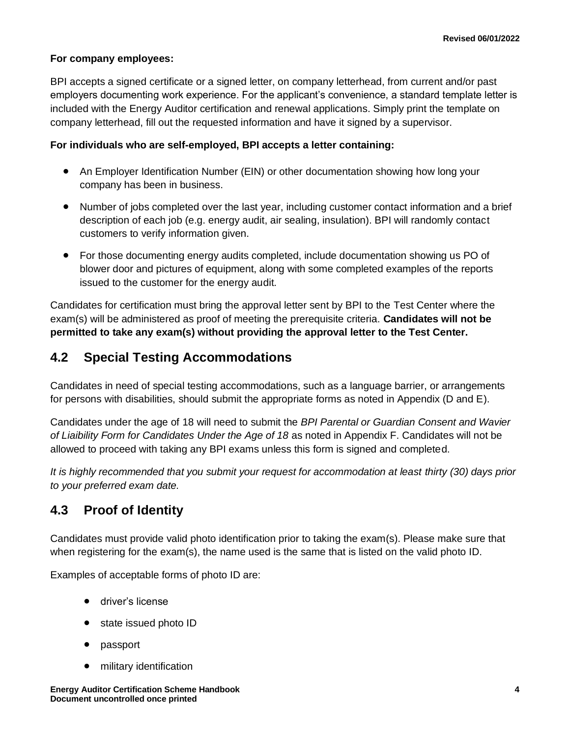**For company employees:**

BPI accepts a signed certificate or a signed letter, on company letterhead, from current and/or past employers documenting work experience. For the applicant's convenience, a standard template letter is included with the Energy Auditor certification and renewal applications. Simply print the template on company letterhead, fill out the requested information and have it signed by a supervisor.

**For individuals who are self-employed, BPI accepts a letter containing:**

- An Employer Identification Number (EIN) or other documentation showing how long your company has been in business.
- Number of jobs completed over the last year, including customer contact information and a brief description of each job (e.g. energy audit, air sealing, insulation). BPI will randomly contact customers to verify information given.
- For those documenting energy audits completed, include documentation showing us PO of blower door and pictures of equipment, along with some completed examples of the reports issued to the customer for the energy audit.

Candidates for certification must bring the approval letter sent by BPI to the Test Center where the exam(s) will be administered as proof of meeting the prerequisite criteria. **Candidates will not be permitted to take any exam(s) without providing the approval letter to the Test Center.**

## 4.2 Special Testing Accommodations

Candidates in need of special testing accommodations, such as a language barrier, or arrangements for persons with disabilities, should submit the appropriate forms as noted in Appendix (D and E).

Candidates under the age of 18 will need to submit the *BPI Parental or Guardian Consent and Wavier of Liaibility Form for Candidates Under the Age of 18* as noted in Appendix F. Candidates will not be allowed to proceed with taking any BPI exams unless this form is signed and completed.

*It is highly recommended that you submit your request for accommodation at least thirty (30) days prior to your preferred exam date.*

## 4.3 Proof of Identity

Candidates must provide valid photo identification prior to taking the exam(s). Please make sure that when registering for the exam(s), the name used is the same that is listed on the valid photo ID.

Examples of acceptable forms of photo ID are:

- driver's license
- state issued photo ID
- passport
- military identification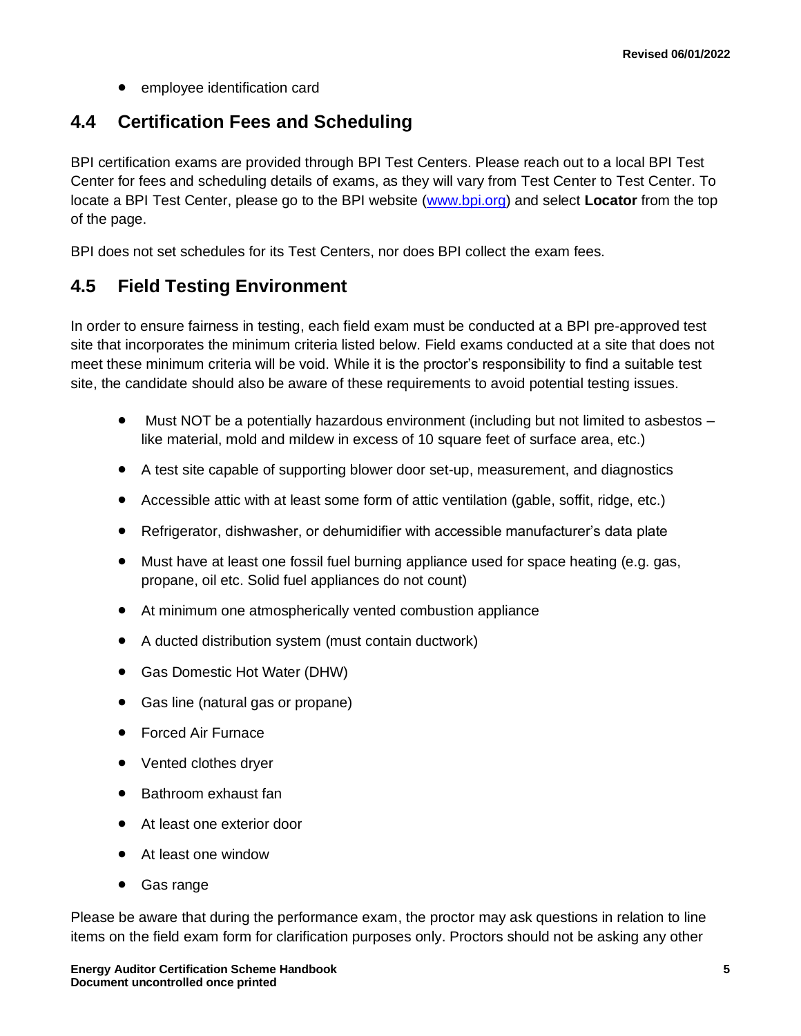- employee identification card

## 4.4 Certification Fees and Scheduling

BPI certification exams are provided through BPI Test Centers. Please reach out to a local BPI Test Center for fees and scheduling details of exams, as they will vary from Test Center to Test Center. To locate a BPI Test Center, please go to the BPI website ([www.bpi.org](www.bpi.org)) and select **Locator** from the top of the page.

BPI does not set schedules for its Test Centers, nor does BPI collect the exam fees.

## 4.5 Field Testing Environment

In order to ensure fairness in testing, each field exam must be conducted at a BPI pre-approved test site that incorporates the minimum criteria listed below. Field exams conducted at a site that does not meet these minimum criteria will be void. While it is the proctor's responsibility to find a suitable test site, the candidate should also be aware of these requirements to avoid potential testing issues.

- Must NOT be a potentially hazardous environment (including but not limited to asbestos – like material, mold and mildew in excess of 10 square feet of surface area, etc.)
- A test site capable of supporting blower door set-up, measurement, and diagnostics
- Accessible attic with at least some form of attic ventilation (gable, soffit, ridge, etc.)
- Refrigerator, dishwasher, or dehumidifier with accessible manufacturer's data plate
- Must have at least one fossil fuel burning appliance used for space heating (e.g. gas, propane, oil etc. Solid fuel appliances do not count)
- At minimum one atmospherically vented combustion appliance
- A ducted distribution system (must contain ductwork)
- Gas Domestic Hot Water (DHW)
- Gas line (natural gas or propane)
- Forced Air Furnace
- Vented clothes dryer
- Bathroom exhaust fan
- At least one exterior door
- At least one window
- Gas range

Please be aware that during the performance exam, the proctor may ask questions in relation to line items on the field exam form for clarification purposes only. Proctors should not be asking any other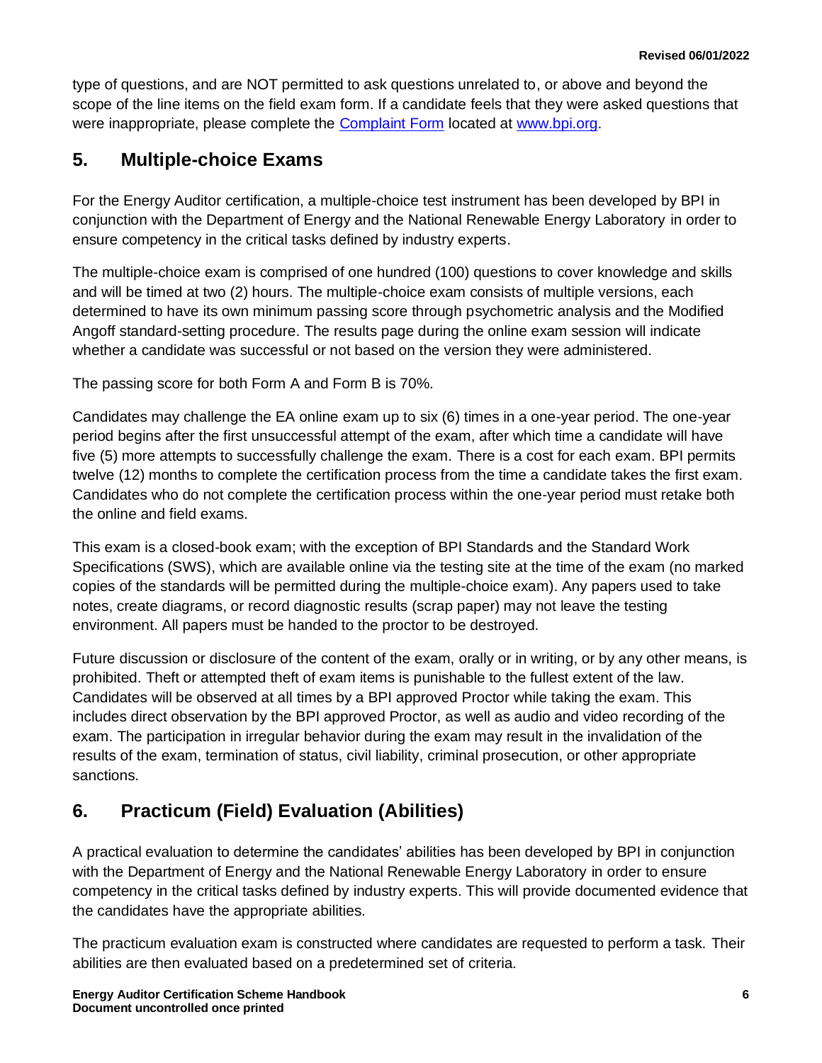type of questions, and are NOT permitted to ask questions unrelated to, or above and beyond the scope of the line items on the field exam form. If a candidate feels that they were asked questions that were inappropriate, please complete the [Complaint Form](Complaint Form) located at [www.bpi.org](www.bpi.org).

## 5. Multiple-choice Exams

For the Energy Auditor certification, a multiple-choice test instrument has been developed by BPI in conjunction with the Department of Energy and the National Renewable Energy Laboratory in order to ensure competency in the critical tasks defined by industry experts.

The multiple-choice exam is comprised of one hundred (100) questions to cover knowledge and skills and will be timed at two (2) hours. The multiple-choice exam consists of multiple versions, each determined to have its own minimum passing score through psychometric analysis and the Modified Angoff standard-setting procedure. The results page during the online exam session will indicate whether a candidate was successful or not based on the version they were administered.

The passing score for both Form A and Form B is 70%.

Candidates may challenge the EA online exam up to six (6) times in a one-year period. The one-year period begins after the first unsuccessful attempt of the exam, after which time a candidate will have five (5) more attempts to successfully challenge the exam. There is a cost for each exam. BPI permits twelve (12) months to complete the certification process from the time a candidate takes the first exam. Candidates who do not complete the certification process within the one-year period must retake both the online and field exams.

This exam is a closed-book exam; with the exception of BPI Standards and the Standard Work Specifications (SWS), which are available online via the testing site at the time of the exam (no marked copies of the standards will be permitted during the multiple-choice exam). Any papers used to take notes, create diagrams, or record diagnostic results (scrap paper) may not leave the testing environment. All papers must be handed to the proctor to be destroyed.

Future discussion or disclosure of the content of the exam, orally or in writing, or by any other means, is prohibited. Theft or attempted theft of exam items is punishable to the fullest extent of the law. Candidates will be observed at all times by a BPI approved Proctor while taking the exam. This includes direct observation by the BPI approved Proctor, as well as audio and video recording of the exam. The participation in irregular behavior during the exam may result in the invalidation of the results of the exam, termination of status, civil liability, criminal prosecution, or other appropriate sanctions.

## 6. Practicum (Field) Evaluation (Abilities)

A practical evaluation to determine the candidates' abilities has been developed by BPI in conjunction with the Department of Energy and the National Renewable Energy Laboratory in order to ensure competency in the critical tasks defined by industry experts. This will provide documented evidence that the candidates have the appropriate abilities.

The practicum evaluation exam is constructed where candidates are requested to perform a task. Their abilities are then evaluated based on a predetermined set of criteria.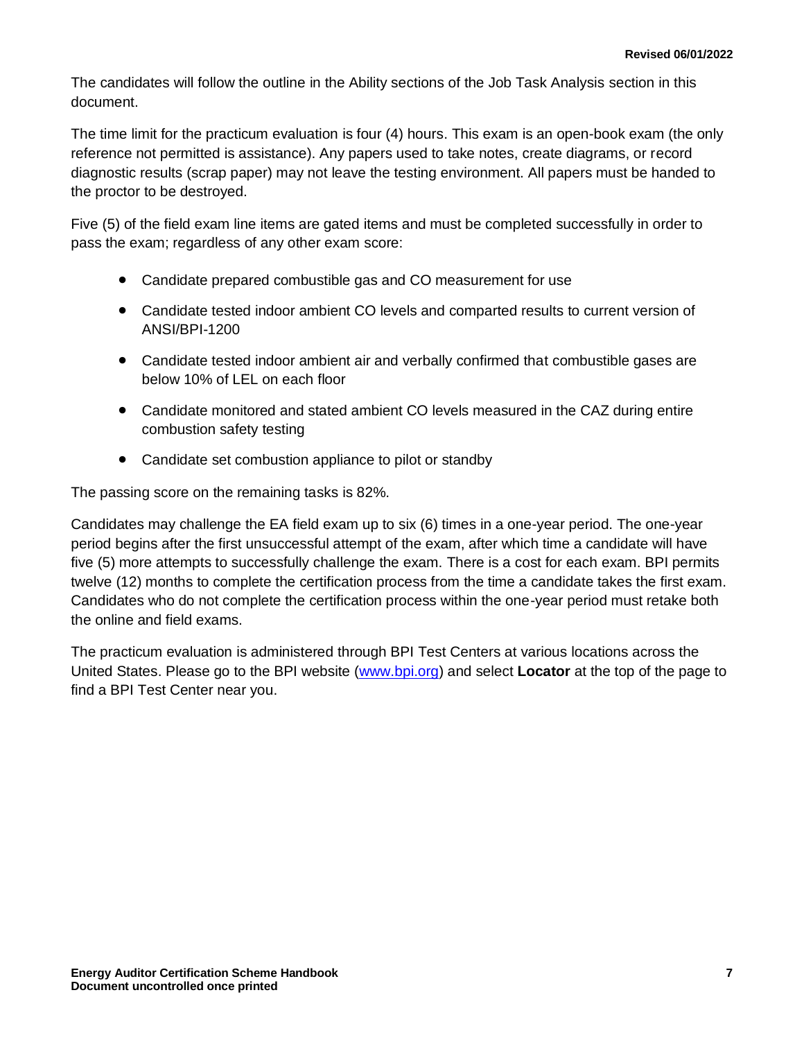The candidates will follow the outline in the Ability sections of the Job Task Analysis section in this document.

The time limit for the practicum evaluation is four (4) hours. This exam is an open-book exam (the only reference not permitted is assistance). Any papers used to take notes, create diagrams, or record diagnostic results (scrap paper) may not leave the testing environment. All papers must be handed to the proctor to be destroyed.

Five (5) of the field exam line items are gated items and must be completed successfully in order to pass the exam; regardless of any other exam score:

- Candidate prepared combustible gas and CO measurement for use
- Candidate tested indoor ambient CO levels and comparted results to current version of ANSI/BPI-1200
- Candidate tested indoor ambient air and verbally confirmed that combustible gases are below 10% of LEL on each floor
- Candidate monitored and stated ambient CO levels measured in the CAZ during entire combustion safety testing
- Candidate set combustion appliance to pilot or standby

The passing score on the remaining tasks is 82%.

Candidates may challenge the EA field exam up to six (6) times in a one-year period. The one-year period begins after the first unsuccessful attempt of the exam, after which time a candidate will have five (5) more attempts to successfully challenge the exam. There is a cost for each exam. BPI permits twelve (12) months to complete the certification process from the time a candidate takes the first exam. Candidates who do not complete the certification process within the one-year period must retake both the online and field exams.

The practicum evaluation is administered through BPI Test Centers at various locations across the United States. Please go to the BPI website ([www.bpi.org](http://www.bpi.org)) and select **Locator** at the top of the page to find a BPI Test Center near you.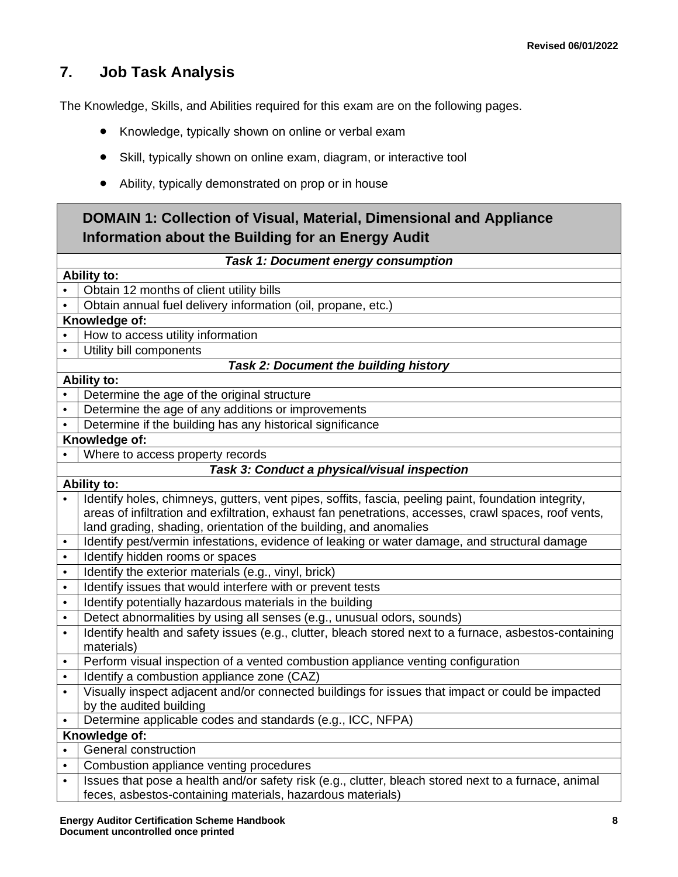## 7. Job Task Analysis

The Knowledge, Skills, and Abilities required for this exam are on the following pages.

- Knowledge, typically shown on online or verbal exam
- Skill, typically shown on online exam, diagram, or interactive tool
- Ability, typically demonstrated on prop or in house

| **DOMAIN 1: Collection of Visual, Material, Dimensional and Appliance Information about the Building for an Energy Audit** | |
|---|---|
| | ***Task 1: Document energy consumption*** |
| **Ability to:** | |
| • | Obtain 12 months of client utility bills |
| • | Obtain annual fuel delivery information (oil, propane, etc.) |
| **Knowledge of:** | |
| • | How to access utility information |
| • | Utility bill components |
| | ***Task 2: Document the building history*** |
| **Ability to:** | |
| • | Determine the age of the original structure |
| • | Determine the age of any additions or improvements |
| • | Determine if the building has any historical significance |
| **Knowledge of:** | |
| • | Where to access property records |
| | ***Task 3: Conduct a physical/visual inspection*** |
| **Ability to:** | |
| • | Identify holes, chimneys, gutters, vent pipes, soffits, fascia, peeling paint, foundation integrity, areas of infiltration and exfiltration, exhaust fan penetrations, accesses, crawl spaces, roof vents, land grading, shading, orientation of the building, and anomalies |
| • | Identify pest/vermin infestations, evidence of leaking or water damage, and structural damage |
| • | Identify hidden rooms or spaces |
| • | Identify the exterior materials (e.g., vinyl, brick) |
| • | Identify issues that would interfere with or prevent tests |
| • | Identify potentially hazardous materials in the building |
| • | Detect abnormalities by using all senses (e.g., unusual odors, sounds) |
| • | Identify health and safety issues (e.g., clutter, bleach stored next to a furnace, asbestos-containing materials) |
| • | Perform visual inspection of a vented combustion appliance venting configuration |
| • | Identify a combustion appliance zone (CAZ) |
| • | Visually inspect adjacent and/or connected buildings for issues that impact or could be impacted by the audited building |
| • | Determine applicable codes and standards (e.g., ICC, NFPA) |
| **Knowledge of:** | |
| • | General construction |
| • | Combustion appliance venting procedures |
| • | Issues that pose a health and/or safety risk (e.g., clutter, bleach stored next to a furnace, animal feces, asbestos-containing materials, hazardous materials) |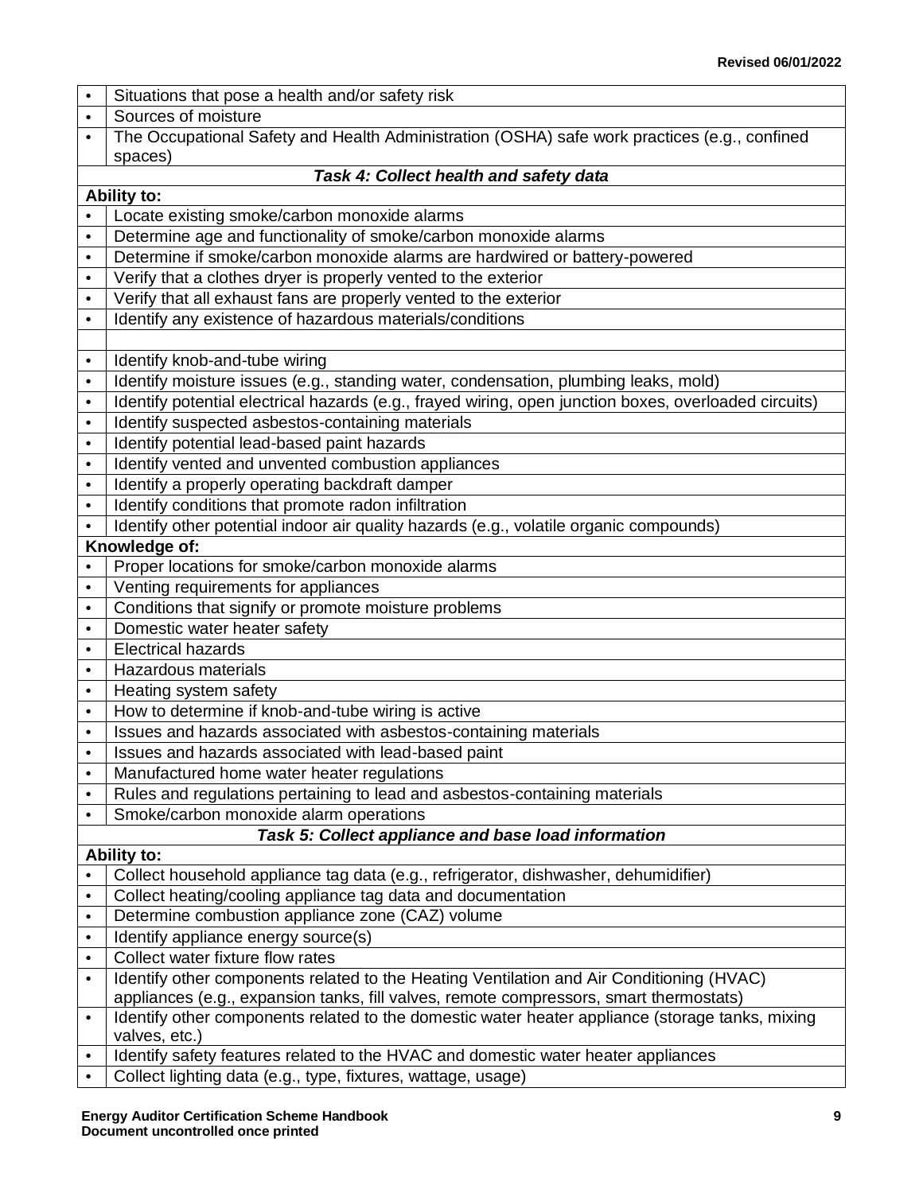- Situations that pose a health and/or safety risk
- Sources of moisture
- The Occupational Safety and Health Administration (OSHA) safe work practices (e.g., confined spaces)

***Task 4: Collect health and safety data***

**Ability to:**

- Locate existing smoke/carbon monoxide alarms
- Determine age and functionality of smoke/carbon monoxide alarms
- Determine if smoke/carbon monoxide alarms are hardwired or battery-powered
- Verify that a clothes dryer is properly vented to the exterior
- Verify that all exhaust fans are properly vented to the exterior
- Identify any existence of hazardous materials/conditions
- Identify knob-and-tube wiring
- Identify moisture issues (e.g., standing water, condensation, plumbing leaks, mold)
- Identify potential electrical hazards (e.g., frayed wiring, open junction boxes, overloaded circuits)
- Identify suspected asbestos-containing materials
- Identify potential lead-based paint hazards
- Identify vented and unvented combustion appliances
- Identify a properly operating backdraft damper
- Identify conditions that promote radon infiltration
- Identify other potential indoor air quality hazards (e.g., volatile organic compounds)

**Knowledge of:**

- Proper locations for smoke/carbon monoxide alarms
- Venting requirements for appliances
- Conditions that signify or promote moisture problems
- Domestic water heater safety
- Electrical hazards
- Hazardous materials
- Heating system safety
- How to determine if knob-and-tube wiring is active
- Issues and hazards associated with asbestos-containing materials
- Issues and hazards associated with lead-based paint
- Manufactured home water heater regulations
- Rules and regulations pertaining to lead and asbestos-containing materials
- Smoke/carbon monoxide alarm operations

***Task 5: Collect appliance and base load information***

**Ability to:**

- Collect household appliance tag data (e.g., refrigerator, dishwasher, dehumidifier)
- Collect heating/cooling appliance tag data and documentation
- Determine combustion appliance zone (CAZ) volume
- Identify appliance energy source(s)
- Collect water fixture flow rates
- Identify other components related to the Heating Ventilation and Air Conditioning (HVAC) appliances (e.g., expansion tanks, fill valves, remote compressors, smart thermostats)
- Identify other components related to the domestic water heater appliance (storage tanks, mixing valves, etc.)
- Identify safety features related to the HVAC and domestic water heater appliances
- Collect lighting data (e.g., type, fixtures, wattage, usage)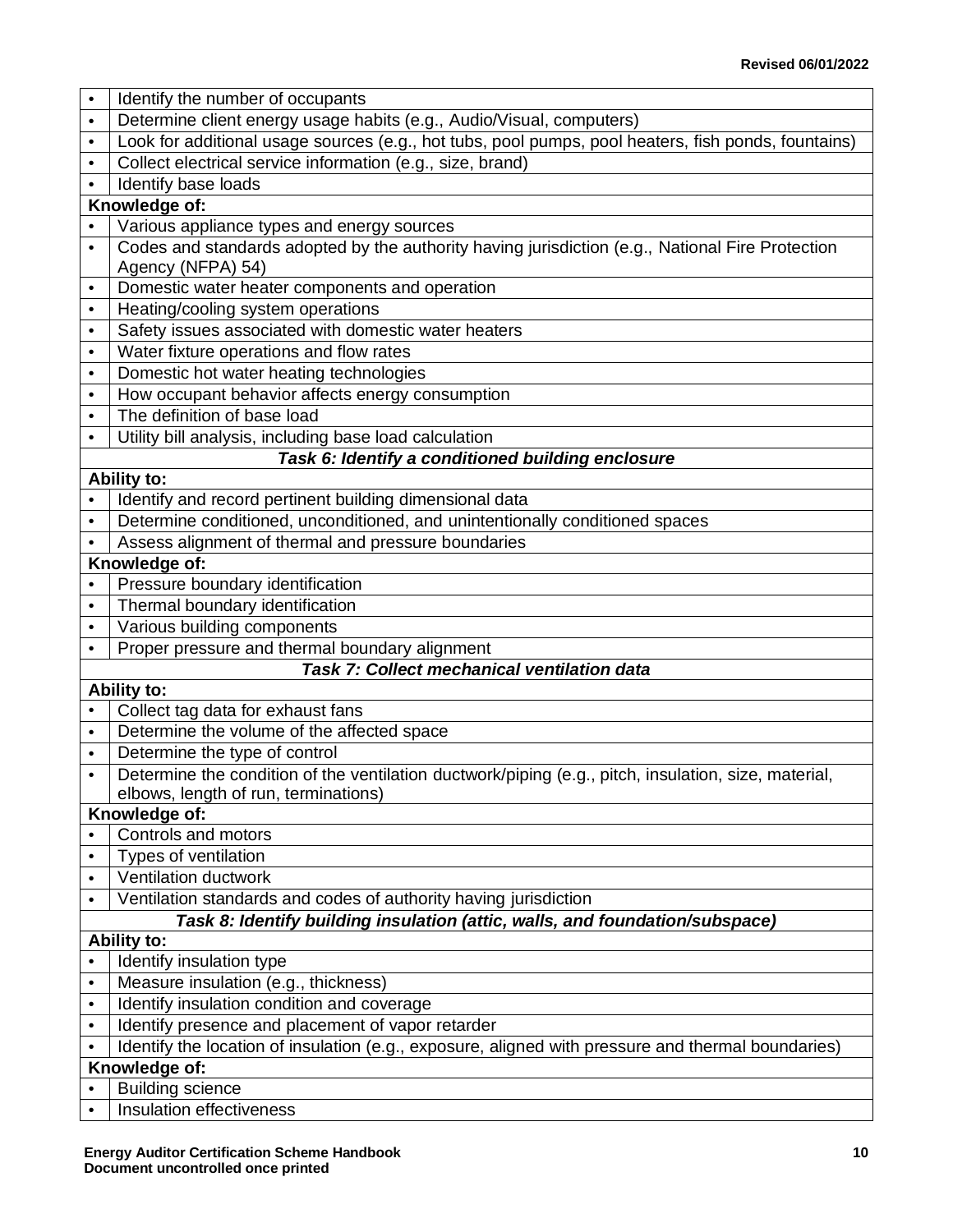| | |
|---|---|
| • | Identify the number of occupants |
| • | Determine client energy usage habits (e.g., Audio/Visual, computers) |
| • | Look for additional usage sources (e.g., hot tubs, pool pumps, pool heaters, fish ponds, fountains) |
| • | Collect electrical service information (e.g., size, brand) |
| • | Identify base loads |
| **Knowledge of:** | |
| • | Various appliance types and energy sources |
| • | Codes and standards adopted by the authority having jurisdiction (e.g., National Fire Protection Agency (NFPA) 54) |
| • | Domestic water heater components and operation |
| • | Heating/cooling system operations |
| • | Safety issues associated with domestic water heaters |
| • | Water fixture operations and flow rates |
| • | Domestic hot water heating technologies |
| • | How occupant behavior affects energy consumption |
| • | The definition of base load |
| • | Utility bill analysis, including base load calculation |
| ***Task 6: Identify a conditioned building enclosure*** | |
| **Ability to:** | |
| • | Identify and record pertinent building dimensional data |
| • | Determine conditioned, unconditioned, and unintentionally conditioned spaces |
| • | Assess alignment of thermal and pressure boundaries |
| **Knowledge of:** | |
| • | Pressure boundary identification |
| • | Thermal boundary identification |
| • | Various building components |
| • | Proper pressure and thermal boundary alignment |
| ***Task 7: Collect mechanical ventilation data*** | |
| **Ability to:** | |
| • | Collect tag data for exhaust fans |
| • | Determine the volume of the affected space |
| • | Determine the type of control |
| • | Determine the condition of the ventilation ductwork/piping (e.g., pitch, insulation, size, material, elbows, length of run, terminations) |
| **Knowledge of:** | |
| • | Controls and motors |
| • | Types of ventilation |
| • | Ventilation ductwork |
| • | Ventilation standards and codes of authority having jurisdiction |
| ***Task 8: Identify building insulation (attic, walls, and foundation/subspace)*** | |
| **Ability to:** | |
| • | Identify insulation type |
| • | Measure insulation (e.g., thickness) |
| • | Identify insulation condition and coverage |
| • | Identify presence and placement of vapor retarder |
| • | Identify the location of insulation (e.g., exposure, aligned with pressure and thermal boundaries) |
| **Knowledge of:** | |
| • | Building science |
| • | Insulation effectiveness |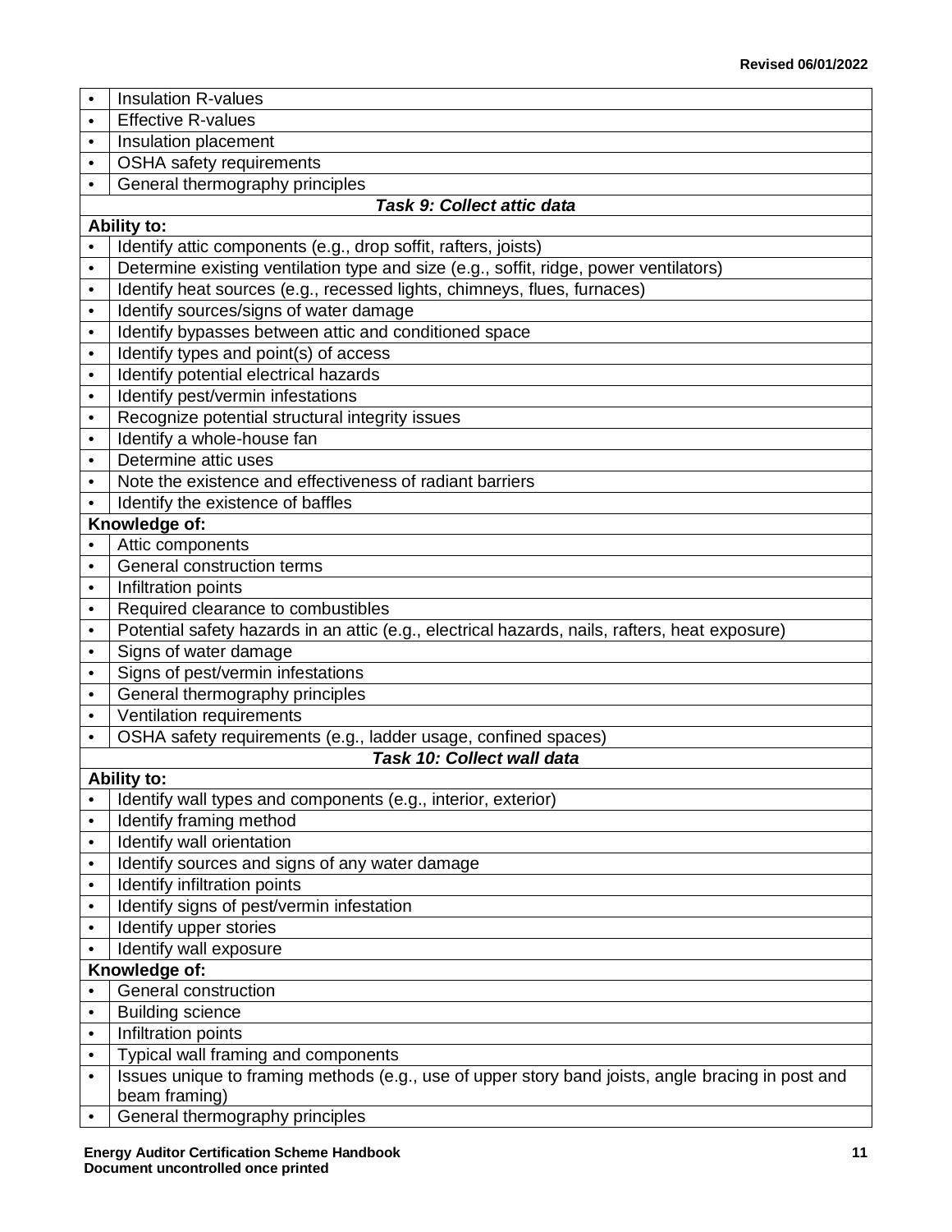| • | Insulation R-values |
|---|---|
| • | Effective R-values |
| • | Insulation placement |
| • | OSHA safety requirements |
| • | General thermography principles |
| | ***Task 9: Collect attic data*** |
| **Ability to:** | |
| • | Identify attic components (e.g., drop soffit, rafters, joists) |
| • | Determine existing ventilation type and size (e.g., soffit, ridge, power ventilators) |
| • | Identify heat sources (e.g., recessed lights, chimneys, flues, furnaces) |
| • | Identify sources/signs of water damage |
| • | Identify bypasses between attic and conditioned space |
| • | Identify types and point(s) of access |
| • | Identify potential electrical hazards |
| • | Identify pest/vermin infestations |
| • | Recognize potential structural integrity issues |
| • | Identify a whole-house fan |
| • | Determine attic uses |
| • | Note the existence and effectiveness of radiant barriers |
| • | Identify the existence of baffles |
| **Knowledge of:** | |
| • | Attic components |
| • | General construction terms |
| • | Infiltration points |
| • | Required clearance to combustibles |
| • | Potential safety hazards in an attic (e.g., electrical hazards, nails, rafters, heat exposure) |
| • | Signs of water damage |
| • | Signs of pest/vermin infestations |
| • | General thermography principles |
| • | Ventilation requirements |
| • | OSHA safety requirements (e.g., ladder usage, confined spaces) |
| | ***Task 10: Collect wall data*** |
| **Ability to:** | |
| • | Identify wall types and components (e.g., interior, exterior) |
| • | Identify framing method |
| • | Identify wall orientation |
| • | Identify sources and signs of any water damage |
| • | Identify infiltration points |
| • | Identify signs of pest/vermin infestation |
| • | Identify upper stories |
| • | Identify wall exposure |
| **Knowledge of:** | |
| • | General construction |
| • | Building science |
| • | Infiltration points |
| • | Typical wall framing and components |
| • | Issues unique to framing methods (e.g., use of upper story band joists, angle bracing in post and beam framing) |
| • | General thermography principles |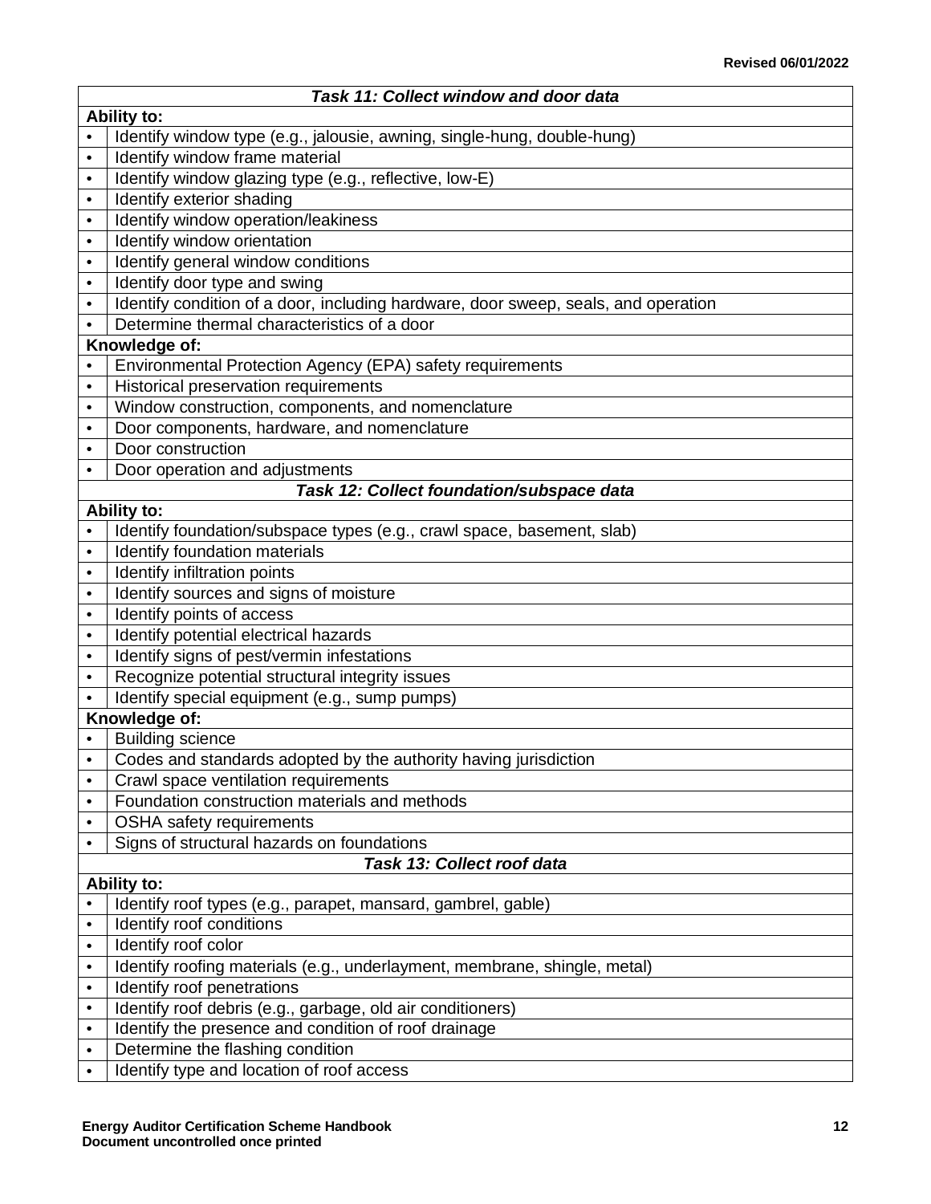| *Task 11: Collect window and door data* | |
|---|---|
| **Ability to:** | |
| • | Identify window type (e.g., jalousie, awning, single-hung, double-hung) |
| • | Identify window frame material |
| • | Identify window glazing type (e.g., reflective, low-E) |
| • | Identify exterior shading |
| • | Identify window operation/leakiness |
| • | Identify window orientation |
| • | Identify general window conditions |
| • | Identify door type and swing |
| • | Identify condition of a door, including hardware, door sweep, seals, and operation |
| • | Determine thermal characteristics of a door |
| **Knowledge of:** | |
| • | Environmental Protection Agency (EPA) safety requirements |
| • | Historical preservation requirements |
| • | Window construction, components, and nomenclature |
| • | Door components, hardware, and nomenclature |
| • | Door construction |
| • | Door operation and adjustments |
| ***Task 12: Collect foundation/subspace data*** | |
| **Ability to:** | |
| • | Identify foundation/subspace types (e.g., crawl space, basement, slab) |
| • | Identify foundation materials |
| • | Identify infiltration points |
| • | Identify sources and signs of moisture |
| • | Identify points of access |
| • | Identify potential electrical hazards |
| • | Identify signs of pest/vermin infestations |
| • | Recognize potential structural integrity issues |
| • | Identify special equipment (e.g., sump pumps) |
| **Knowledge of:** | |
| • | Building science |
| • | Codes and standards adopted by the authority having jurisdiction |
| • | Crawl space ventilation requirements |
| • | Foundation construction materials and methods |
| • | OSHA safety requirements |
| • | Signs of structural hazards on foundations |
| ***Task 13: Collect roof data*** | |
| **Ability to:** | |
| • | Identify roof types (e.g., parapet, mansard, gambrel, gable) |
| • | Identify roof conditions |
| • | Identify roof color |
| • | Identify roofing materials (e.g., underlayment, membrane, shingle, metal) |
| • | Identify roof penetrations |
| • | Identify roof debris (e.g., garbage, old air conditioners) |
| • | Identify the presence and condition of roof drainage |
| • | Determine the flashing condition |
| • | Identify type and location of roof access |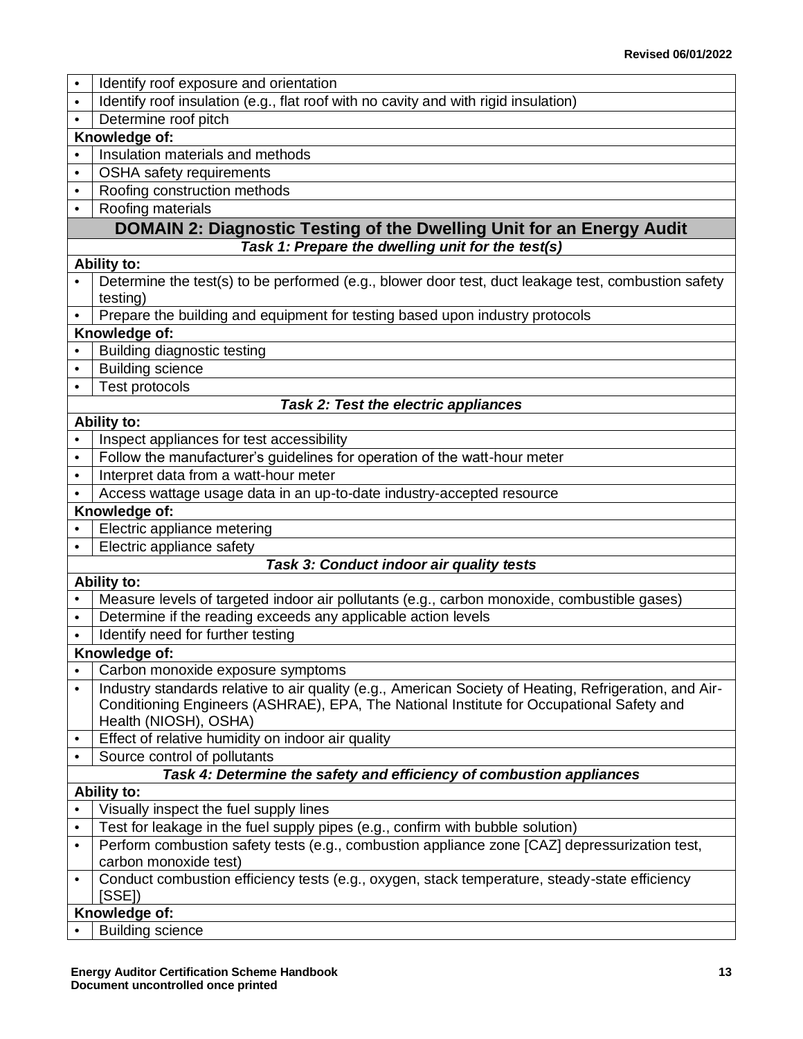- Identify roof exposure and orientation
- Identify roof insulation (e.g., flat roof with no cavity and with rigid insulation)
- Determine roof pitch

**Knowledge of:**

- Insulation materials and methods
- OSHA safety requirements
- Roofing construction methods
- Roofing materials

## DOMAIN 2: Diagnostic Testing of the Dwelling Unit for an Energy Audit

### *Task 1: Prepare the dwelling unit for the test(s)*

**Ability to:**

- Determine the test(s) to be performed (e.g., blower door test, duct leakage test, combustion safety testing)
- Prepare the building and equipment for testing based upon industry protocols

**Knowledge of:**

- Building diagnostic testing
- Building science
- Test protocols

### *Task 2: Test the electric appliances*

**Ability to:**

- Inspect appliances for test accessibility
- Follow the manufacturer's guidelines for operation of the watt-hour meter
- Interpret data from a watt-hour meter
- Access wattage usage data in an up-to-date industry-accepted resource

**Knowledge of:**

- Electric appliance metering
- Electric appliance safety

### *Task 3: Conduct indoor air quality tests*

**Ability to:**

- Measure levels of targeted indoor air pollutants (e.g., carbon monoxide, combustible gases)
- Determine if the reading exceeds any applicable action levels
- Identify need for further testing

**Knowledge of:**

- Carbon monoxide exposure symptoms
- Industry standards relative to air quality (e.g., American Society of Heating, Refrigeration, and Air-Conditioning Engineers (ASHRAE), EPA, The National Institute for Occupational Safety and Health (NIOSH), OSHA)
- Effect of relative humidity on indoor air quality
- Source control of pollutants

### *Task 4: Determine the safety and efficiency of combustion appliances*

**Ability to:**

- Visually inspect the fuel supply lines
- Test for leakage in the fuel supply pipes (e.g., confirm with bubble solution)
- Perform combustion safety tests (e.g., combustion appliance zone [CAZ] depressurization test, carbon monoxide test)
- Conduct combustion efficiency tests (e.g., oxygen, stack temperature, steady-state efficiency [SSE])

**Knowledge of:**

- Building science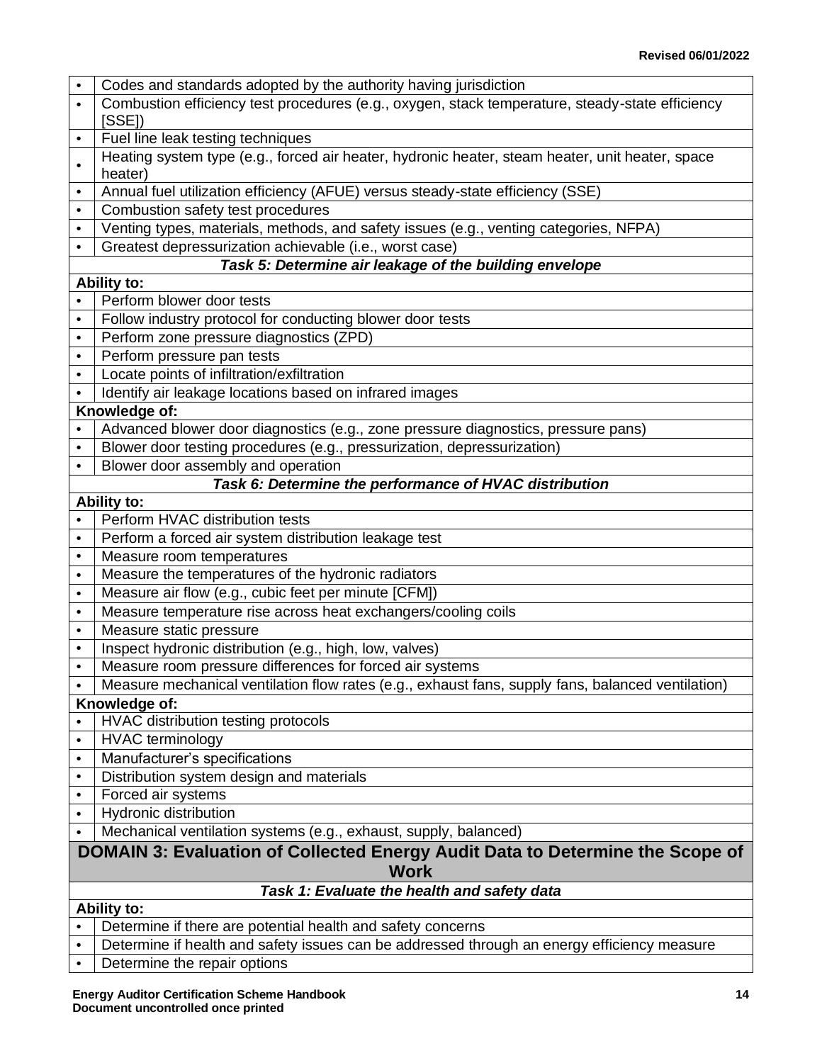| • | Codes and standards adopted by the authority having jurisdiction |
|---|---|
| • | Combustion efficiency test procedures (e.g., oxygen, stack temperature, steady-state efficiency [SSE]) |
| • | Fuel line leak testing techniques |
| • | Heating system type (e.g., forced air heater, hydronic heater, steam heater, unit heater, space heater) |
| • | Annual fuel utilization efficiency (AFUE) versus steady-state efficiency (SSE) |
| • | Combustion safety test procedures |
| • | Venting types, materials, methods, and safety issues (e.g., venting categories, NFPA) |
| • | Greatest depressurization achievable (i.e., worst case) |
| ***Task 5: Determine air leakage of the building envelope*** | |
| **Ability to:** | |
| • | Perform blower door tests |
| • | Follow industry protocol for conducting blower door tests |
| • | Perform zone pressure diagnostics (ZPD) |
| • | Perform pressure pan tests |
| • | Locate points of infiltration/exfiltration |
| • | Identify air leakage locations based on infrared images |
| **Knowledge of:** | |
| • | Advanced blower door diagnostics (e.g., zone pressure diagnostics, pressure pans) |
| • | Blower door testing procedures (e.g., pressurization, depressurization) |
| • | Blower door assembly and operation |
| ***Task 6: Determine the performance of HVAC distribution*** | |
| **Ability to:** | |
| • | Perform HVAC distribution tests |
| • | Perform a forced air system distribution leakage test |
| • | Measure room temperatures |
| • | Measure the temperatures of the hydronic radiators |
| • | Measure air flow (e.g., cubic feet per minute [CFM]) |
| • | Measure temperature rise across heat exchangers/cooling coils |
| • | Measure static pressure |
| • | Inspect hydronic distribution (e.g., high, low, valves) |
| • | Measure room pressure differences for forced air systems |
| • | Measure mechanical ventilation flow rates (e.g., exhaust fans, supply fans, balanced ventilation) |
| **Knowledge of:** | |
| • | HVAC distribution testing protocols |
| • | HVAC terminology |
| • | Manufacturer's specifications |
| • | Distribution system design and materials |
| • | Forced air systems |
| • | Hydronic distribution |
| • | Mechanical ventilation systems (e.g., exhaust, supply, balanced) |
| **DOMAIN 3: Evaluation of Collected Energy Audit Data to Determine the Scope of Work** | |
| ***Task 1: Evaluate the health and safety data*** | |
| **Ability to:** | |
| • | Determine if there are potential health and safety concerns |
| • | Determine if health and safety issues can be addressed through an energy efficiency measure |
| • | Determine the repair options |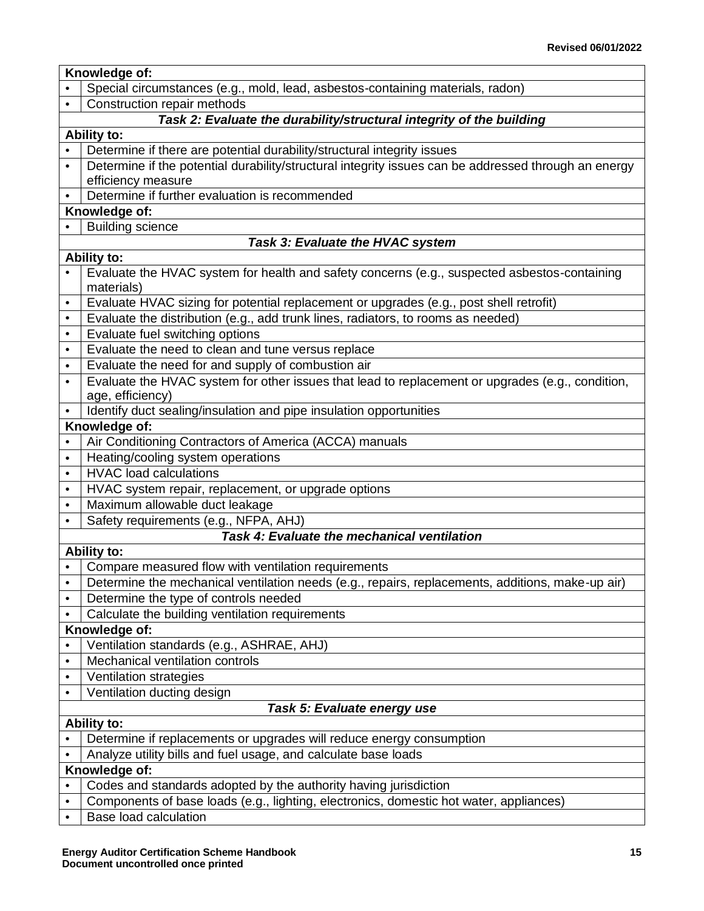| Knowledge of: | |
|---|---|
| • | Special circumstances (e.g., mold, lead, asbestos-containing materials, radon) |
| • | Construction repair methods |
| ***Task 2: Evaluate the durability/structural integrity of the building*** | |
| **Ability to:** | |
| • | Determine if there are potential durability/structural integrity issues |
| • | Determine if the potential durability/structural integrity issues can be addressed through an energy efficiency measure |
| • | Determine if further evaluation is recommended |
| **Knowledge of:** | |
| • | Building science |
| ***Task 3: Evaluate the HVAC system*** | |
| **Ability to:** | |
| • | Evaluate the HVAC system for health and safety concerns (e.g., suspected asbestos-containing materials) |
| • | Evaluate HVAC sizing for potential replacement or upgrades (e.g., post shell retrofit) |
| • | Evaluate the distribution (e.g., add trunk lines, radiators, to rooms as needed) |
| • | Evaluate fuel switching options |
| • | Evaluate the need to clean and tune versus replace |
| • | Evaluate the need for and supply of combustion air |
| • | Evaluate the HVAC system for other issues that lead to replacement or upgrades (e.g., condition, age, efficiency) |
| • | Identify duct sealing/insulation and pipe insulation opportunities |
| **Knowledge of:** | |
| • | Air Conditioning Contractors of America (ACCA) manuals |
| • | Heating/cooling system operations |
| • | HVAC load calculations |
| • | HVAC system repair, replacement, or upgrade options |
| • | Maximum allowable duct leakage |
| • | Safety requirements (e.g., NFPA, AHJ) |
| ***Task 4: Evaluate the mechanical ventilation*** | |
| **Ability to:** | |
| • | Compare measured flow with ventilation requirements |
| • | Determine the mechanical ventilation needs (e.g., repairs, replacements, additions, make-up air) |
| • | Determine the type of controls needed |
| • | Calculate the building ventilation requirements |
| **Knowledge of:** | |
| • | Ventilation standards (e.g., ASHRAE, AHJ) |
| • | Mechanical ventilation controls |
| • | Ventilation strategies |
| • | Ventilation ducting design |
| ***Task 5: Evaluate energy use*** | |
| **Ability to:** | |
| • | Determine if replacements or upgrades will reduce energy consumption |
| • | Analyze utility bills and fuel usage, and calculate base loads |
| **Knowledge of:** | |
| • | Codes and standards adopted by the authority having jurisdiction |
| • | Components of base loads (e.g., lighting, electronics, domestic hot water, appliances) |
| • | Base load calculation |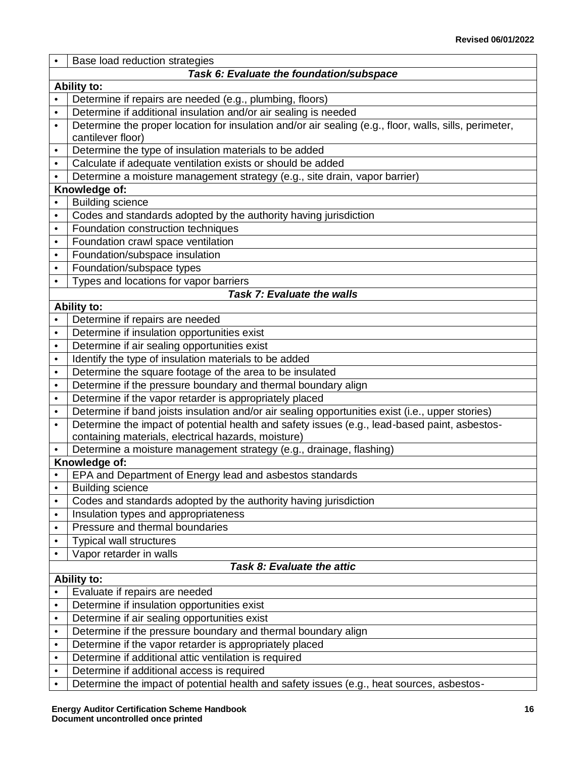| • | Base load reduction strategies |
|---|---|
| ***Task 6: Evaluate the foundation/subspace*** | |
| **Ability to:** | |
| • | Determine if repairs are needed (e.g., plumbing, floors) |
| • | Determine if additional insulation and/or air sealing is needed |
| • | Determine the proper location for insulation and/or air sealing (e.g., floor, walls, sills, perimeter, cantilever floor) |
| • | Determine the type of insulation materials to be added |
| • | Calculate if adequate ventilation exists or should be added |
| • | Determine a moisture management strategy (e.g., site drain, vapor barrier) |
| **Knowledge of:** | |
| • | Building science |
| • | Codes and standards adopted by the authority having jurisdiction |
| • | Foundation construction techniques |
| • | Foundation crawl space ventilation |
| • | Foundation/subspace insulation |
| • | Foundation/subspace types |
| • | Types and locations for vapor barriers |
| ***Task 7: Evaluate the walls*** | |
| **Ability to:** | |
| • | Determine if repairs are needed |
| • | Determine if insulation opportunities exist |
| • | Determine if air sealing opportunities exist |
| • | Identify the type of insulation materials to be added |
| • | Determine the square footage of the area to be insulated |
| • | Determine if the pressure boundary and thermal boundary align |
| • | Determine if the vapor retarder is appropriately placed |
| • | Determine if band joists insulation and/or air sealing opportunities exist (i.e., upper stories) |
| • | Determine the impact of potential health and safety issues (e.g., lead-based paint, asbestos-containing materials, electrical hazards, moisture) |
| • | Determine a moisture management strategy (e.g., drainage, flashing) |
| **Knowledge of:** | |
| • | EPA and Department of Energy lead and asbestos standards |
| • | Building science |
| • | Codes and standards adopted by the authority having jurisdiction |
| • | Insulation types and appropriateness |
| • | Pressure and thermal boundaries |
| • | Typical wall structures |
| • | Vapor retarder in walls |
| ***Task 8: Evaluate the attic*** | |
| **Ability to:** | |
| • | Evaluate if repairs are needed |
| • | Determine if insulation opportunities exist |
| • | Determine if air sealing opportunities exist |
| • | Determine if the pressure boundary and thermal boundary align |
| • | Determine if the vapor retarder is appropriately placed |
| • | Determine if additional attic ventilation is required |
| • | Determine if additional access is required |
| • | Determine the impact of potential health and safety issues (e.g., heat sources, asbestos- |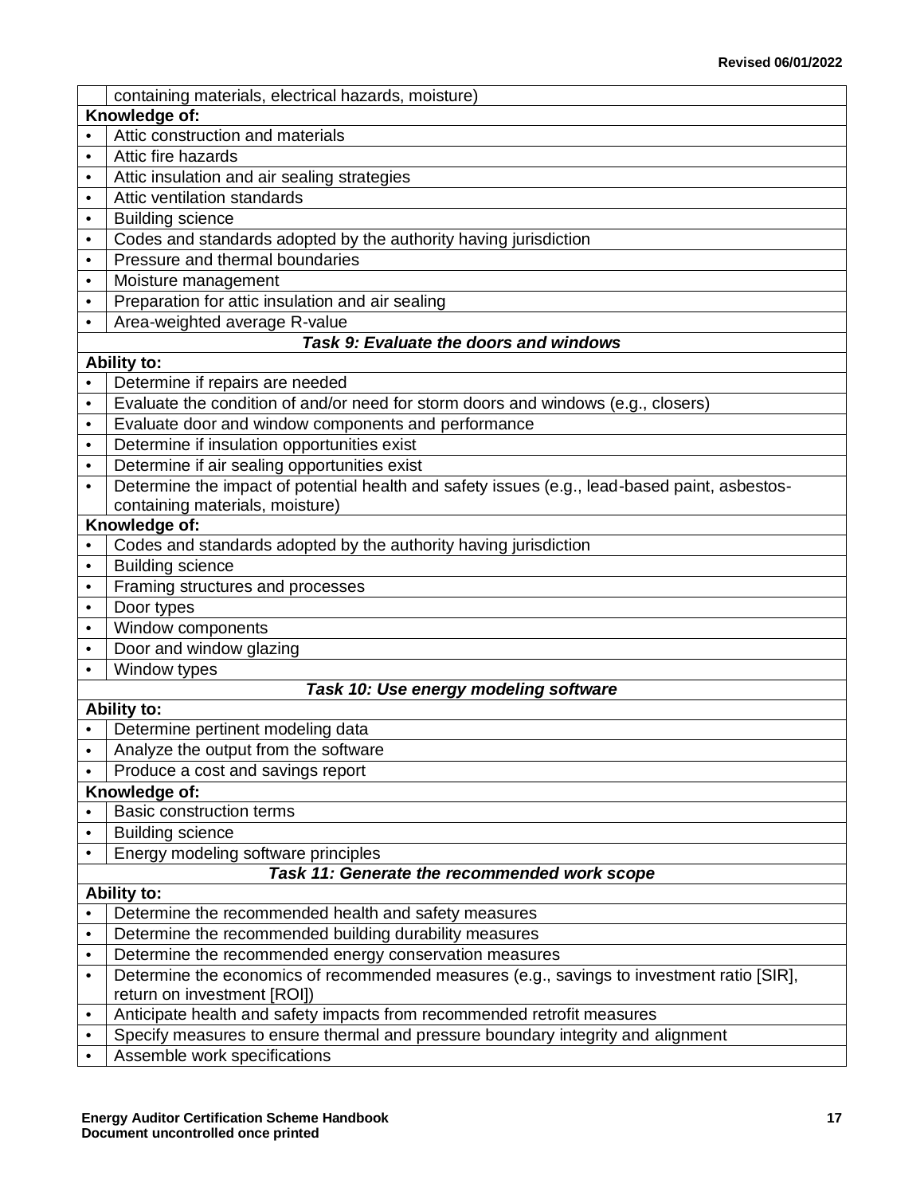| | |
|---|---|
| | containing materials, electrical hazards, moisture) |
| **Knowledge of:** | |
| • | Attic construction and materials |
| • | Attic fire hazards |
| • | Attic insulation and air sealing strategies |
| • | Attic ventilation standards |
| • | Building science |
| • | Codes and standards adopted by the authority having jurisdiction |
| • | Pressure and thermal boundaries |
| • | Moisture management |
| • | Preparation for attic insulation and air sealing |
| • | Area-weighted average R-value |
| ***Task 9: Evaluate the doors and windows*** | |
| **Ability to:** | |
| • | Determine if repairs are needed |
| • | Evaluate the condition of and/or need for storm doors and windows (e.g., closers) |
| • | Evaluate door and window components and performance |
| • | Determine if insulation opportunities exist |
| • | Determine if air sealing opportunities exist |
| • | Determine the impact of potential health and safety issues (e.g., lead-based paint, asbestos-containing materials, moisture) |
| **Knowledge of:** | |
| • | Codes and standards adopted by the authority having jurisdiction |
| • | Building science |
| • | Framing structures and processes |
| • | Door types |
| • | Window components |
| • | Door and window glazing |
| • | Window types |
| ***Task 10: Use energy modeling software*** | |
| **Ability to:** | |
| • | Determine pertinent modeling data |
| • | Analyze the output from the software |
| • | Produce a cost and savings report |
| **Knowledge of:** | |
| • | Basic construction terms |
| • | Building science |
| • | Energy modeling software principles |
| ***Task 11: Generate the recommended work scope*** | |
| **Ability to:** | |
| • | Determine the recommended health and safety measures |
| • | Determine the recommended building durability measures |
| • | Determine the recommended energy conservation measures |
| • | Determine the economics of recommended measures (e.g., savings to investment ratio [SIR], return on investment [ROI]) |
| • | Anticipate health and safety impacts from recommended retrofit measures |
| • | Specify measures to ensure thermal and pressure boundary integrity and alignment |
| • | Assemble work specifications |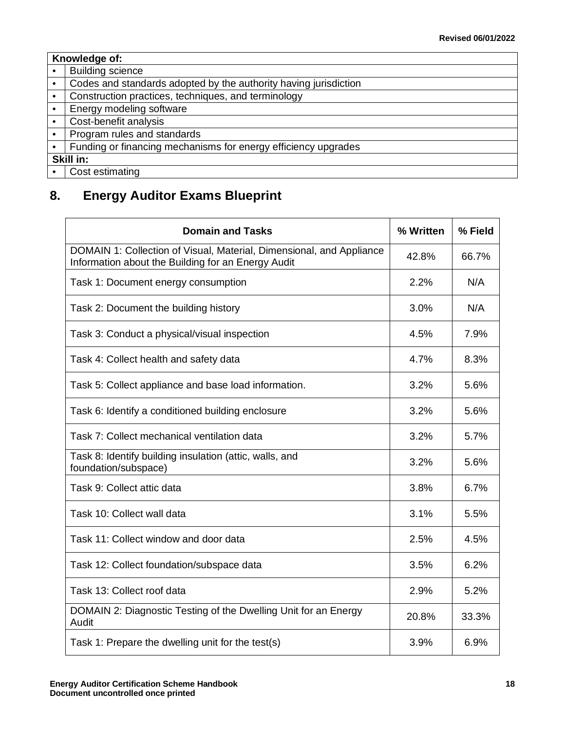| Knowledge of: | |
|---|---|
| • | Building science |
| • | Codes and standards adopted by the authority having jurisdiction |
| • | Construction practices, techniques, and terminology |
| • | Energy modeling software |
| • | Cost-benefit analysis |
| • | Program rules and standards |
| • | Funding or financing mechanisms for energy efficiency upgrades |
| **Skill in:** | |
| • | Cost estimating |

## 8. Energy Auditor Exams Blueprint

| Domain and Tasks | % Written | % Field |
|---|---|---|
| DOMAIN 1: Collection of Visual, Material, Dimensional, and Appliance Information about the Building for an Energy Audit | 42.8% | 66.7% |
| Task 1: Document energy consumption | 2.2% | N/A |
| Task 2: Document the building history | 3.0% | N/A |
| Task 3: Conduct a physical/visual inspection | 4.5% | 7.9% |
| Task 4: Collect health and safety data | 4.7% | 8.3% |
| Task 5: Collect appliance and base load information. | 3.2% | 5.6% |
| Task 6: Identify a conditioned building enclosure | 3.2% | 5.6% |
| Task 7: Collect mechanical ventilation data | 3.2% | 5.7% |
| Task 8: Identify building insulation (attic, walls, and foundation/subspace) | 3.2% | 5.6% |
| Task 9: Collect attic data | 3.8% | 6.7% |
| Task 10: Collect wall data | 3.1% | 5.5% |
| Task 11: Collect window and door data | 2.5% | 4.5% |
| Task 12: Collect foundation/subspace data | 3.5% | 6.2% |
| Task 13: Collect roof data | 2.9% | 5.2% |
| DOMAIN 2: Diagnostic Testing of the Dwelling Unit for an Energy Audit | 20.8% | 33.3% |
| Task 1: Prepare the dwelling unit for the test(s) | 3.9% | 6.9% |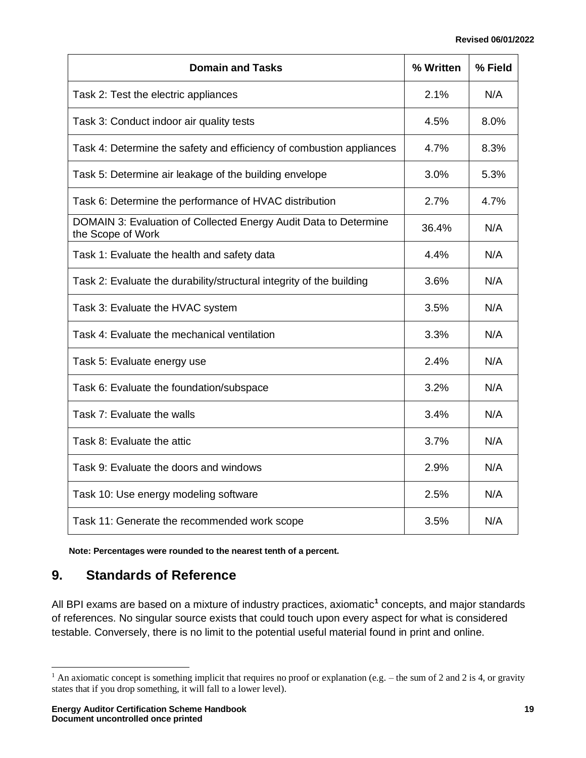| Domain and Tasks | % Written | % Field |
|---|---|---|
| Task 2: Test the electric appliances | 2.1% | N/A |
| Task 3: Conduct indoor air quality tests | 4.5% | 8.0% |
| Task 4: Determine the safety and efficiency of combustion appliances | 4.7% | 8.3% |
| Task 5: Determine air leakage of the building envelope | 3.0% | 5.3% |
| Task 6: Determine the performance of HVAC distribution | 2.7% | 4.7% |
| DOMAIN 3: Evaluation of Collected Energy Audit Data to Determine the Scope of Work | 36.4% | N/A |
| Task 1: Evaluate the health and safety data | 4.4% | N/A |
| Task 2: Evaluate the durability/structural integrity of the building | 3.6% | N/A |
| Task 3: Evaluate the HVAC system | 3.5% | N/A |
| Task 4: Evaluate the mechanical ventilation | 3.3% | N/A |
| Task 5: Evaluate energy use | 2.4% | N/A |
| Task 6: Evaluate the foundation/subspace | 3.2% | N/A |
| Task 7: Evaluate the walls | 3.4% | N/A |
| Task 8: Evaluate the attic | 3.7% | N/A |
| Task 9: Evaluate the doors and windows | 2.9% | N/A |
| Task 10: Use energy modeling software | 2.5% | N/A |
| Task 11: Generate the recommended work scope | 3.5% | N/A |

**Note: Percentages were rounded to the nearest tenth of a percent.**

## 9. Standards of Reference

All BPI exams are based on a mixture of industry practices, axiomatic[1] concepts, and major standards of references. No singular source exists that could touch upon every aspect for what is considered testable. Conversely, there is no limit to the potential useful material found in print and online.

[1] An axiomatic concept is something implicit that requires no proof or explanation (e.g. – the sum of 2 and 2 is 4, or gravity states that if you drop something, it will fall to a lower level).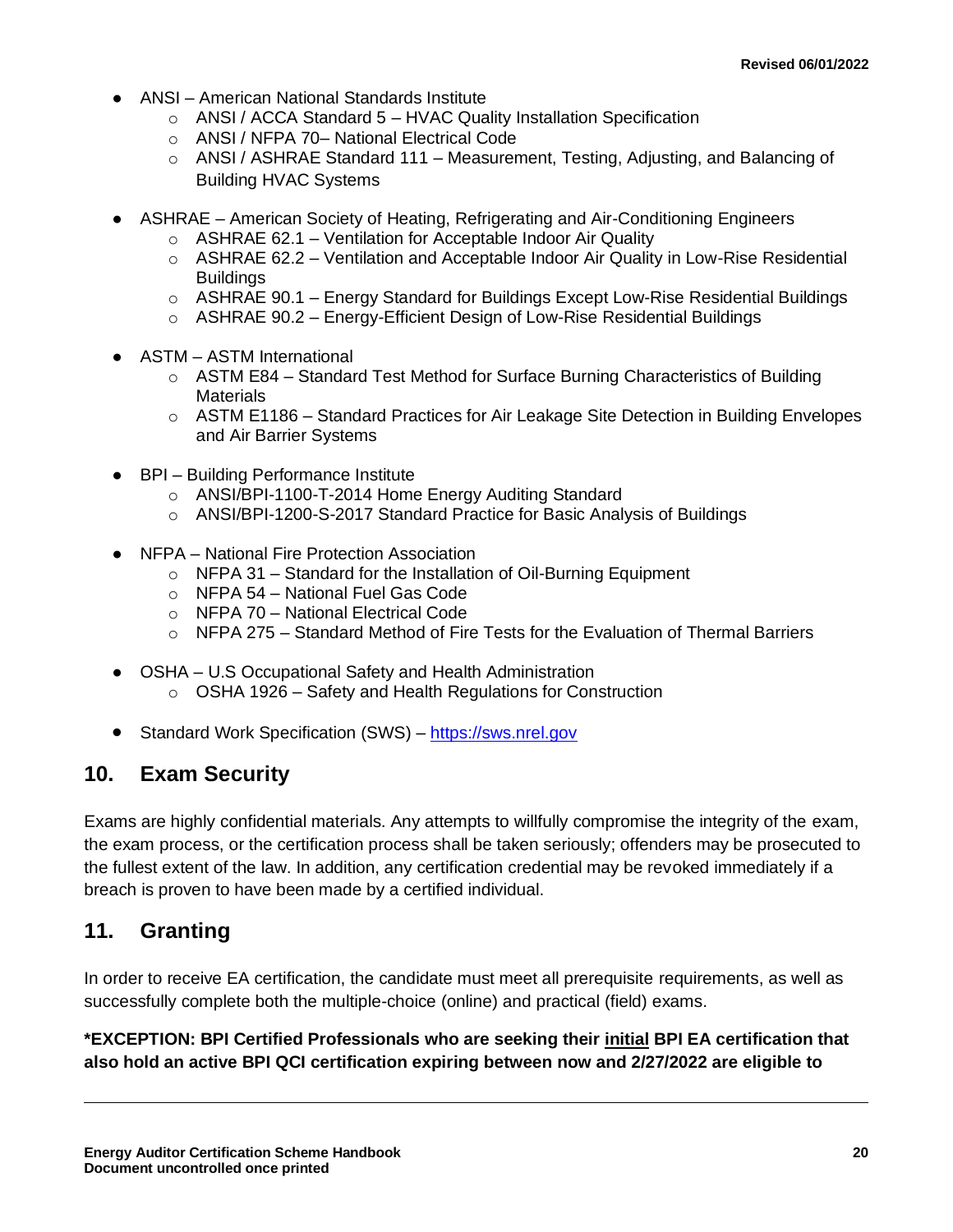- ANSI – American National Standards Institute
  - ANSI / ACCA Standard 5 – HVAC Quality Installation Specification
  - ANSI / NFPA 70– National Electrical Code
  - ANSI / ASHRAE Standard 111 – Measurement, Testing, Adjusting, and Balancing of Building HVAC Systems
- ASHRAE – American Society of Heating, Refrigerating and Air-Conditioning Engineers
  - ASHRAE 62.1 – Ventilation for Acceptable Indoor Air Quality
  - ASHRAE 62.2 – Ventilation and Acceptable Indoor Air Quality in Low-Rise Residential Buildings
  - ASHRAE 90.1 – Energy Standard for Buildings Except Low-Rise Residential Buildings
  - ASHRAE 90.2 – Energy-Efficient Design of Low-Rise Residential Buildings
- ASTM – ASTM International
  - ASTM E84 – Standard Test Method for Surface Burning Characteristics of Building Materials
  - ASTM E1186 – Standard Practices for Air Leakage Site Detection in Building Envelopes and Air Barrier Systems
- BPI – Building Performance Institute
  - ANSI/BPI-1100-T-2014 Home Energy Auditing Standard
  - ANSI/BPI-1200-S-2017 Standard Practice for Basic Analysis of Buildings
- NFPA – National Fire Protection Association
  - NFPA 31 – Standard for the Installation of Oil-Burning Equipment
  - NFPA 54 – National Fuel Gas Code
  - NFPA 70 – National Electrical Code
  - NFPA 275 – Standard Method of Fire Tests for the Evaluation of Thermal Barriers
- OSHA – U.S Occupational Safety and Health Administration
  - OSHA 1926 – Safety and Health Regulations for Construction
- Standard Work Specification (SWS) – https://sws.nrel.gov

## 10. Exam Security

Exams are highly confidential materials. Any attempts to willfully compromise the integrity of the exam, the exam process, or the certification process shall be taken seriously; offenders may be prosecuted to the fullest extent of the law. In addition, any certification credential may be revoked immediately if a breach is proven to have been made by a certified individual.

## 11. Granting

In order to receive EA certification, the candidate must meet all prerequisite requirements, as well as successfully complete both the multiple-choice (online) and practical (field) exams.

**\*EXCEPTION: BPI Certified Professionals who are seeking their <u>initial</u> BPI EA certification that also hold an active BPI QCI certification expiring between now and 2/27/2022 are eligible to**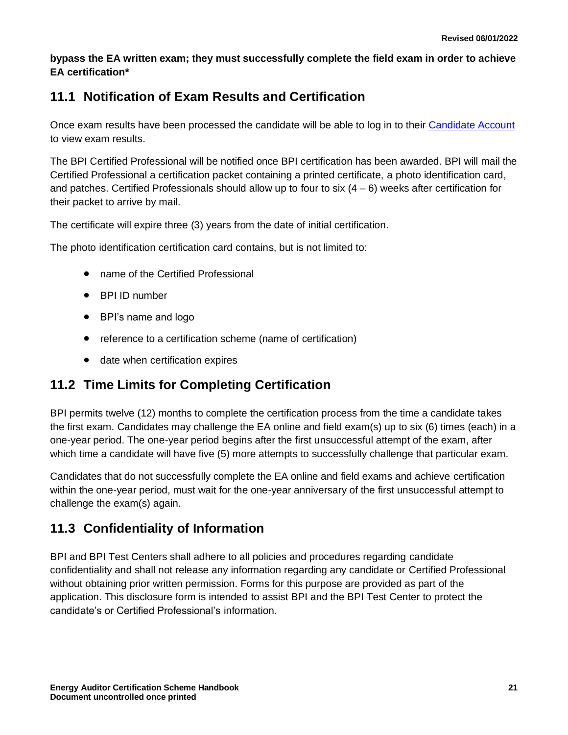**bypass the EA written exam; they must successfully complete the field exam in order to achieve EA certification***

## 11.1 Notification of Exam Results and Certification

Once exam results have been processed the candidate will be able to log in to their Candidate Account to view exam results.

The BPI Certified Professional will be notified once BPI certification has been awarded. BPI will mail the Certified Professional a certification packet containing a printed certificate, a photo identification card, and patches. Certified Professionals should allow up to four to six (4 – 6) weeks after certification for their packet to arrive by mail.

The certificate will expire three (3) years from the date of initial certification.

The photo identification certification card contains, but is not limited to:

- name of the Certified Professional
- BPI ID number
- BPI's name and logo
- reference to a certification scheme (name of certification)
- date when certification expires

## 11.2 Time Limits for Completing Certification

BPI permits twelve (12) months to complete the certification process from the time a candidate takes the first exam. Candidates may challenge the EA online and field exam(s) up to six (6) times (each) in a one-year period. The one-year period begins after the first unsuccessful attempt of the exam, after which time a candidate will have five (5) more attempts to successfully challenge that particular exam.

Candidates that do not successfully complete the EA online and field exams and achieve certification within the one-year period, must wait for the one-year anniversary of the first unsuccessful attempt to challenge the exam(s) again.

## 11.3 Confidentiality of Information

BPI and BPI Test Centers shall adhere to all policies and procedures regarding candidate confidentiality and shall not release any information regarding any candidate or Certified Professional without obtaining prior written permission. Forms for this purpose are provided as part of the application. This disclosure form is intended to assist BPI and the BPI Test Center to protect the candidate's or Certified Professional's information.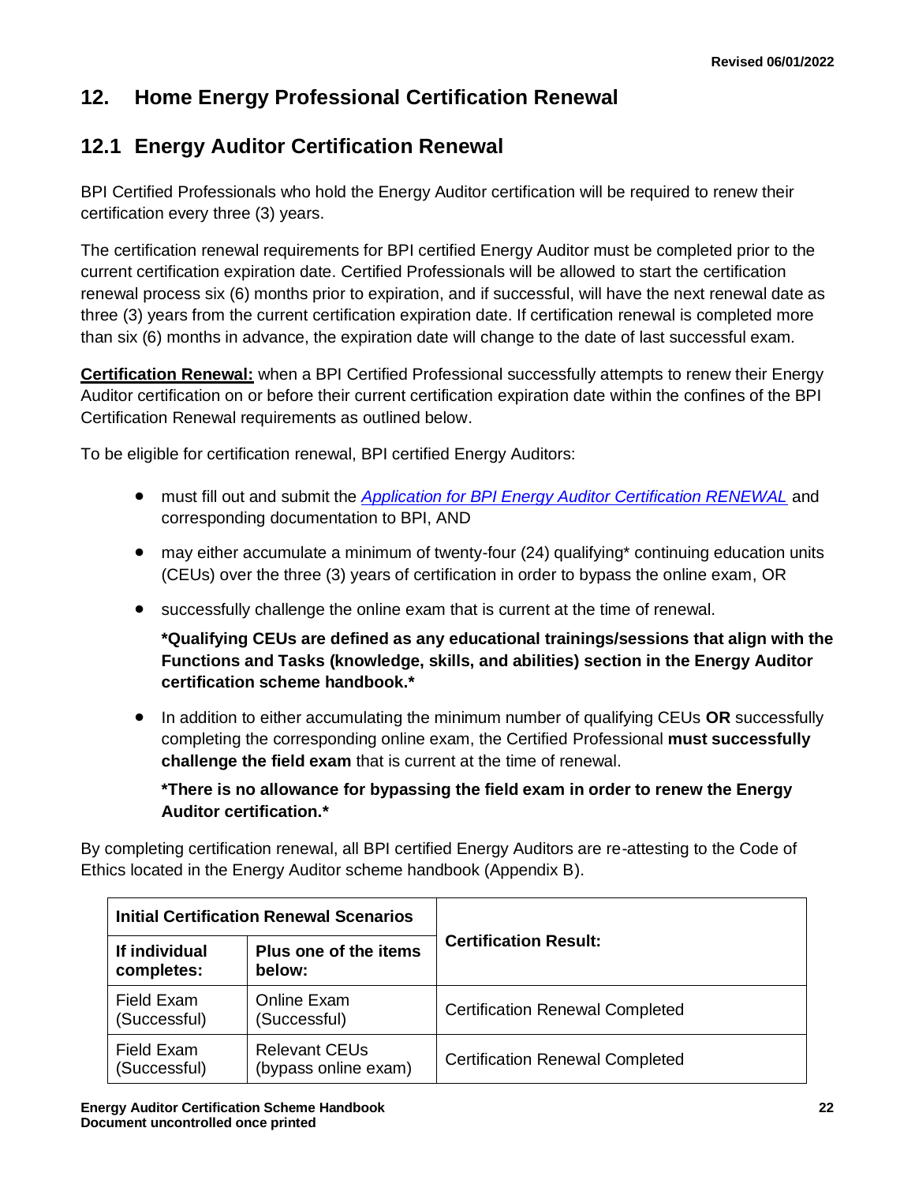## 12. Home Energy Professional Certification Renewal

## 12.1 Energy Auditor Certification Renewal

BPI Certified Professionals who hold the Energy Auditor certification will be required to renew their certification every three (3) years.

The certification renewal requirements for BPI certified Energy Auditor must be completed prior to the current certification expiration date. Certified Professionals will be allowed to start the certification renewal process six (6) months prior to expiration, and if successful, will have the next renewal date as three (3) years from the current certification expiration date. If certification renewal is completed more than six (6) months in advance, the expiration date will change to the date of last successful exam.

**<u>Certification Renewal:</u>** when a BPI Certified Professional successfully attempts to renew their Energy Auditor certification on or before their current certification expiration date within the confines of the BPI Certification Renewal requirements as outlined below.

To be eligible for certification renewal, BPI certified Energy Auditors:

- must fill out and submit the *Application for BPI Energy Auditor Certification RENEWAL* and corresponding documentation to BPI, AND
- may either accumulate a minimum of twenty-four (24) qualifying* continuing education units (CEUs) over the three (3) years of certification in order to bypass the online exam, OR
- successfully challenge the online exam that is current at the time of renewal.

  **\*Qualifying CEUs are defined as any educational trainings/sessions that align with the Functions and Tasks (knowledge, skills, and abilities) section in the Energy Auditor certification scheme handbook.\***

- In addition to either accumulating the minimum number of qualifying CEUs **OR** successfully completing the corresponding online exam, the Certified Professional **must successfully challenge the field exam** that is current at the time of renewal.

  **\*There is no allowance for bypassing the field exam in order to renew the Energy Auditor certification.\***

By completing certification renewal, all BPI certified Energy Auditors are re-attesting to the Code of Ethics located in the Energy Auditor scheme handbook (Appendix B).

| Initial Certification Renewal Scenarios | | Certification Result: |
|---|---|---|
| **If individual completes:** | **Plus one of the items below:** | |
| Field Exam (Successful) | Online Exam (Successful) | Certification Renewal Completed |
| Field Exam (Successful) | Relevant CEUs (bypass online exam) | Certification Renewal Completed |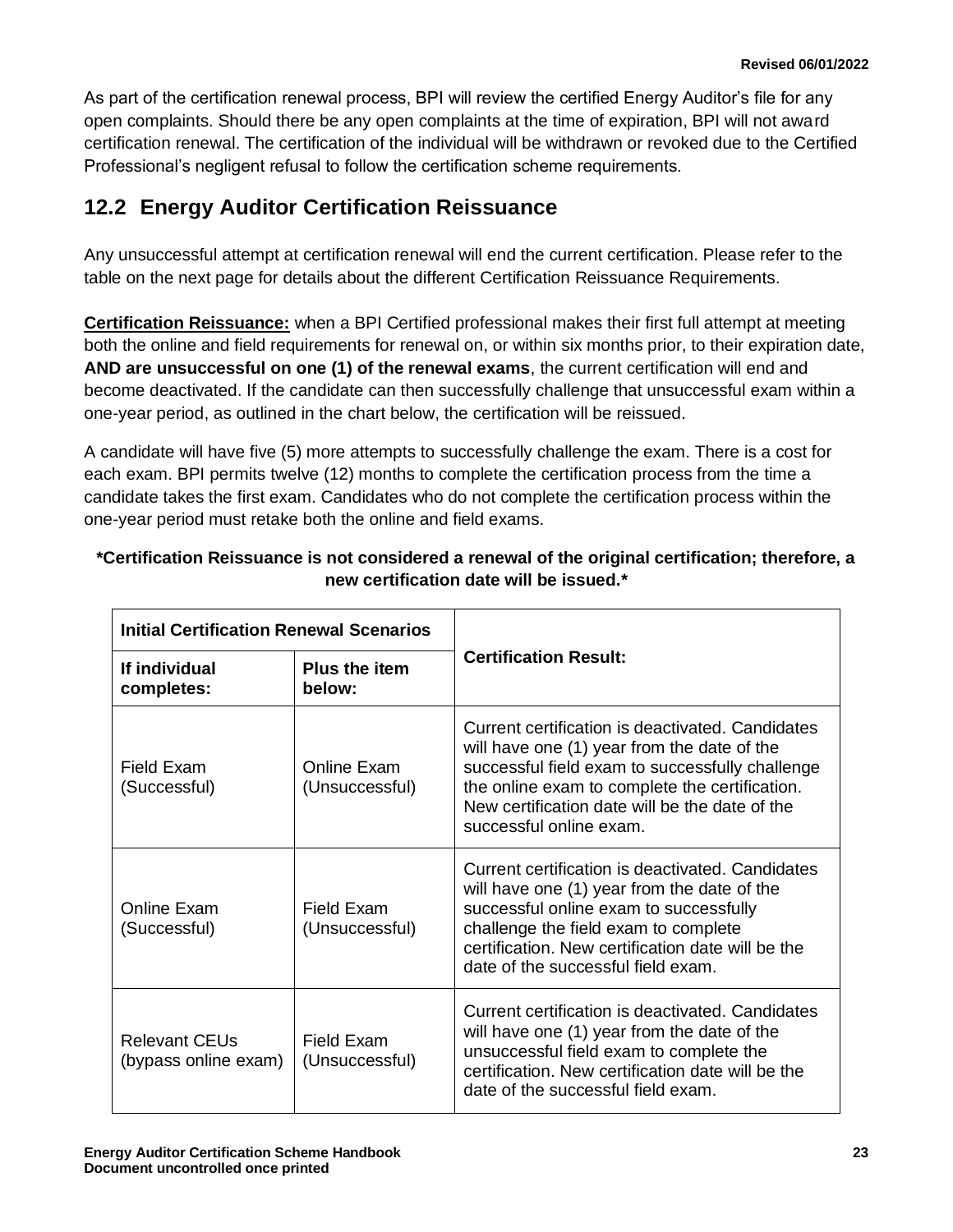As part of the certification renewal process, BPI will review the certified Energy Auditor's file for any open complaints. Should there be any open complaints at the time of expiration, BPI will not award certification renewal. The certification of the individual will be withdrawn or revoked due to the Certified Professional's negligent refusal to follow the certification scheme requirements.

## 12.2 Energy Auditor Certification Reissuance

Any unsuccessful attempt at certification renewal will end the current certification. Please refer to the table on the next page for details about the different Certification Reissuance Requirements.

**Certification Reissuance:** when a BPI Certified professional makes their first full attempt at meeting both the online and field requirements for renewal on, or within six months prior, to their expiration date, **AND are unsuccessful on one (1) of the renewal exams**, the current certification will end and become deactivated. If the candidate can then successfully challenge that unsuccessful exam within a one-year period, as outlined in the chart below, the certification will be reissued.

A candidate will have five (5) more attempts to successfully challenge the exam. There is a cost for each exam. BPI permits twelve (12) months to complete the certification process from the time a candidate takes the first exam. Candidates who do not complete the certification process within the one-year period must retake both the online and field exams.

**\*Certification Reissuance is not considered a renewal of the original certification; therefore, a new certification date will be issued.\***

| **Initial Certification Renewal Scenarios** | | **Certification Result:** |
|---|---|---|
| **If individual completes:** | **Plus the item below:** | |
| Field Exam (Successful) | Online Exam (Unsuccessful) | Current certification is deactivated. Candidates will have one (1) year from the date of the successful field exam to successfully challenge the online exam to complete the certification. New certification date will be the date of the successful online exam. |
| Online Exam (Successful) | Field Exam (Unsuccessful) | Current certification is deactivated. Candidates will have one (1) year from the date of the successful online exam to successfully challenge the field exam to complete certification. New certification date will be the date of the successful field exam. |
| Relevant CEUs (bypass online exam) | Field Exam (Unsuccessful) | Current certification is deactivated. Candidates will have one (1) year from the date of the unsuccessful field exam to complete the certification. New certification date will be the date of the successful field exam. |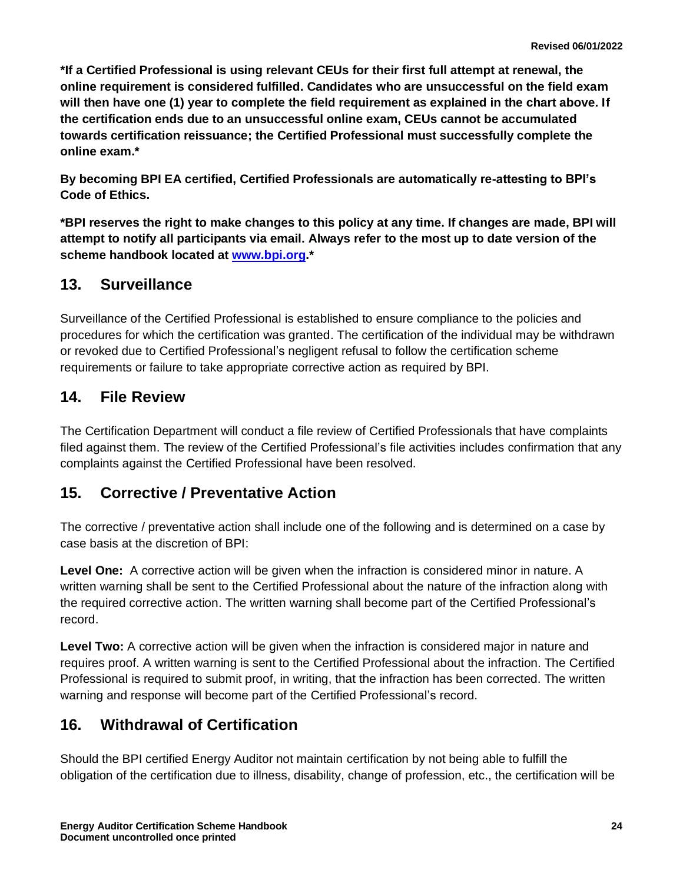**\*If a Certified Professional is using relevant CEUs for their first full attempt at renewal, the online requirement is considered fulfilled. Candidates who are unsuccessful on the field exam will then have one (1) year to complete the field requirement as explained in the chart above. If the certification ends due to an unsuccessful online exam, CEUs cannot be accumulated towards certification reissuance; the Certified Professional must successfully complete the online exam.\***

**By becoming BPI EA certified, Certified Professionals are automatically re-attesting to BPI's Code of Ethics.**

**\*BPI reserves the right to make changes to this policy at any time. If changes are made, BPI will attempt to notify all participants via email. Always refer to the most up to date version of the scheme handbook located at [www.bpi.org](http://www.bpi.org).\***

## 13. Surveillance

Surveillance of the Certified Professional is established to ensure compliance to the policies and procedures for which the certification was granted. The certification of the individual may be withdrawn or revoked due to Certified Professional's negligent refusal to follow the certification scheme requirements or failure to take appropriate corrective action as required by BPI.

## 14. File Review

The Certification Department will conduct a file review of Certified Professionals that have complaints filed against them. The review of the Certified Professional's file activities includes confirmation that any complaints against the Certified Professional have been resolved.

## 15. Corrective / Preventative Action

The corrective / preventative action shall include one of the following and is determined on a case by case basis at the discretion of BPI:

**Level One:** A corrective action will be given when the infraction is considered minor in nature. A written warning shall be sent to the Certified Professional about the nature of the infraction along with the required corrective action. The written warning shall become part of the Certified Professional's record.

**Level Two:** A corrective action will be given when the infraction is considered major in nature and requires proof. A written warning is sent to the Certified Professional about the infraction. The Certified Professional is required to submit proof, in writing, that the infraction has been corrected. The written warning and response will become part of the Certified Professional's record.

## 16. Withdrawal of Certification

Should the BPI certified Energy Auditor not maintain certification by not being able to fulfill the obligation of the certification due to illness, disability, change of profession, etc., the certification will be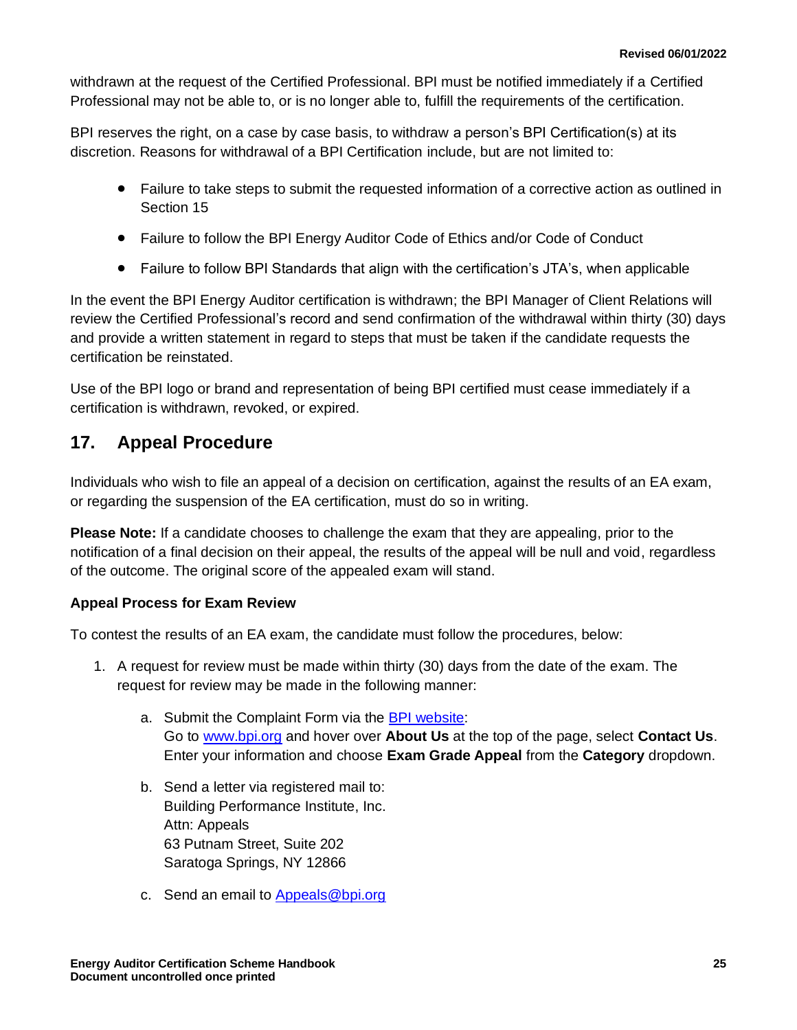withdrawn at the request of the Certified Professional. BPI must be notified immediately if a Certified Professional may not be able to, or is no longer able to, fulfill the requirements of the certification.

BPI reserves the right, on a case by case basis, to withdraw a person's BPI Certification(s) at its discretion. Reasons for withdrawal of a BPI Certification include, but are not limited to:

- Failure to take steps to submit the requested information of a corrective action as outlined in Section 15
- Failure to follow the BPI Energy Auditor Code of Ethics and/or Code of Conduct
- Failure to follow BPI Standards that align with the certification's JTA's, when applicable

In the event the BPI Energy Auditor certification is withdrawn; the BPI Manager of Client Relations will review the Certified Professional's record and send confirmation of the withdrawal within thirty (30) days and provide a written statement in regard to steps that must be taken if the candidate requests the certification be reinstated.

Use of the BPI logo or brand and representation of being BPI certified must cease immediately if a certification is withdrawn, revoked, or expired.

## 17. Appeal Procedure

Individuals who wish to file an appeal of a decision on certification, against the results of an EA exam, or regarding the suspension of the EA certification, must do so in writing.

**Please Note:** If a candidate chooses to challenge the exam that they are appealing, prior to the notification of a final decision on their appeal, the results of the appeal will be null and void, regardless of the outcome. The original score of the appealed exam will stand.

**Appeal Process for Exam Review**

To contest the results of an EA exam, the candidate must follow the procedures, below:

1. A request for review must be made within thirty (30) days from the date of the exam. The request for review may be made in the following manner:
    a. Submit the Complaint Form via the BPI website:
       Go to www.bpi.org and hover over **About Us** at the top of the page, select **Contact Us**. Enter your information and choose **Exam Grade Appeal** from the **Category** dropdown.
    b. Send a letter via registered mail to:
       Building Performance Institute, Inc.
       Attn: Appeals
       63 Putnam Street, Suite 202
       Saratoga Springs, NY 12866
    c. Send an email to Appeals@bpi.org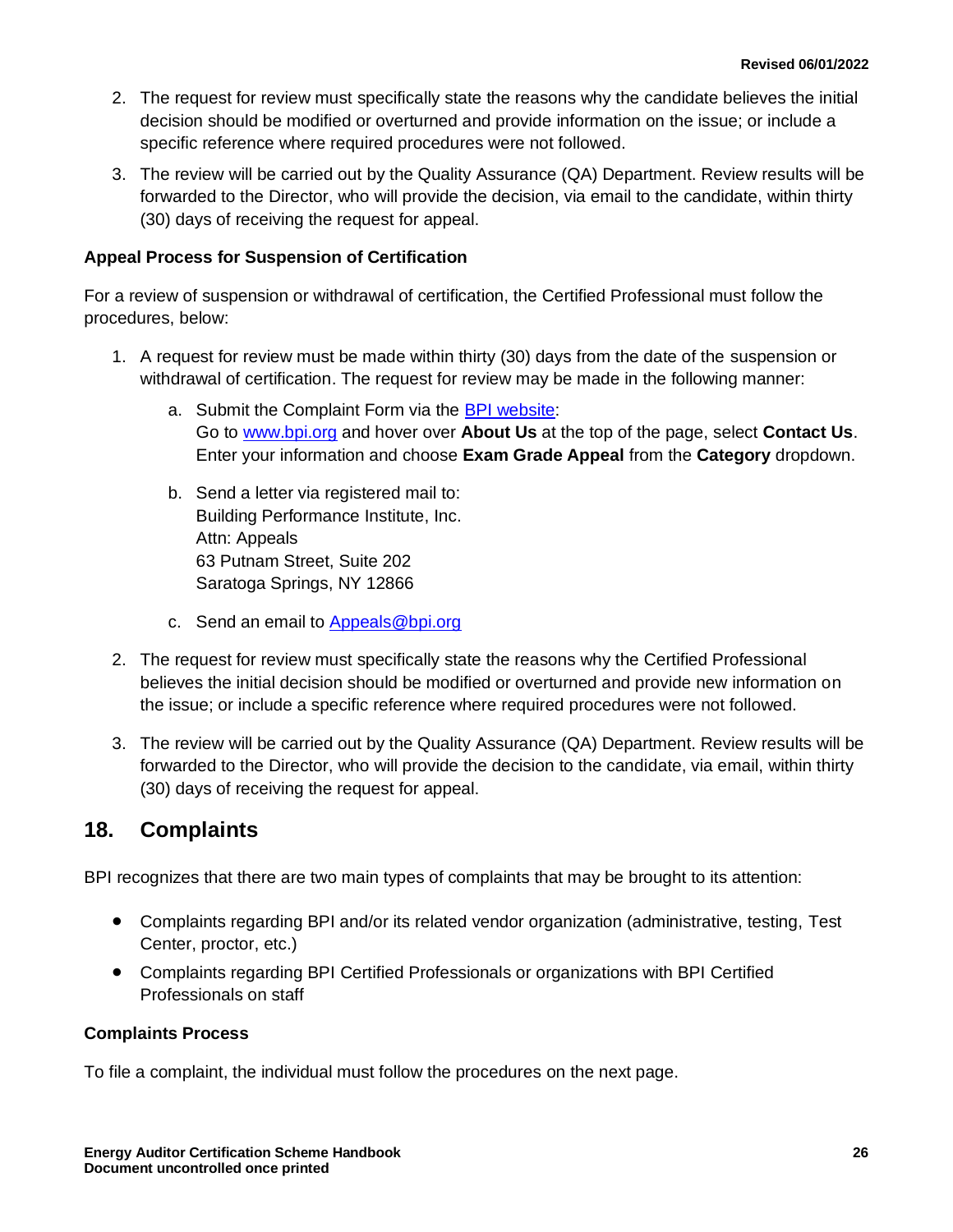2. The request for review must specifically state the reasons why the candidate believes the initial decision should be modified or overturned and provide information on the issue; or include a specific reference where required procedures were not followed.
3. The review will be carried out by the Quality Assurance (QA) Department. Review results will be forwarded to the Director, who will provide the decision, via email to the candidate, within thirty (30) days of receiving the request for appeal.

**Appeal Process for Suspension of Certification**

For a review of suspension or withdrawal of certification, the Certified Professional must follow the procedures, below:

1. A request for review must be made within thirty (30) days from the date of the suspension or withdrawal of certification. The request for review may be made in the following manner:
   a. Submit the Complaint Form via the [BPI website](www.bpi.org):
      Go to [www.bpi.org](www.bpi.org) and hover over **About Us** at the top of the page, select **Contact Us**. Enter your information and choose **Exam Grade Appeal** from the **Category** dropdown.
   b. Send a letter via registered mail to:
      Building Performance Institute, Inc.
      Attn: Appeals
      63 Putnam Street, Suite 202
      Saratoga Springs, NY 12866
   c. Send an email to [Appeals@bpi.org](mailto:Appeals@bpi.org)
2. The request for review must specifically state the reasons why the Certified Professional believes the initial decision should be modified or overturned and provide new information on the issue; or include a specific reference where required procedures were not followed.
3. The review will be carried out by the Quality Assurance (QA) Department. Review results will be forwarded to the Director, who will provide the decision to the candidate, via email, within thirty (30) days of receiving the request for appeal.

## 18. Complaints

BPI recognizes that there are two main types of complaints that may be brought to its attention:

- Complaints regarding BPI and/or its related vendor organization (administrative, testing, Test Center, proctor, etc.)
- Complaints regarding BPI Certified Professionals or organizations with BPI Certified Professionals on staff

**Complaints Process**

To file a complaint, the individual must follow the procedures on the next page.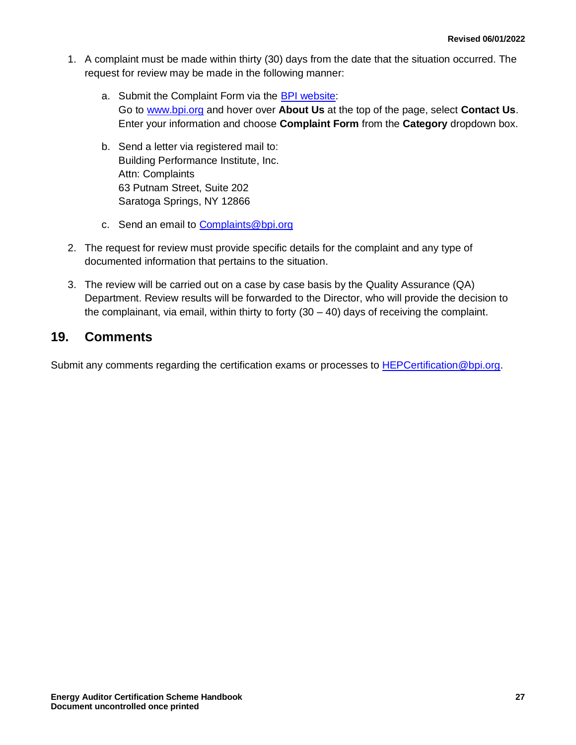1. A complaint must be made within thirty (30) days from the date that the situation occurred. The request for review may be made in the following manner:

    a. Submit the Complaint Form via the [BPI website](https://www.bpi.org):
    Go to [www.bpi.org](https://www.bpi.org) and hover over **About Us** at the top of the page, select **Contact Us**. Enter your information and choose **Complaint Form** from the **Category** dropdown box.

    b. Send a letter via registered mail to:
    Building Performance Institute, Inc.
    Attn: Complaints
    63 Putnam Street, Suite 202
    Saratoga Springs, NY 12866

    c. Send an email to [Complaints@bpi.org](mailto:Complaints@bpi.org)

2. The request for review must provide specific details for the complaint and any type of documented information that pertains to the situation.

3. The review will be carried out on a case by case basis by the Quality Assurance (QA) Department. Review results will be forwarded to the Director, who will provide the decision to the complainant, via email, within thirty to forty (30 – 40) days of receiving the complaint.

## 19. Comments

Submit any comments regarding the certification exams or processes to [HEPCertification@bpi.org](mailto:HEPCertification@bpi.org).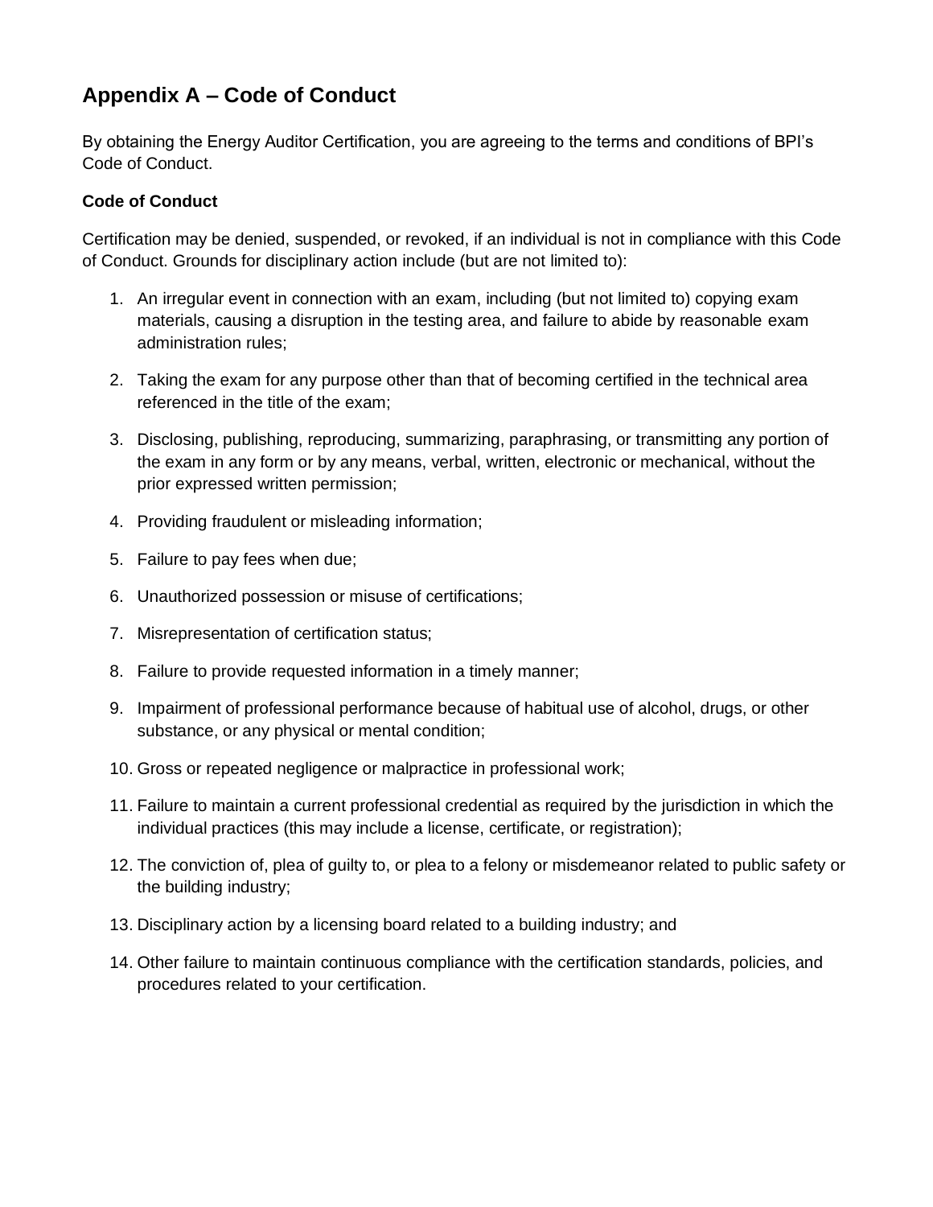## Appendix A – Code of Conduct

By obtaining the Energy Auditor Certification, you are agreeing to the terms and conditions of BPI's Code of Conduct.

**Code of Conduct**

Certification may be denied, suspended, or revoked, if an individual is not in compliance with this Code of Conduct. Grounds for disciplinary action include (but are not limited to):

1. An irregular event in connection with an exam, including (but not limited to) copying exam materials, causing a disruption in the testing area, and failure to abide by reasonable exam administration rules;
2. Taking the exam for any purpose other than that of becoming certified in the technical area referenced in the title of the exam;
3. Disclosing, publishing, reproducing, summarizing, paraphrasing, or transmitting any portion of the exam in any form or by any means, verbal, written, electronic or mechanical, without the prior expressed written permission;
4. Providing fraudulent or misleading information;
5. Failure to pay fees when due;
6. Unauthorized possession or misuse of certifications;
7. Misrepresentation of certification status;
8. Failure to provide requested information in a timely manner;
9. Impairment of professional performance because of habitual use of alcohol, drugs, or other substance, or any physical or mental condition;
10. Gross or repeated negligence or malpractice in professional work;
11. Failure to maintain a current professional credential as required by the jurisdiction in which the individual practices (this may include a license, certificate, or registration);
12. The conviction of, plea of guilty to, or plea to a felony or misdemeanor related to public safety or the building industry;
13. Disciplinary action by a licensing board related to a building industry; and
14. Other failure to maintain continuous compliance with the certification standards, policies, and procedures related to your certification.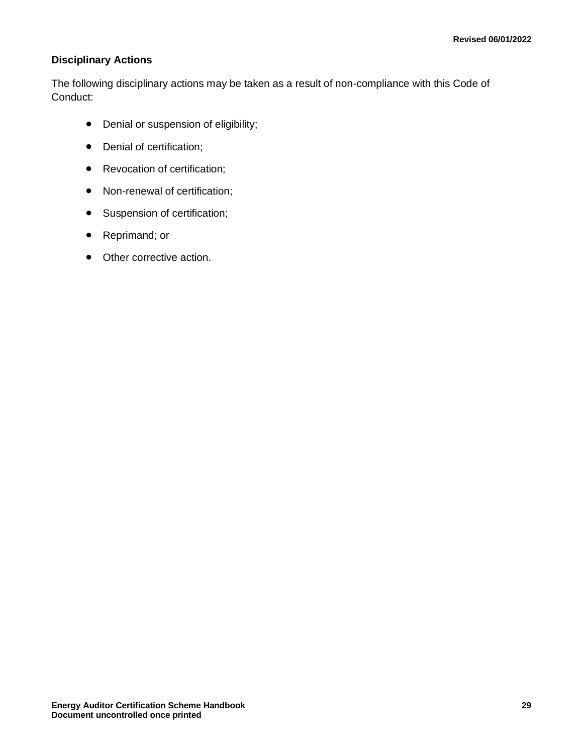### Disciplinary Actions

The following disciplinary actions may be taken as a result of non-compliance with this Code of Conduct:

- Denial or suspension of eligibility;
- Denial of certification;
- Revocation of certification;
- Non-renewal of certification;
- Suspension of certification;
- Reprimand; or
- Other corrective action.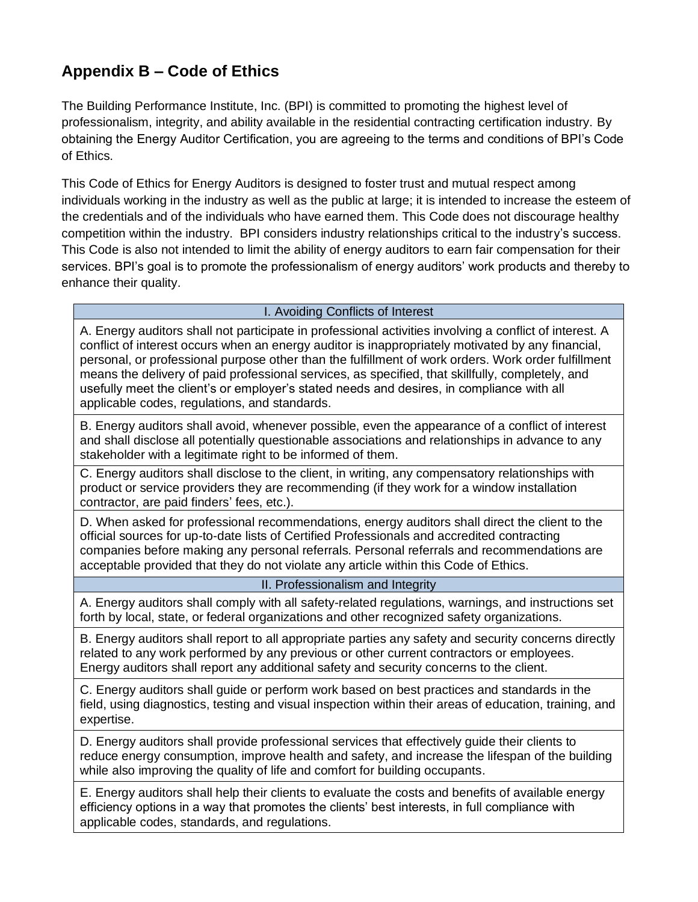## Appendix B – Code of Ethics

The Building Performance Institute, Inc. (BPI) is committed to promoting the highest level of professionalism, integrity, and ability available in the residential contracting certification industry. By obtaining the Energy Auditor Certification, you are agreeing to the terms and conditions of BPI's Code of Ethics.

This Code of Ethics for Energy Auditors is designed to foster trust and mutual respect among individuals working in the industry as well as the public at large; it is intended to increase the esteem of the credentials and of the individuals who have earned them. This Code does not discourage healthy competition within the industry. BPI considers industry relationships critical to the industry's success. This Code is also not intended to limit the ability of energy auditors to earn fair compensation for their services. BPI's goal is to promote the professionalism of energy auditors' work products and thereby to enhance their quality.

| I. Avoiding Conflicts of Interest |
|---|
| A. Energy auditors shall not participate in professional activities involving a conflict of interest. A conflict of interest occurs when an energy auditor is inappropriately motivated by any financial, personal, or professional purpose other than the fulfillment of work orders. Work order fulfillment means the delivery of paid professional services, as specified, that skillfully, completely, and usefully meet the client's or employer's stated needs and desires, in compliance with all applicable codes, regulations, and standards. |
| B. Energy auditors shall avoid, whenever possible, even the appearance of a conflict of interest and shall disclose all potentially questionable associations and relationships in advance to any stakeholder with a legitimate right to be informed of them. |
| C. Energy auditors shall disclose to the client, in writing, any compensatory relationships with product or service providers they are recommending (if they work for a window installation contractor, are paid finders' fees, etc.). |
| D. When asked for professional recommendations, energy auditors shall direct the client to the official sources for up-to-date lists of Certified Professionals and accredited contracting companies before making any personal referrals. Personal referrals and recommendations are acceptable provided that they do not violate any article within this Code of Ethics. |
| **II. Professionalism and Integrity** |
| A. Energy auditors shall comply with all safety-related regulations, warnings, and instructions set forth by local, state, or federal organizations and other recognized safety organizations. |
| B. Energy auditors shall report to all appropriate parties any safety and security concerns directly related to any work performed by any previous or other current contractors or employees. Energy auditors shall report any additional safety and security concerns to the client. |
| C. Energy auditors shall guide or perform work based on best practices and standards in the field, using diagnostics, testing and visual inspection within their areas of education, training, and expertise. |
| D. Energy auditors shall provide professional services that effectively guide their clients to reduce energy consumption, improve health and safety, and increase the lifespan of the building while also improving the quality of life and comfort for building occupants. |
| E. Energy auditors shall help their clients to evaluate the costs and benefits of available energy efficiency options in a way that promotes the clients' best interests, in full compliance with applicable codes, standards, and regulations. |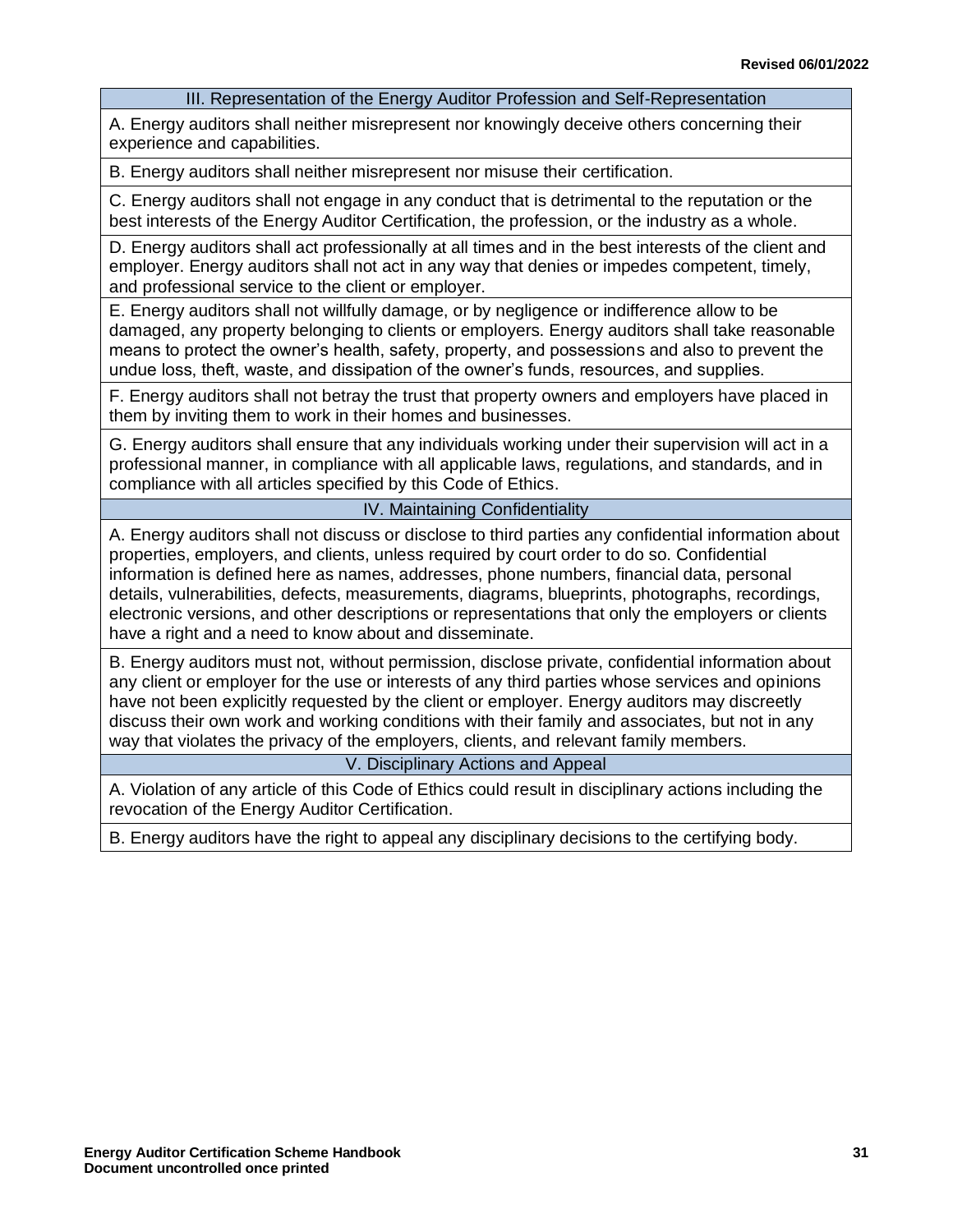| III. Representation of the Energy Auditor Profession and Self-Representation |
| --- |
| A. Energy auditors shall neither misrepresent nor knowingly deceive others concerning their experience and capabilities. |
| B. Energy auditors shall neither misrepresent nor misuse their certification. |
| C. Energy auditors shall not engage in any conduct that is detrimental to the reputation or the best interests of the Energy Auditor Certification, the profession, or the industry as a whole. |
| D. Energy auditors shall act professionally at all times and in the best interests of the client and employer. Energy auditors shall not act in any way that denies or impedes competent, timely, and professional service to the client or employer. |
| E. Energy auditors shall not willfully damage, or by negligence or indifference allow to be damaged, any property belonging to clients or employers. Energy auditors shall take reasonable means to protect the owner's health, safety, property, and possessions and also to prevent the undue loss, theft, waste, and dissipation of the owner's funds, resources, and supplies. |
| F. Energy auditors shall not betray the trust that property owners and employers have placed in them by inviting them to work in their homes and businesses. |
| G. Energy auditors shall ensure that any individuals working under their supervision will act in a professional manner, in compliance with all applicable laws, regulations, and standards, and in compliance with all articles specified by this Code of Ethics. |
| IV. Maintaining Confidentiality |
| A. Energy auditors shall not discuss or disclose to third parties any confidential information about properties, employers, and clients, unless required by court order to do so. Confidential information is defined here as names, addresses, phone numbers, financial data, personal details, vulnerabilities, defects, measurements, diagrams, blueprints, photographs, recordings, electronic versions, and other descriptions or representations that only the employers or clients have a right and a need to know about and disseminate. |
| B. Energy auditors must not, without permission, disclose private, confidential information about any client or employer for the use or interests of any third parties whose services and opinions have not been explicitly requested by the client or employer. Energy auditors may discreetly discuss their own work and working conditions with their family and associates, but not in any way that violates the privacy of the employers, clients, and relevant family members. |
| V. Disciplinary Actions and Appeal |
| A. Violation of any article of this Code of Ethics could result in disciplinary actions including the revocation of the Energy Auditor Certification. |
| B. Energy auditors have the right to appeal any disciplinary decisions to the certifying body. |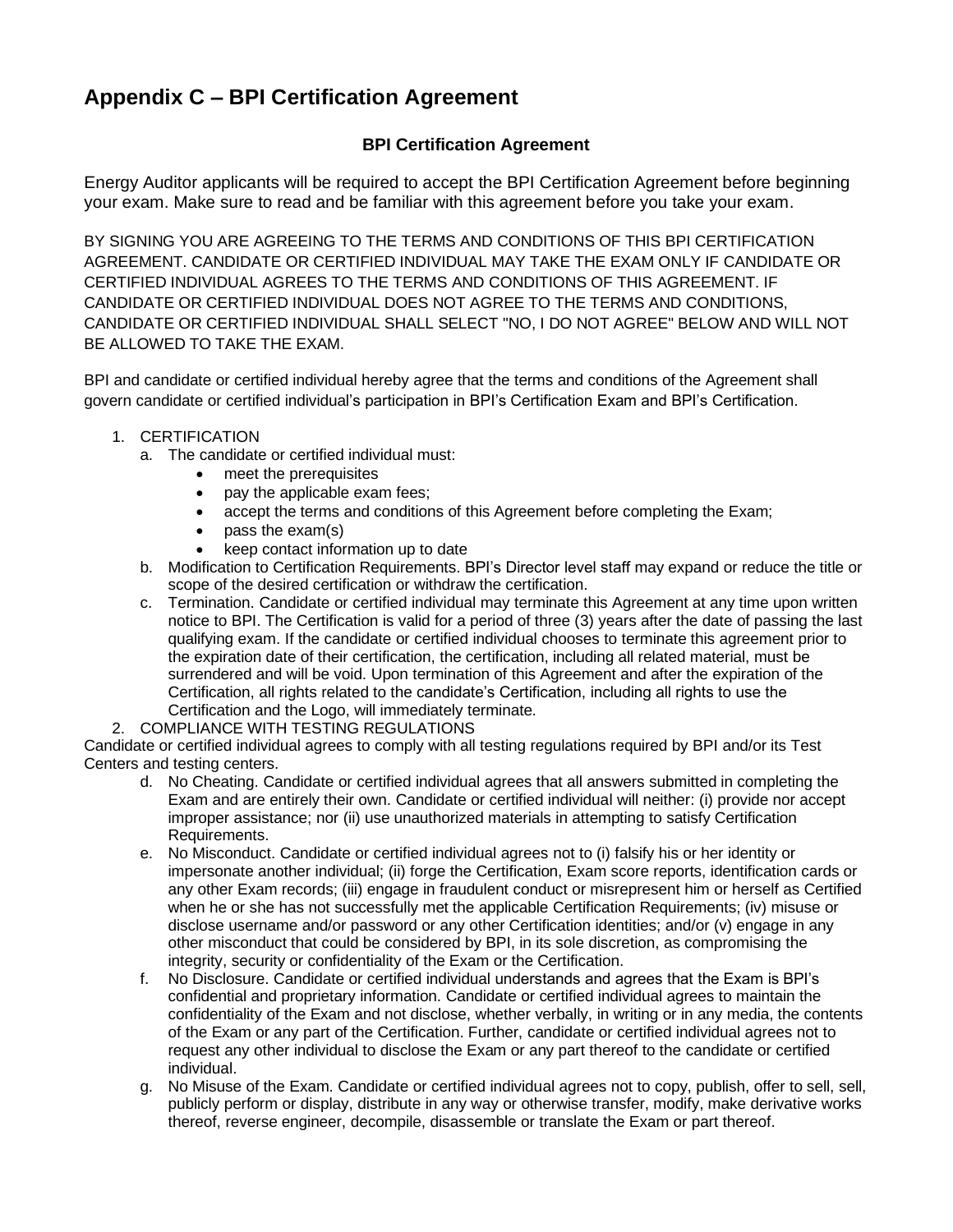# Appendix C – BPI Certification Agreement

### BPI Certification Agreement

Energy Auditor applicants will be required to accept the BPI Certification Agreement before beginning your exam. Make sure to read and be familiar with this agreement before you take your exam.

BY SIGNING YOU ARE AGREEING TO THE TERMS AND CONDITIONS OF THIS BPI CERTIFICATION AGREEMENT. CANDIDATE OR CERTIFIED INDIVIDUAL MAY TAKE THE EXAM ONLY IF CANDIDATE OR CERTIFIED INDIVIDUAL AGREES TO THE TERMS AND CONDITIONS OF THIS AGREEMENT. IF CANDIDATE OR CERTIFIED INDIVIDUAL DOES NOT AGREE TO THE TERMS AND CONDITIONS, CANDIDATE OR CERTIFIED INDIVIDUAL SHALL SELECT "NO, I DO NOT AGREE" BELOW AND WILL NOT BE ALLOWED TO TAKE THE EXAM.

BPI and candidate or certified individual hereby agree that the terms and conditions of the Agreement shall govern candidate or certified individual's participation in BPI's Certification Exam and BPI's Certification.

1. CERTIFICATION
   a. The candidate or certified individual must:
      - meet the prerequisites
      - pay the applicable exam fees;
      - accept the terms and conditions of this Agreement before completing the Exam;
      - pass the exam(s)
      - keep contact information up to date
   b. Modification to Certification Requirements. BPI's Director level staff may expand or reduce the title or scope of the desired certification or withdraw the certification.
   c. Termination. Candidate or certified individual may terminate this Agreement at any time upon written notice to BPI. The Certification is valid for a period of three (3) years after the date of passing the last qualifying exam. If the candidate or certified individual chooses to terminate this agreement prior to the expiration date of their certification, the certification, including all related material, must be surrendered and will be void. Upon termination of this Agreement and after the expiration of the Certification, all rights related to the candidate's Certification, including all rights to use the Certification and the Logo, will immediately terminate.
2. COMPLIANCE WITH TESTING REGULATIONS

Candidate or certified individual agrees to comply with all testing regulations required by BPI and/or its Test Centers and testing centers.

   d. No Cheating. Candidate or certified individual agrees that all answers submitted in completing the Exam and are entirely their own. Candidate or certified individual will neither: (i) provide nor accept improper assistance; nor (ii) use unauthorized materials in attempting to satisfy Certification Requirements.
   e. No Misconduct. Candidate or certified individual agrees not to (i) falsify his or her identity or impersonate another individual; (ii) forge the Certification, Exam score reports, identification cards or any other Exam records; (iii) engage in fraudulent conduct or misrepresent him or herself as Certified when he or she has not successfully met the applicable Certification Requirements; (iv) misuse or disclose username and/or password or any other Certification identities; and/or (v) engage in any other misconduct that could be considered by BPI, in its sole discretion, as compromising the integrity, security or confidentiality of the Exam or the Certification.
   f. No Disclosure. Candidate or certified individual understands and agrees that the Exam is BPI's confidential and proprietary information. Candidate or certified individual agrees to maintain the confidentiality of the Exam and not disclose, whether verbally, in writing or in any media, the contents of the Exam or any part of the Certification. Further, candidate or certified individual agrees not to request any other individual to disclose the Exam or any part thereof to the candidate or certified individual.
   g. No Misuse of the Exam. Candidate or certified individual agrees not to copy, publish, offer to sell, sell, publicly perform or display, distribute in any way or otherwise transfer, modify, make derivative works thereof, reverse engineer, decompile, disassemble or translate the Exam or part thereof.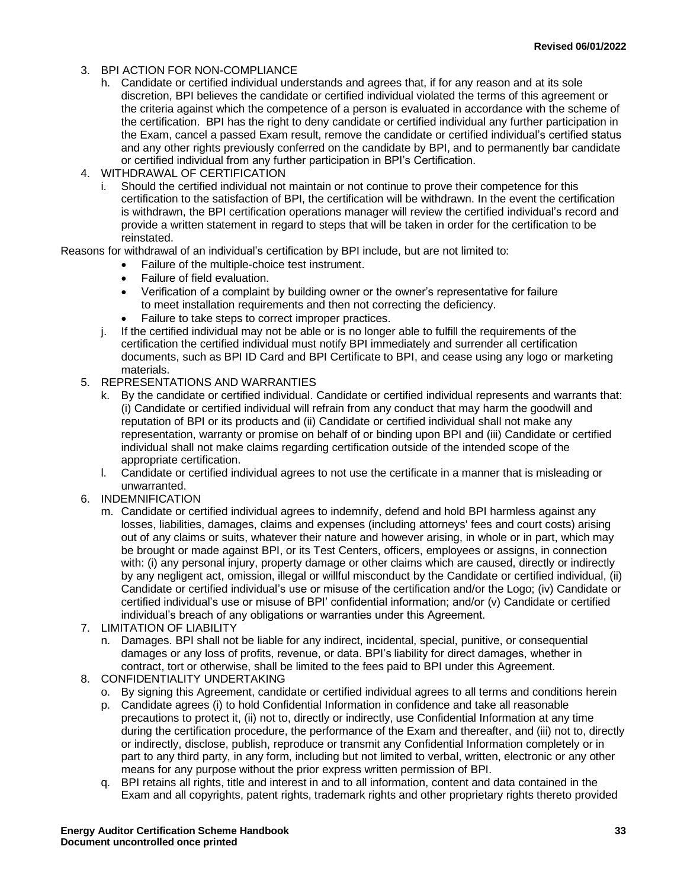3. BPI ACTION FOR NON-COMPLIANCE
   h. Candidate or certified individual understands and agrees that, if for any reason and at its sole discretion, BPI believes the candidate or certified individual violated the terms of this agreement or the criteria against which the competence of a person is evaluated in accordance with the scheme of the certification. BPI has the right to deny candidate or certified individual any further participation in the Exam, cancel a passed Exam result, remove the candidate or certified individual's certified status and any other rights previously conferred on the candidate by BPI, and to permanently bar candidate or certified individual from any further participation in BPI's Certification.
4. WITHDRAWAL OF CERTIFICATION
   i. Should the certified individual not maintain or not continue to prove their competence for this certification to the satisfaction of BPI, the certification will be withdrawn. In the event the certification is withdrawn, the BPI certification operations manager will review the certified individual's record and provide a written statement in regard to steps that will be taken in order for the certification to be reinstated.

Reasons for withdrawal of an individual's certification by BPI include, but are not limited to:

- Failure of the multiple-choice test instrument.
- Failure of field evaluation.
- Verification of a complaint by building owner or the owner's representative for failure to meet installation requirements and then not correcting the deficiency.
- Failure to take steps to correct improper practices.

   j. If the certified individual may not be able or is no longer able to fulfill the requirements of the certification the certified individual must notify BPI immediately and surrender all certification documents, such as BPI ID Card and BPI Certificate to BPI, and cease using any logo or marketing materials.
5. REPRESENTATIONS AND WARRANTIES
   k. By the candidate or certified individual. Candidate or certified individual represents and warrants that: (i) Candidate or certified individual will refrain from any conduct that may harm the goodwill and reputation of BPI or its products and (ii) Candidate or certified individual shall not make any representation, warranty or promise on behalf of or binding upon BPI and (iii) Candidate or certified individual shall not make claims regarding certification outside of the intended scope of the appropriate certification.
   l. Candidate or certified individual agrees to not use the certificate in a manner that is misleading or unwarranted.
6. INDEMNIFICATION
   m. Candidate or certified individual agrees to indemnify, defend and hold BPI harmless against any losses, liabilities, damages, claims and expenses (including attorneys' fees and court costs) arising out of any claims or suits, whatever their nature and however arising, in whole or in part, which may be brought or made against BPI, or its Test Centers, officers, employees or assigns, in connection with: (i) any personal injury, property damage or other claims which are caused, directly or indirectly by any negligent act, omission, illegal or willful misconduct by the Candidate or certified individual, (ii) Candidate or certified individual's use or misuse of the certification and/or the Logo; (iv) Candidate or certified individual's use or misuse of BPI' confidential information; and/or (v) Candidate or certified individual's breach of any obligations or warranties under this Agreement.
7. LIMITATION OF LIABILITY
   n. Damages. BPI shall not be liable for any indirect, incidental, special, punitive, or consequential damages or any loss of profits, revenue, or data. BPI's liability for direct damages, whether in contract, tort or otherwise, shall be limited to the fees paid to BPI under this Agreement.
8. CONFIDENTIALITY UNDERTAKING
   o. By signing this Agreement, candidate or certified individual agrees to all terms and conditions herein
   p. Candidate agrees (i) to hold Confidential Information in confidence and take all reasonable precautions to protect it, (ii) not to, directly or indirectly, use Confidential Information at any time during the certification procedure, the performance of the Exam and thereafter, and (iii) not to, directly or indirectly, disclose, publish, reproduce or transmit any Confidential Information completely or in part to any third party, in any form, including but not limited to verbal, written, electronic or any other means for any purpose without the prior express written permission of BPI.
   q. BPI retains all rights, title and interest in and to all information, content and data contained in the Exam and all copyrights, patent rights, trademark rights and other proprietary rights thereto provided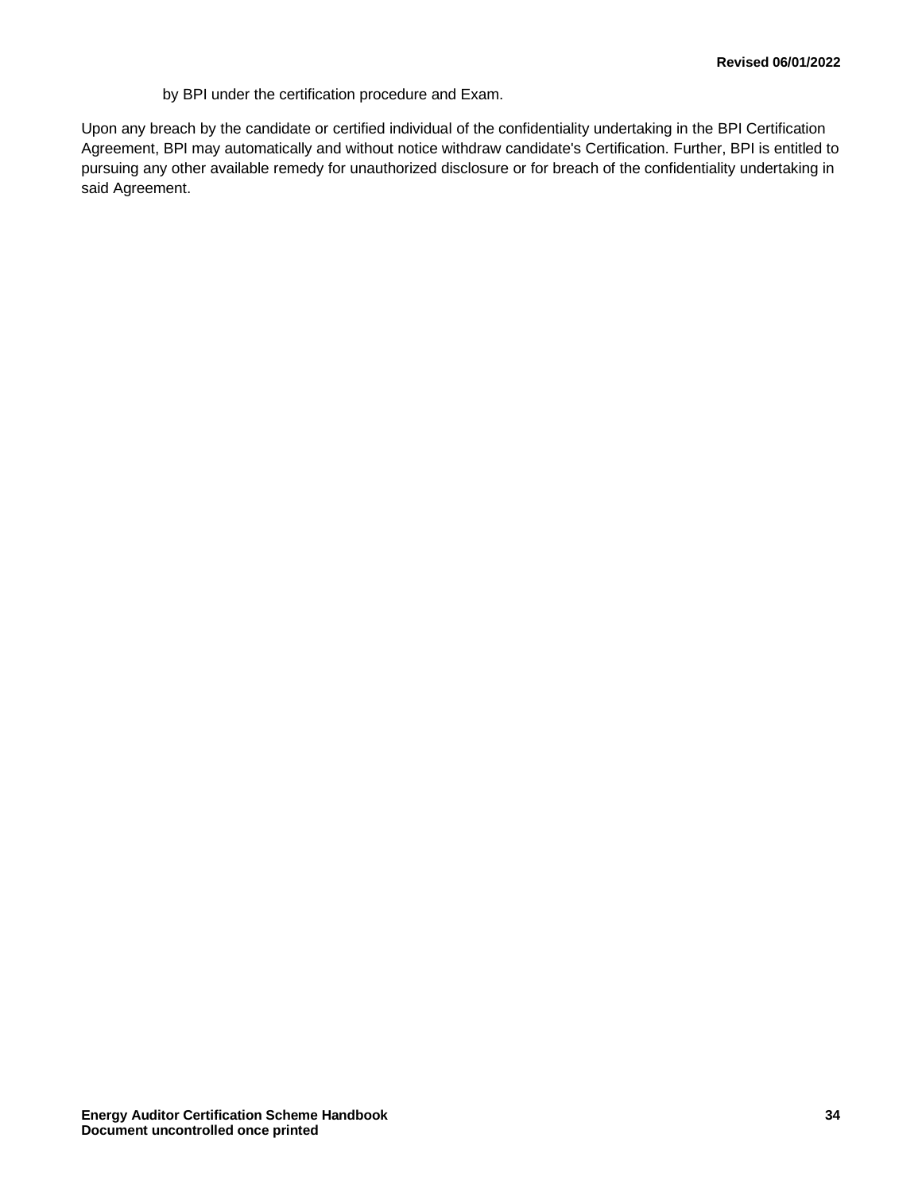by BPI under the certification procedure and Exam.

Upon any breach by the candidate or certified individual of the confidentiality undertaking in the BPI Certification Agreement, BPI may automatically and without notice withdraw candidate's Certification. Further, BPI is entitled to pursuing any other available remedy for unauthorized disclosure or for breach of the confidentiality undertaking in said Agreement.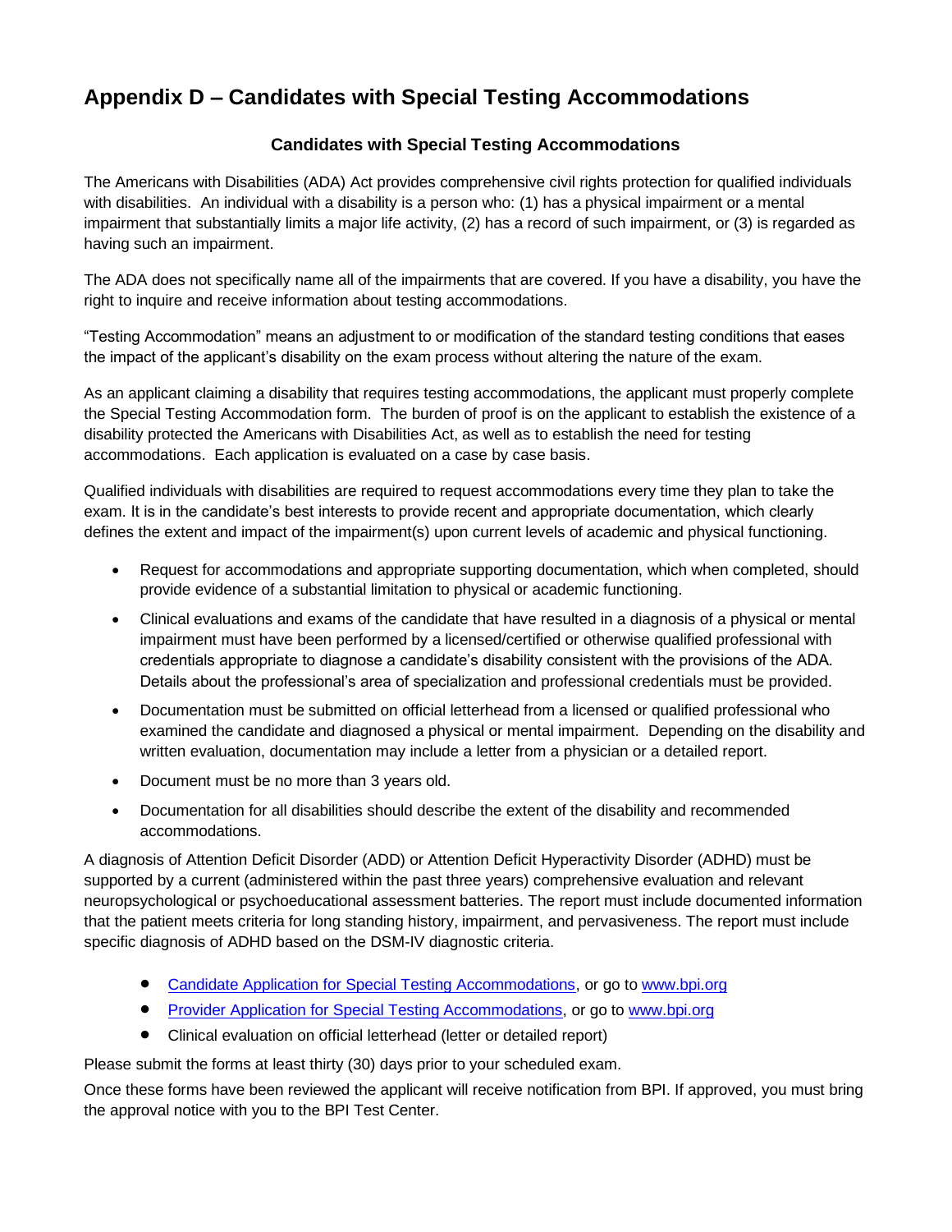# Appendix D – Candidates with Special Testing Accommodations

### Candidates with Special Testing Accommodations

The Americans with Disabilities (ADA) Act provides comprehensive civil rights protection for qualified individuals with disabilities. An individual with a disability is a person who: (1) has a physical impairment or a mental impairment that substantially limits a major life activity, (2) has a record of such impairment, or (3) is regarded as having such an impairment.

The ADA does not specifically name all of the impairments that are covered. If you have a disability, you have the right to inquire and receive information about testing accommodations.

"Testing Accommodation" means an adjustment to or modification of the standard testing conditions that eases the impact of the applicant's disability on the exam process without altering the nature of the exam.

As an applicant claiming a disability that requires testing accommodations, the applicant must properly complete the Special Testing Accommodation form. The burden of proof is on the applicant to establish the existence of a disability protected the Americans with Disabilities Act, as well as to establish the need for testing accommodations. Each application is evaluated on a case by case basis.

Qualified individuals with disabilities are required to request accommodations every time they plan to take the exam. It is in the candidate's best interests to provide recent and appropriate documentation, which clearly defines the extent and impact of the impairment(s) upon current levels of academic and physical functioning.

- Request for accommodations and appropriate supporting documentation, which when completed, should provide evidence of a substantial limitation to physical or academic functioning.
- Clinical evaluations and exams of the candidate that have resulted in a diagnosis of a physical or mental impairment must have been performed by a licensed/certified or otherwise qualified professional with credentials appropriate to diagnose a candidate's disability consistent with the provisions of the ADA. Details about the professional's area of specialization and professional credentials must be provided.
- Documentation must be submitted on official letterhead from a licensed or qualified professional who examined the candidate and diagnosed a physical or mental impairment. Depending on the disability and written evaluation, documentation may include a letter from a physician or a detailed report.
- Document must be no more than 3 years old.
- Documentation for all disabilities should describe the extent of the disability and recommended accommodations.

A diagnosis of Attention Deficit Disorder (ADD) or Attention Deficit Hyperactivity Disorder (ADHD) must be supported by a current (administered within the past three years) comprehensive evaluation and relevant neuropsychological or psychoeducational assessment batteries. The report must include documented information that the patient meets criteria for long standing history, impairment, and pervasiveness. The report must include specific diagnosis of ADHD based on the DSM-IV diagnostic criteria.

- Candidate Application for Special Testing Accommodations, or go to www.bpi.org
- Provider Application for Special Testing Accommodations, or go to www.bpi.org
- Clinical evaluation on official letterhead (letter or detailed report)

Please submit the forms at least thirty (30) days prior to your scheduled exam.

Once these forms have been reviewed the applicant will receive notification from BPI. If approved, you must bring the approval notice with you to the BPI Test Center.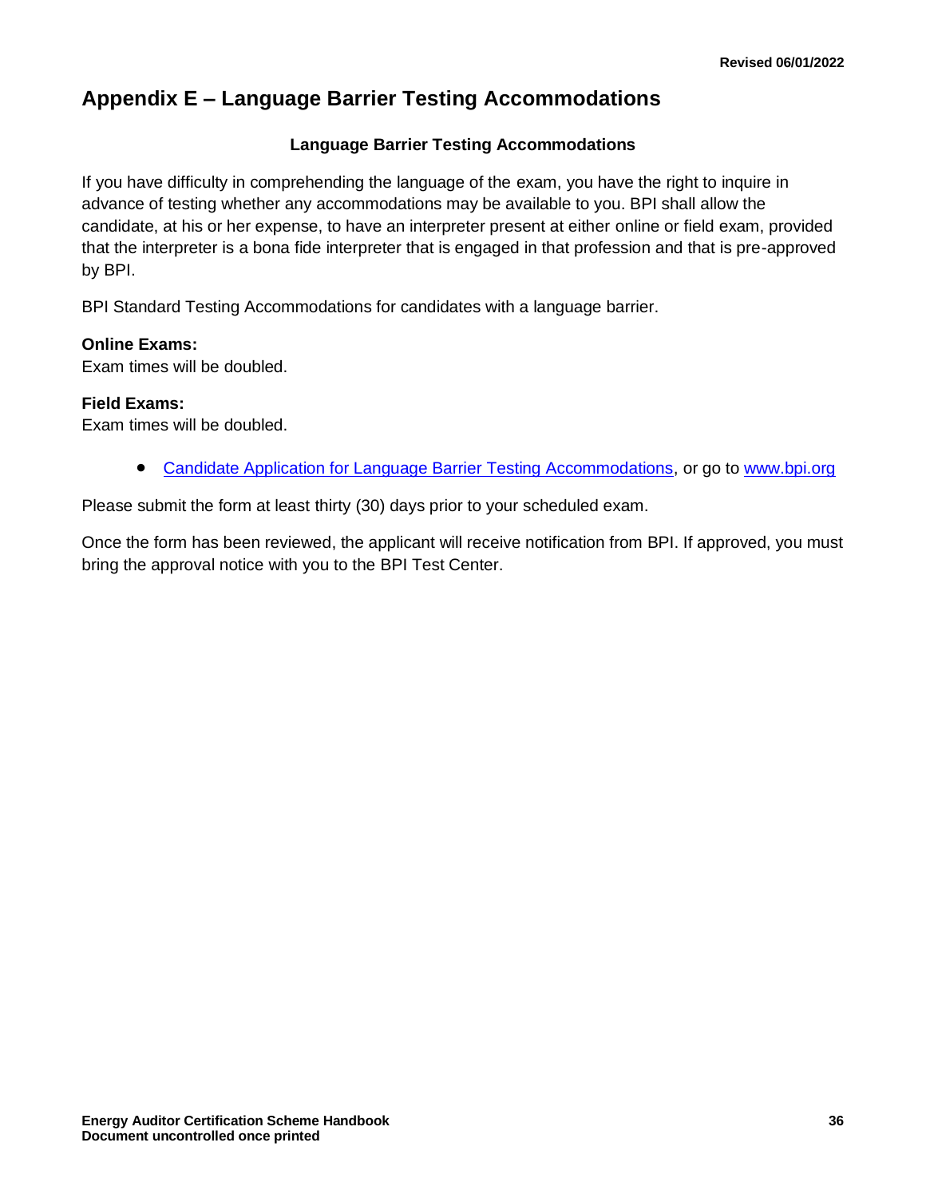# Appendix E – Language Barrier Testing Accommodations

**Language Barrier Testing Accommodations**

If you have difficulty in comprehending the language of the exam, you have the right to inquire in advance of testing whether any accommodations may be available to you. BPI shall allow the candidate, at his or her expense, to have an interpreter present at either online or field exam, provided that the interpreter is a bona fide interpreter that is engaged in that profession and that is pre-approved by BPI.

BPI Standard Testing Accommodations for candidates with a language barrier.

**Online Exams:**
Exam times will be doubled.

**Field Exams:**
Exam times will be doubled.

- Candidate Application for Language Barrier Testing Accommodations, or go to www.bpi.org

Please submit the form at least thirty (30) days prior to your scheduled exam.

Once the form has been reviewed, the applicant will receive notification from BPI. If approved, you must bring the approval notice with you to the BPI Test Center.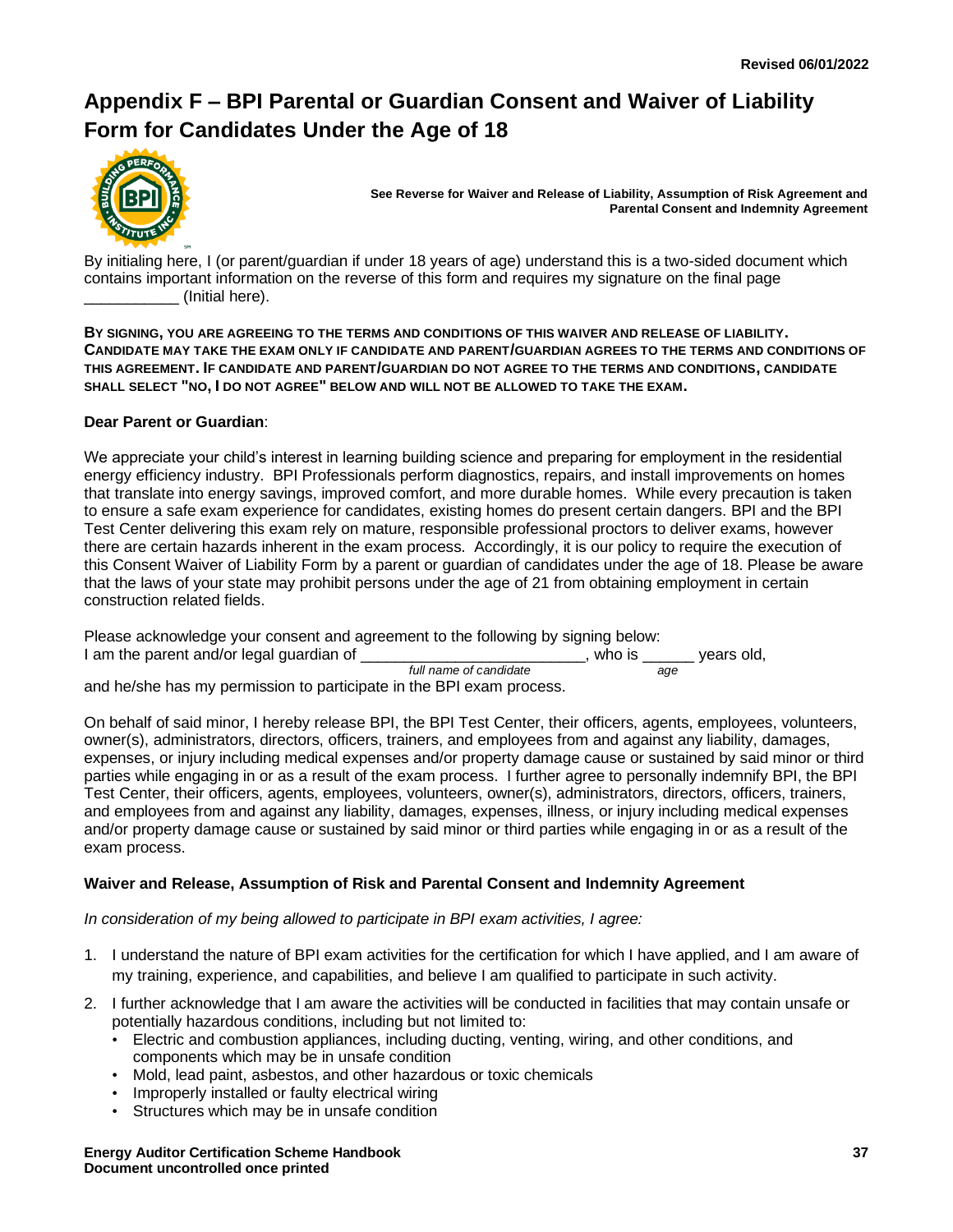Revised 06/01/2022

# Appendix F – BPI Parental or Guardian Consent and Waiver of Liability Form for Candidates Under the Age of 18

**See Reverse for Waiver and Release of Liability, Assumption of Risk Agreement and Parental Consent and Indemnity Agreement**

By initialing here, I (or parent/guardian if under 18 years of age) understand this is a two-sided document which contains important information on the reverse of this form and requires my signature on the final page ___________ (Initial here).

**BY SIGNING, YOU ARE AGREEING TO THE TERMS AND CONDITIONS OF THIS WAIVER AND RELEASE OF LIABILITY. CANDIDATE MAY TAKE THE EXAM ONLY IF CANDIDATE AND PARENT/GUARDIAN AGREES TO THE TERMS AND CONDITIONS OF THIS AGREEMENT. IF CANDIDATE AND PARENT/GUARDIAN DO NOT AGREE TO THE TERMS AND CONDITIONS, CANDIDATE SHALL SELECT "NO, I DO NOT AGREE" BELOW AND WILL NOT BE ALLOWED TO TAKE THE EXAM.**

**Dear Parent or Guardian**:

We appreciate your child's interest in learning building science and preparing for employment in the residential energy efficiency industry. BPI Professionals perform diagnostics, repairs, and install improvements on homes that translate into energy savings, improved comfort, and more durable homes. While every precaution is taken to ensure a safe exam experience for candidates, existing homes do present certain dangers. BPI and the BPI Test Center delivering this exam rely on mature, responsible professional proctors to deliver exams, however there are certain hazards inherent in the exam process. Accordingly, it is our policy to require the execution of this Consent Waiver of Liability Form by a parent or guardian of candidates under the age of 18. Please be aware that the laws of your state may prohibit persons under the age of 21 from obtaining employment in certain construction related fields.

Please acknowledge your consent and agreement to the following by signing below:

I am the parent and/or legal guardian of ___________________________, who is ______ years old,
*full name of candidate* *age*

and he/she has my permission to participate in the BPI exam process.

On behalf of said minor, I hereby release BPI, the BPI Test Center, their officers, agents, employees, volunteers, owner(s), administrators, directors, officers, trainers, and employees from and against any liability, damages, expenses, or injury including medical expenses and/or property damage cause or sustained by said minor or third parties while engaging in or as a result of the exam process. I further agree to personally indemnify BPI, the BPI Test Center, their officers, agents, employees, volunteers, owner(s), administrators, directors, officers, trainers, and employees from and against any liability, damages, expenses, illness, or injury including medical expenses and/or property damage cause or sustained by said minor or third parties while engaging in or as a result of the exam process.

**Waiver and Release, Assumption of Risk and Parental Consent and Indemnity Agreement**

*In consideration of my being allowed to participate in BPI exam activities, I agree:*

1. I understand the nature of BPI exam activities for the certification for which I have applied, and I am aware of my training, experience, and capabilities, and believe I am qualified to participate in such activity.
2. I further acknowledge that I am aware the activities will be conducted in facilities that may contain unsafe or potentially hazardous conditions, including but not limited to:
   - Electric and combustion appliances, including ducting, venting, wiring, and other conditions, and components which may be in unsafe condition
   - Mold, lead paint, asbestos, and other hazardous or toxic chemicals
   - Improperly installed or faulty electrical wiring
   - Structures which may be in unsafe condition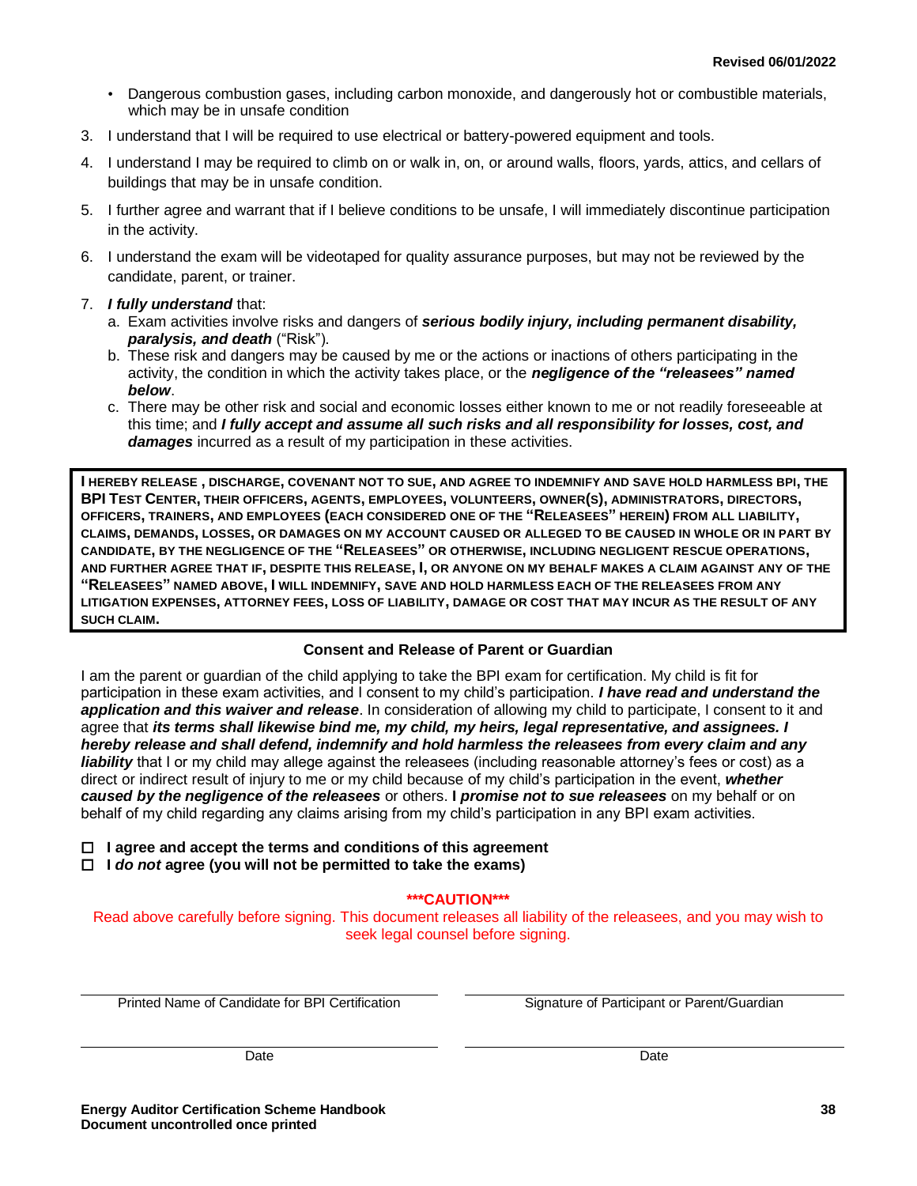- Dangerous combustion gases, including carbon monoxide, and dangerously hot or combustible materials, which may be in unsafe condition

3. I understand that I will be required to use electrical or battery-powered equipment and tools.
4. I understand I may be required to climb on or walk in, on, or around walls, floors, yards, attics, and cellars of buildings that may be in unsafe condition.
5. I further agree and warrant that if I believe conditions to be unsafe, I will immediately discontinue participation in the activity.
6. I understand the exam will be videotaped for quality assurance purposes, but may not be reviewed by the candidate, parent, or trainer.
7. ***I fully understand*** that:
   a. Exam activities involve risks and dangers of ***serious bodily injury, including permanent disability, paralysis, and death*** ("Risk").
   b. These risk and dangers may be caused by me or the actions or inactions of others participating in the activity, the condition in which the activity takes place, or the ***negligence of the "releasees" named below***.
   c. There may be other risk and social and economic losses either known to me or not readily foreseeable at this time; and ***I fully accept and assume all such risks and all responsibility for losses, cost, and damages*** incurred as a result of my participation in these activities.

**I HEREBY RELEASE , DISCHARGE, COVENANT NOT TO SUE, AND AGREE TO INDEMNIFY AND SAVE HOLD HARMLESS BPI, THE BPI TEST CENTER, THEIR OFFICERS, AGENTS, EMPLOYEES, VOLUNTEERS, OWNER(S), ADMINISTRATORS, DIRECTORS, OFFICERS, TRAINERS, AND EMPLOYEES (EACH CONSIDERED ONE OF THE "RELEASEES" HEREIN) FROM ALL LIABILITY, CLAIMS, DEMANDS, LOSSES, OR DAMAGES ON MY ACCOUNT CAUSED OR ALLEGED TO BE CAUSED IN WHOLE OR IN PART BY CANDIDATE, BY THE NEGLIGENCE OF THE "RELEASEES" OR OTHERWISE, INCLUDING NEGLIGENT RESCUE OPERATIONS, AND FURTHER AGREE THAT IF, DESPITE THIS RELEASE, I, OR ANYONE ON MY BEHALF MAKES A CLAIM AGAINST ANY OF THE "RELEASEES" NAMED ABOVE, I WILL INDEMNIFY, SAVE AND HOLD HARMLESS EACH OF THE RELEASEES FROM ANY LITIGATION EXPENSES, ATTORNEY FEES, LOSS OF LIABILITY, DAMAGE OR COST THAT MAY INCUR AS THE RESULT OF ANY SUCH CLAIM.**

### Consent and Release of Parent or Guardian

I am the parent or guardian of the child applying to take the BPI exam for certification. My child is fit for participation in these exam activities, and I consent to my child's participation. ***I have read and understand the application and this waiver and release***. In consideration of allowing my child to participate, I consent to it and agree that ***its terms shall likewise bind me, my child, my heirs, legal representative, and assignees. I hereby release and shall defend, indemnify and hold harmless the releasees from every claim and any liability*** that I or my child may allege against the releasees (including reasonable attorney's fees or cost) as a direct or indirect result of injury to me or my child because of my child's participation in the event, ***whether caused by the negligence of the releasees*** or others. **I *promise not to sue releasees*** on my behalf or on behalf of my child regarding any claims arising from my child's participation in any BPI exam activities.

☐ **I agree and accept the terms and conditions of this agreement**
☐ **I *do not* agree (you will not be permitted to take the exams)**

**\*\*\*CAUTION\*\*\***

Read above carefully before signing. This document releases all liability of the releasees, and you may wish to seek legal counsel before signing.

| Printed Name of Candidate for BPI Certification | Signature of Participant or Parent/Guardian |
|---|---|
| Date | Date |

**Energy Auditor Certification Scheme Handbook**
**Document uncontrolled once printed**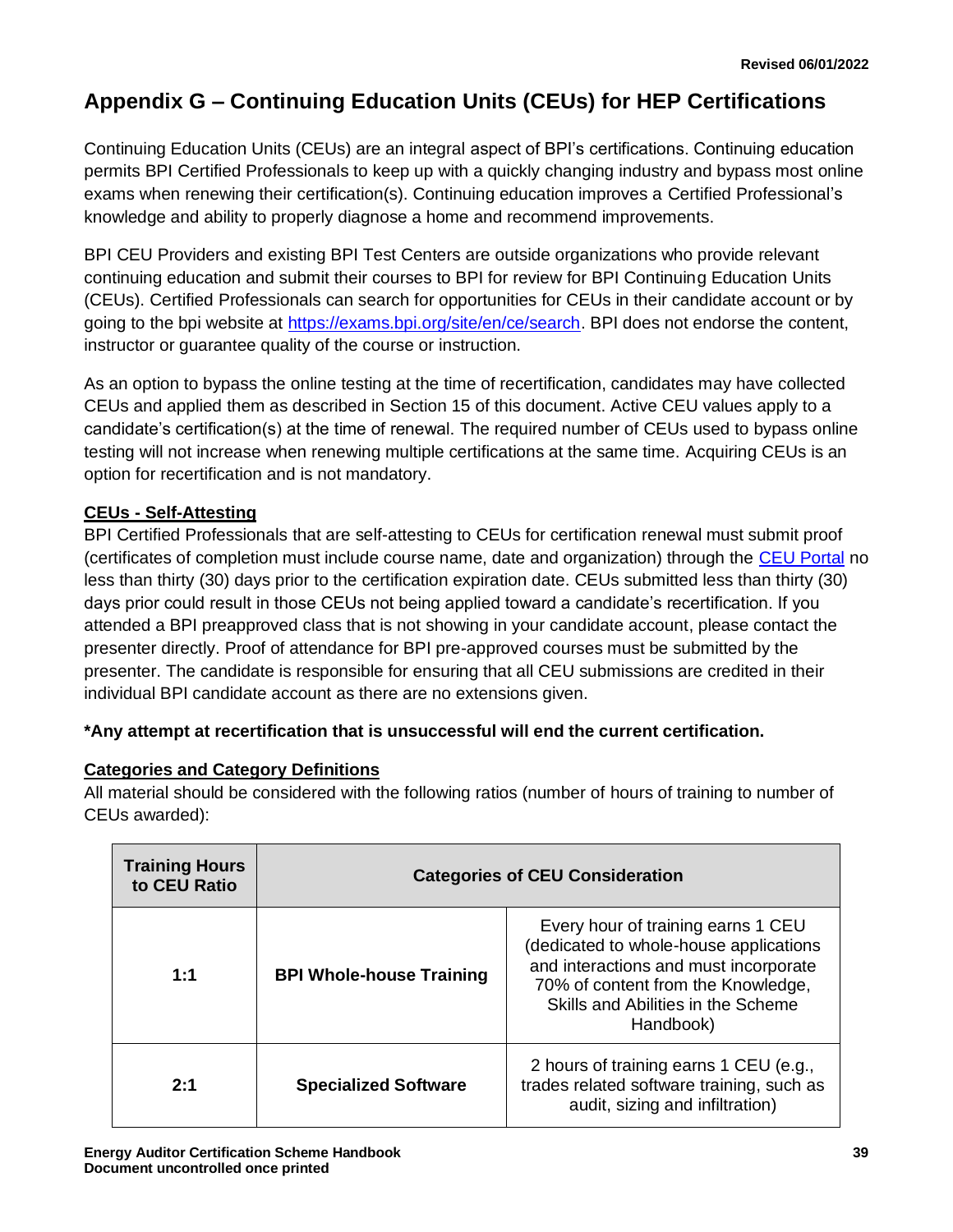# Appendix G – Continuing Education Units (CEUs) for HEP Certifications

Continuing Education Units (CEUs) are an integral aspect of BPI's certifications. Continuing education permits BPI Certified Professionals to keep up with a quickly changing industry and bypass most online exams when renewing their certification(s). Continuing education improves a Certified Professional's knowledge and ability to properly diagnose a home and recommend improvements.

BPI CEU Providers and existing BPI Test Centers are outside organizations who provide relevant continuing education and submit their courses to BPI for review for BPI Continuing Education Units (CEUs). Certified Professionals can search for opportunities for CEUs in their candidate account or by going to the bpi website at [https://exams.bpi.org/site/en/ce/search](https://exams.bpi.org/site/en/ce/search). BPI does not endorse the content, instructor or guarantee quality of the course or instruction.

As an option to bypass the online testing at the time of recertification, candidates may have collected CEUs and applied them as described in Section 15 of this document. Active CEU values apply to a candidate's certification(s) at the time of renewal. The required number of CEUs used to bypass online testing will not increase when renewing multiple certifications at the same time. Acquiring CEUs is an option for recertification and is not mandatory.

**CEUs - Self-Attesting**

BPI Certified Professionals that are self-attesting to CEUs for certification renewal must submit proof (certificates of completion must include course name, date and organization) through the CEU Portal no less than thirty (30) days prior to the certification expiration date. CEUs submitted less than thirty (30) days prior could result in those CEUs not being applied toward a candidate's recertification. If you attended a BPI preapproved class that is not showing in your candidate account, please contact the presenter directly. Proof of attendance for BPI pre-approved courses must be submitted by the presenter. The candidate is responsible for ensuring that all CEU submissions are credited in their individual BPI candidate account as there are no extensions given.

**\*Any attempt at recertification that is unsuccessful will end the current certification.**

**Categories and Category Definitions**

All material should be considered with the following ratios (number of hours of training to number of CEUs awarded):

| Training Hours to CEU Ratio | Categories of CEU Consideration | |
|---|---|---|
| 1:1 | BPI Whole-house Training | Every hour of training earns 1 CEU (dedicated to whole-house applications and interactions and must incorporate 70% of content from the Knowledge, Skills and Abilities in the Scheme Handbook) |
| 2:1 | Specialized Software | 2 hours of training earns 1 CEU (e.g., trades related software training, such as audit, sizing and infiltration) |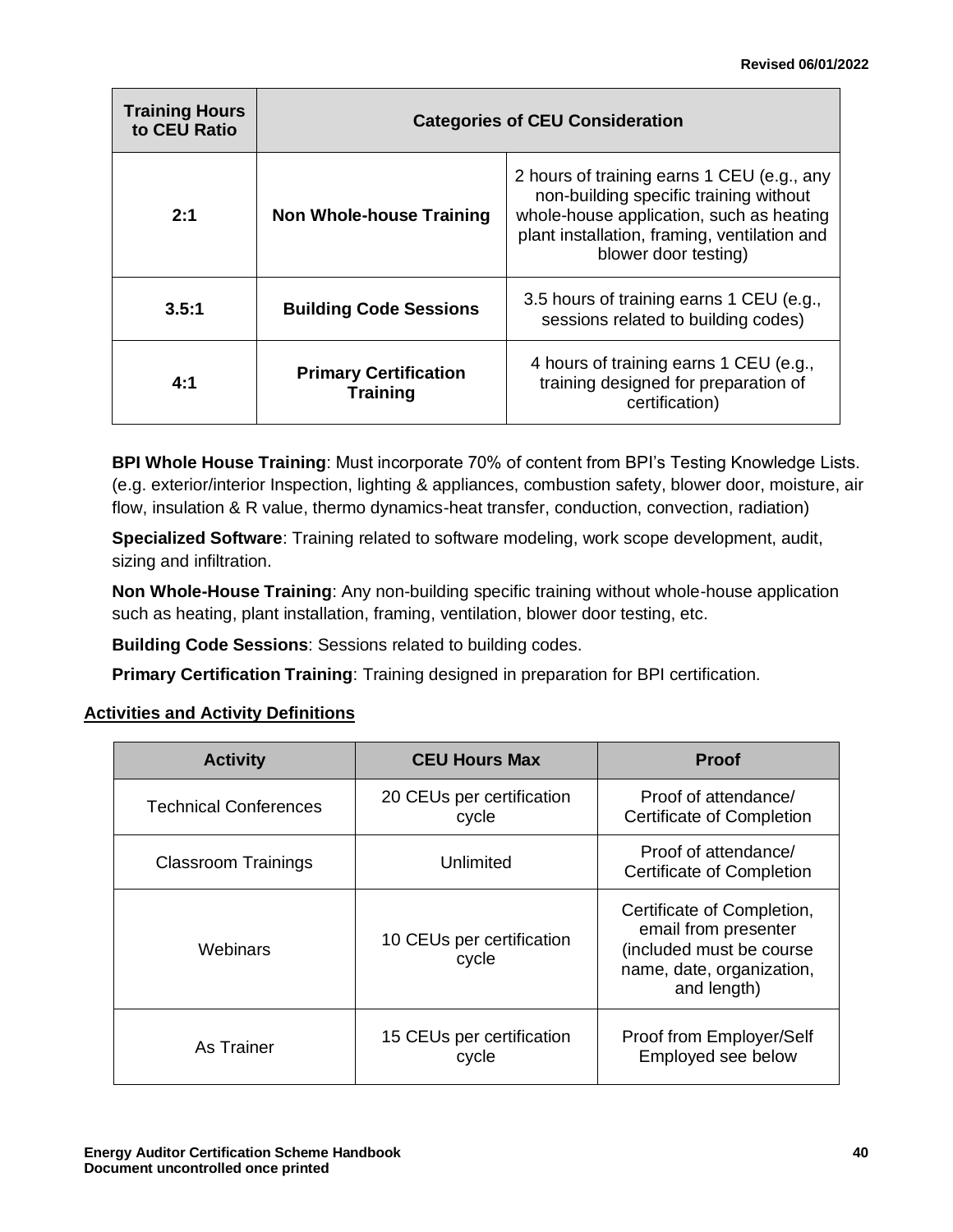| Training Hours to CEU Ratio | Categories of CEU Consideration | |
|---|---|---|
| 2:1 | **Non Whole-house Training** | 2 hours of training earns 1 CEU (e.g., any non-building specific training without whole-house application, such as heating plant installation, framing, ventilation and blower door testing) |
| 3.5:1 | **Building Code Sessions** | 3.5 hours of training earns 1 CEU (e.g., sessions related to building codes) |
| 4:1 | **Primary Certification Training** | 4 hours of training earns 1 CEU (e.g., training designed for preparation of certification) |

**BPI Whole House Training**: Must incorporate 70% of content from BPI's Testing Knowledge Lists. (e.g. exterior/interior Inspection, lighting & appliances, combustion safety, blower door, moisture, air flow, insulation & R value, thermo dynamics-heat transfer, conduction, convection, radiation)

**Specialized Software**: Training related to software modeling, work scope development, audit, sizing and infiltration.

**Non Whole-House Training**: Any non-building specific training without whole-house application such as heating, plant installation, framing, ventilation, blower door testing, etc.

**Building Code Sessions**: Sessions related to building codes.

**Primary Certification Training**: Training designed in preparation for BPI certification.

## Activities and Activity Definitions

| Activity | CEU Hours Max | Proof |
|---|---|---|
| Technical Conferences | 20 CEUs per certification cycle | Proof of attendance/ Certificate of Completion |
| Classroom Trainings | Unlimited | Proof of attendance/ Certificate of Completion |
| Webinars | 10 CEUs per certification cycle | Certificate of Completion, email from presenter (included must be course name, date, organization, and length) |
| As Trainer | 15 CEUs per certification cycle | Proof from Employer/Self Employed see below |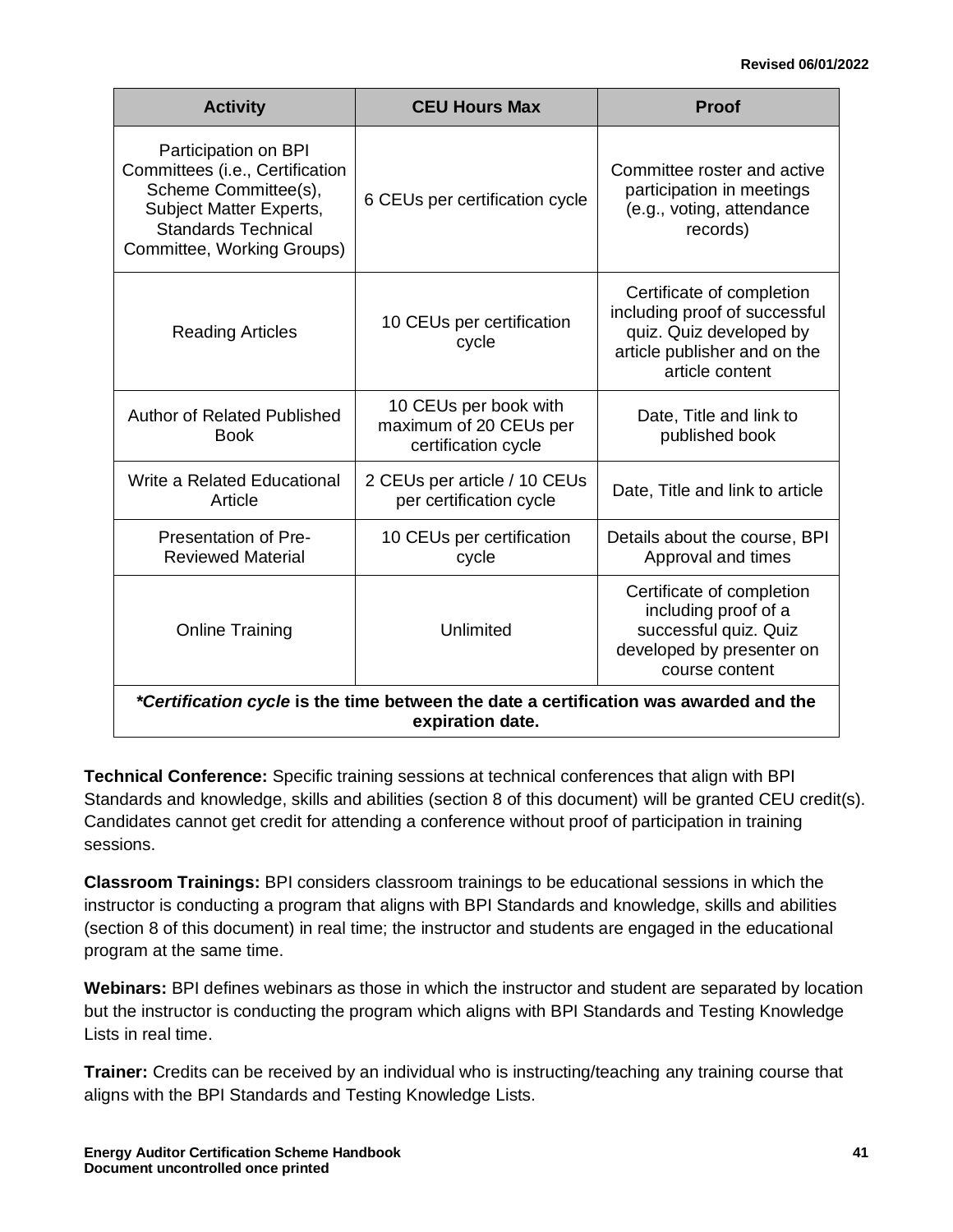| Activity | CEU Hours Max | Proof |
|---|---|---|
| Participation on BPI Committees (i.e., Certification Scheme Committee(s), Subject Matter Experts, Standards Technical Committee, Working Groups) | 6 CEUs per certification cycle | Committee roster and active participation in meetings (e.g., voting, attendance records) |
| Reading Articles | 10 CEUs per certification cycle | Certificate of completion including proof of successful quiz. Quiz developed by article publisher and on the article content |
| Author of Related Published Book | 10 CEUs per book with maximum of 20 CEUs per certification cycle | Date, Title and link to published book |
| Write a Related Educational Article | 2 CEUs per article / 10 CEUs per certification cycle | Date, Title and link to article |
| Presentation of Pre-Reviewed Material | 10 CEUs per certification cycle | Details about the course, BPI Approval and times |
| Online Training | Unlimited | Certificate of completion including proof of a successful quiz. Quiz developed by presenter on course content |
| ***Certification cycle* is the time between the date a certification was awarded and the expiration date.** | | |

**Technical Conference:** Specific training sessions at technical conferences that align with BPI Standards and knowledge, skills and abilities (section 8 of this document) will be granted CEU credit(s). Candidates cannot get credit for attending a conference without proof of participation in training sessions.

**Classroom Trainings:** BPI considers classroom trainings to be educational sessions in which the instructor is conducting a program that aligns with BPI Standards and knowledge, skills and abilities (section 8 of this document) in real time; the instructor and students are engaged in the educational program at the same time.

**Webinars:** BPI defines webinars as those in which the instructor and student are separated by location but the instructor is conducting the program which aligns with BPI Standards and Testing Knowledge Lists in real time.

**Trainer:** Credits can be received by an individual who is instructing/teaching any training course that aligns with the BPI Standards and Testing Knowledge Lists.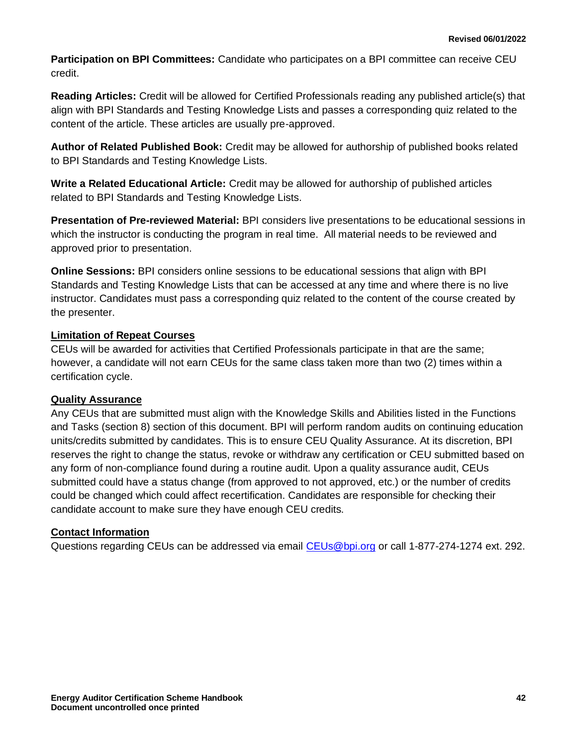**Participation on BPI Committees:** Candidate who participates on a BPI committee can receive CEU credit.

**Reading Articles:** Credit will be allowed for Certified Professionals reading any published article(s) that align with BPI Standards and Testing Knowledge Lists and passes a corresponding quiz related to the content of the article. These articles are usually pre-approved.

**Author of Related Published Book:** Credit may be allowed for authorship of published books related to BPI Standards and Testing Knowledge Lists.

**Write a Related Educational Article:** Credit may be allowed for authorship of published articles related to BPI Standards and Testing Knowledge Lists.

**Presentation of Pre-reviewed Material:** BPI considers live presentations to be educational sessions in which the instructor is conducting the program in real time. All material needs to be reviewed and approved prior to presentation.

**Online Sessions:** BPI considers online sessions to be educational sessions that align with BPI Standards and Testing Knowledge Lists that can be accessed at any time and where there is no live instructor. Candidates must pass a corresponding quiz related to the content of the course created by the presenter.

**Limitation of Repeat Courses**

CEUs will be awarded for activities that Certified Professionals participate in that are the same; however, a candidate will not earn CEUs for the same class taken more than two (2) times within a certification cycle.

**Quality Assurance**

Any CEUs that are submitted must align with the Knowledge Skills and Abilities listed in the Functions and Tasks (section 8) section of this document. BPI will perform random audits on continuing education units/credits submitted by candidates. This is to ensure CEU Quality Assurance. At its discretion, BPI reserves the right to change the status, revoke or withdraw any certification or CEU submitted based on any form of non-compliance found during a routine audit. Upon a quality assurance audit, CEUs submitted could have a status change (from approved to not approved, etc.) or the number of credits could be changed which could affect recertification. Candidates are responsible for checking their candidate account to make sure they have enough CEU credits.

**Contact Information**

Questions regarding CEUs can be addressed via email CEUs@bpi.org or call 1-877-274-1274 ext. 292.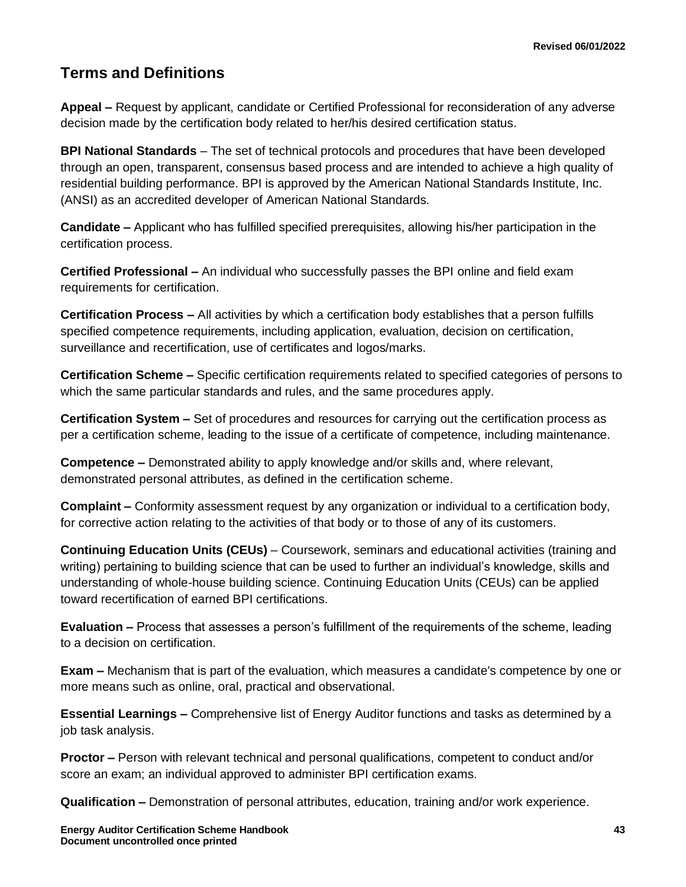## Terms and Definitions

**Appeal –** Request by applicant, candidate or Certified Professional for reconsideration of any adverse decision made by the certification body related to her/his desired certification status.

**BPI National Standards** – The set of technical protocols and procedures that have been developed through an open, transparent, consensus based process and are intended to achieve a high quality of residential building performance. BPI is approved by the American National Standards Institute, Inc. (ANSI) as an accredited developer of American National Standards.

**Candidate –** Applicant who has fulfilled specified prerequisites, allowing his/her participation in the certification process.

**Certified Professional –** An individual who successfully passes the BPI online and field exam requirements for certification.

**Certification Process –** All activities by which a certification body establishes that a person fulfills specified competence requirements, including application, evaluation, decision on certification, surveillance and recertification, use of certificates and logos/marks.

**Certification Scheme –** Specific certification requirements related to specified categories of persons to which the same particular standards and rules, and the same procedures apply.

**Certification System –** Set of procedures and resources for carrying out the certification process as per a certification scheme, leading to the issue of a certificate of competence, including maintenance.

**Competence –** Demonstrated ability to apply knowledge and/or skills and, where relevant, demonstrated personal attributes, as defined in the certification scheme.

**Complaint –** Conformity assessment request by any organization or individual to a certification body, for corrective action relating to the activities of that body or to those of any of its customers.

**Continuing Education Units (CEUs)** – Coursework, seminars and educational activities (training and writing) pertaining to building science that can be used to further an individual's knowledge, skills and understanding of whole-house building science. Continuing Education Units (CEUs) can be applied toward recertification of earned BPI certifications.

**Evaluation –** Process that assesses a person's fulfillment of the requirements of the scheme, leading to a decision on certification.

**Exam –** Mechanism that is part of the evaluation, which measures a candidate's competence by one or more means such as online, oral, practical and observational.

**Essential Learnings –** Comprehensive list of Energy Auditor functions and tasks as determined by a job task analysis.

**Proctor –** Person with relevant technical and personal qualifications, competent to conduct and/or score an exam; an individual approved to administer BPI certification exams.

**Qualification –** Demonstration of personal attributes, education, training and/or work experience.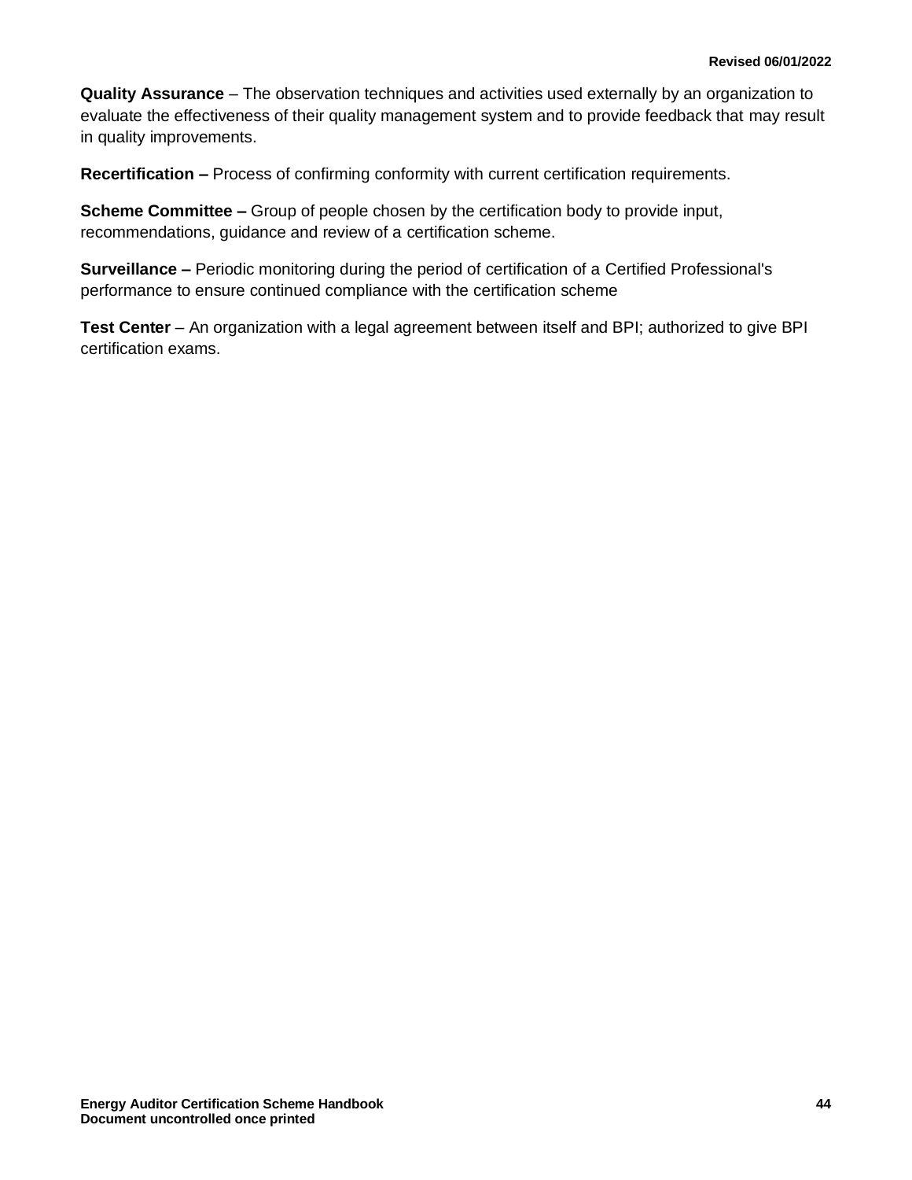**Quality Assurance** – The observation techniques and activities used externally by an organization to evaluate the effectiveness of their quality management system and to provide feedback that may result in quality improvements.

**Recertification –** Process of confirming conformity with current certification requirements.

**Scheme Committee –** Group of people chosen by the certification body to provide input, recommendations, guidance and review of a certification scheme.

**Surveillance –** Periodic monitoring during the period of certification of a Certified Professional's performance to ensure continued compliance with the certification scheme

**Test Center** – An organization with a legal agreement between itself and BPI; authorized to give BPI certification exams.